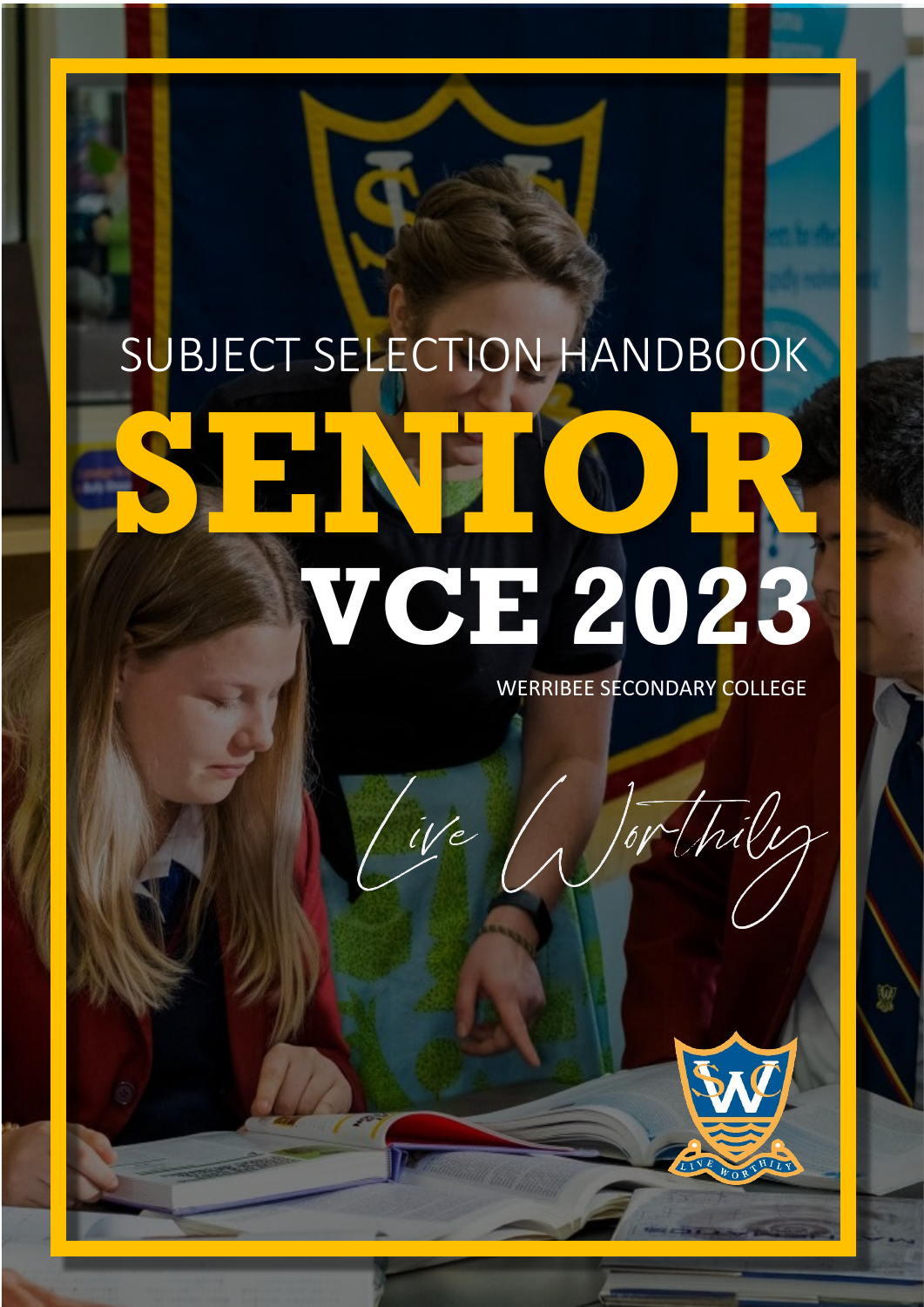SUBJECT SELECTION HANDBOOK

# SENIOR

## VCE 2023

WERRIBEE SECONDARY COLLEGE

*Live Worthily*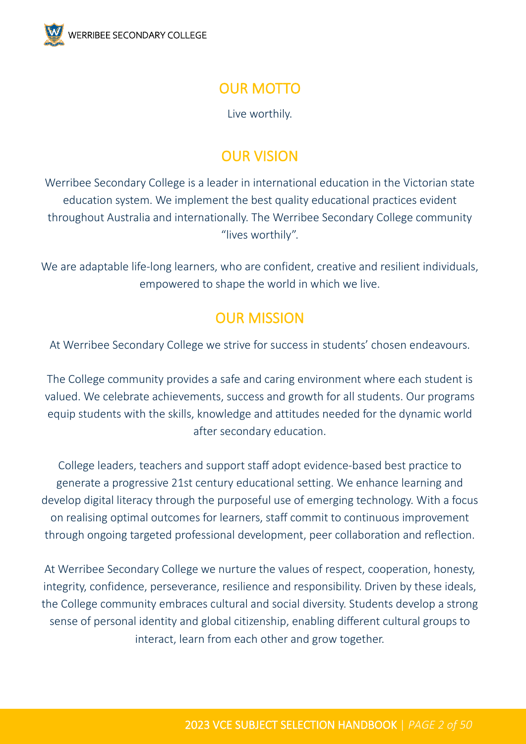## OUR MOTTO

Live worthily.

## OUR VISION

Werribee Secondary College is a leader in international education in the Victorian state education system. We implement the best quality educational practices evident throughout Australia and internationally. The Werribee Secondary College community "lives worthily".

We are adaptable life-long learners, who are confident, creative and resilient individuals, empowered to shape the world in which we live.

## OUR MISSION

At Werribee Secondary College we strive for success in students' chosen endeavours.

The College community provides a safe and caring environment where each student is valued. We celebrate achievements, success and growth for all students. Our programs equip students with the skills, knowledge and attitudes needed for the dynamic world after secondary education.

College leaders, teachers and support staff adopt evidence-based best practice to generate a progressive 21st century educational setting. We enhance learning and develop digital literacy through the purposeful use of emerging technology. With a focus on realising optimal outcomes for learners, staff commit to continuous improvement through ongoing targeted professional development, peer collaboration and reflection.

At Werribee Secondary College we nurture the values of respect, cooperation, honesty, integrity, confidence, perseverance, resilience and responsibility. Driven by these ideals, the College community embraces cultural and social diversity. Students develop a strong sense of personal identity and global citizenship, enabling different cultural groups to interact, learn from each other and grow together.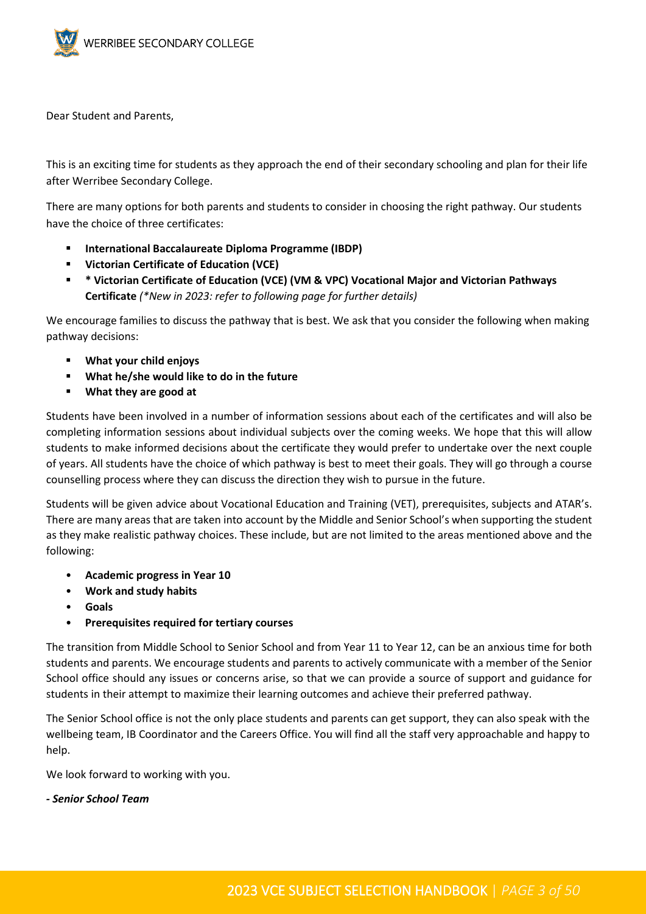Dear Student and Parents,

This is an exciting time for students as they approach the end of their secondary schooling and plan for their life after Werribee Secondary College.

There are many options for both parents and students to consider in choosing the right pathway. Our students have the choice of three certificates:

- **International Baccalaureate Diploma Programme (IBDP)**
- **Victorian Certificate of Education (VCE)**
- **\* Victorian Certificate of Education (VCE) (VM & VPC) Vocational Major and Victorian Pathways Certificate** *(\*New in 2023: refer to following page for further details)*

We encourage families to discuss the pathway that is best. We ask that you consider the following when making pathway decisions:

- **What your child enjoys**
- **What he/she would like to do in the future**
- **What they are good at**

Students have been involved in a number of information sessions about each of the certificates and will also be completing information sessions about individual subjects over the coming weeks. We hope that this will allow students to make informed decisions about the certificate they would prefer to undertake over the next couple of years. All students have the choice of which pathway is best to meet their goals. They will go through a course counselling process where they can discuss the direction they wish to pursue in the future.

Students will be given advice about Vocational Education and Training (VET), prerequisites, subjects and ATAR's. There are many areas that are taken into account by the Middle and Senior School's when supporting the student as they make realistic pathway choices. These include, but are not limited to the areas mentioned above and the following:

- **Academic progress in Year 10**
- **Work and study habits**
- **Goals**
- **Prerequisites required for tertiary courses**

The transition from Middle School to Senior School and from Year 11 to Year 12, can be an anxious time for both students and parents. We encourage students and parents to actively communicate with a member of the Senior School office should any issues or concerns arise, so that we can provide a source of support and guidance for students in their attempt to maximize their learning outcomes and achieve their preferred pathway.

The Senior School office is not the only place students and parents can get support, they can also speak with the wellbeing team, IB Coordinator and the Careers Office. You will find all the staff very approachable and happy to help.

We look forward to working with you.

***- Senior School Team***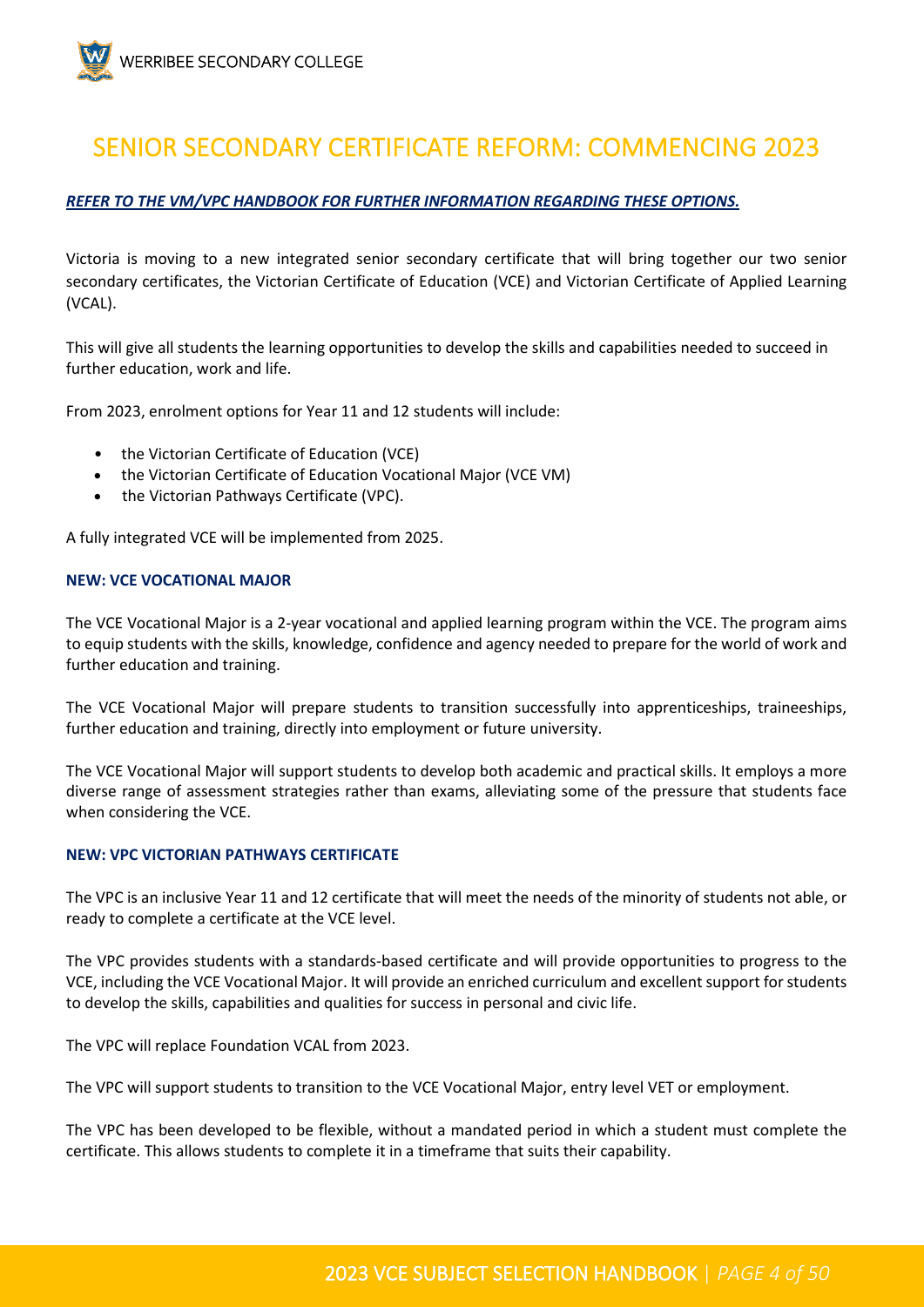# SENIOR SECONDARY CERTIFICATE REFORM: COMMENCING 2023

***REFER TO THE VM/VPC HANDBOOK FOR FURTHER INFORMATION REGARDING THESE OPTIONS.***

Victoria is moving to a new integrated senior secondary certificate that will bring together our two senior secondary certificates, the Victorian Certificate of Education (VCE) and Victorian Certificate of Applied Learning (VCAL).

This will give all students the learning opportunities to develop the skills and capabilities needed to succeed in further education, work and life.

From 2023, enrolment options for Year 11 and 12 students will include:

- the Victorian Certificate of Education (VCE)
- the Victorian Certificate of Education Vocational Major (VCE VM)
- the Victorian Pathways Certificate (VPC).

A fully integrated VCE will be implemented from 2025.

### NEW: VCE VOCATIONAL MAJOR

The VCE Vocational Major is a 2-year vocational and applied learning program within the VCE. The program aims to equip students with the skills, knowledge, confidence and agency needed to prepare for the world of work and further education and training.

The VCE Vocational Major will prepare students to transition successfully into apprenticeships, traineeships, further education and training, directly into employment or future university.

The VCE Vocational Major will support students to develop both academic and practical skills. It employs a more diverse range of assessment strategies rather than exams, alleviating some of the pressure that students face when considering the VCE.

### NEW: VPC VICTORIAN PATHWAYS CERTIFICATE

The VPC is an inclusive Year 11 and 12 certificate that will meet the needs of the minority of students not able, or ready to complete a certificate at the VCE level.

The VPC provides students with a standards-based certificate and will provide opportunities to progress to the VCE, including the VCE Vocational Major. It will provide an enriched curriculum and excellent support for students to develop the skills, capabilities and qualities for success in personal and civic life.

The VPC will replace Foundation VCAL from 2023.

The VPC will support students to transition to the VCE Vocational Major, entry level VET or employment.

The VPC has been developed to be flexible, without a mandated period in which a student must complete the certificate. This allows students to complete it in a timeframe that suits their capability.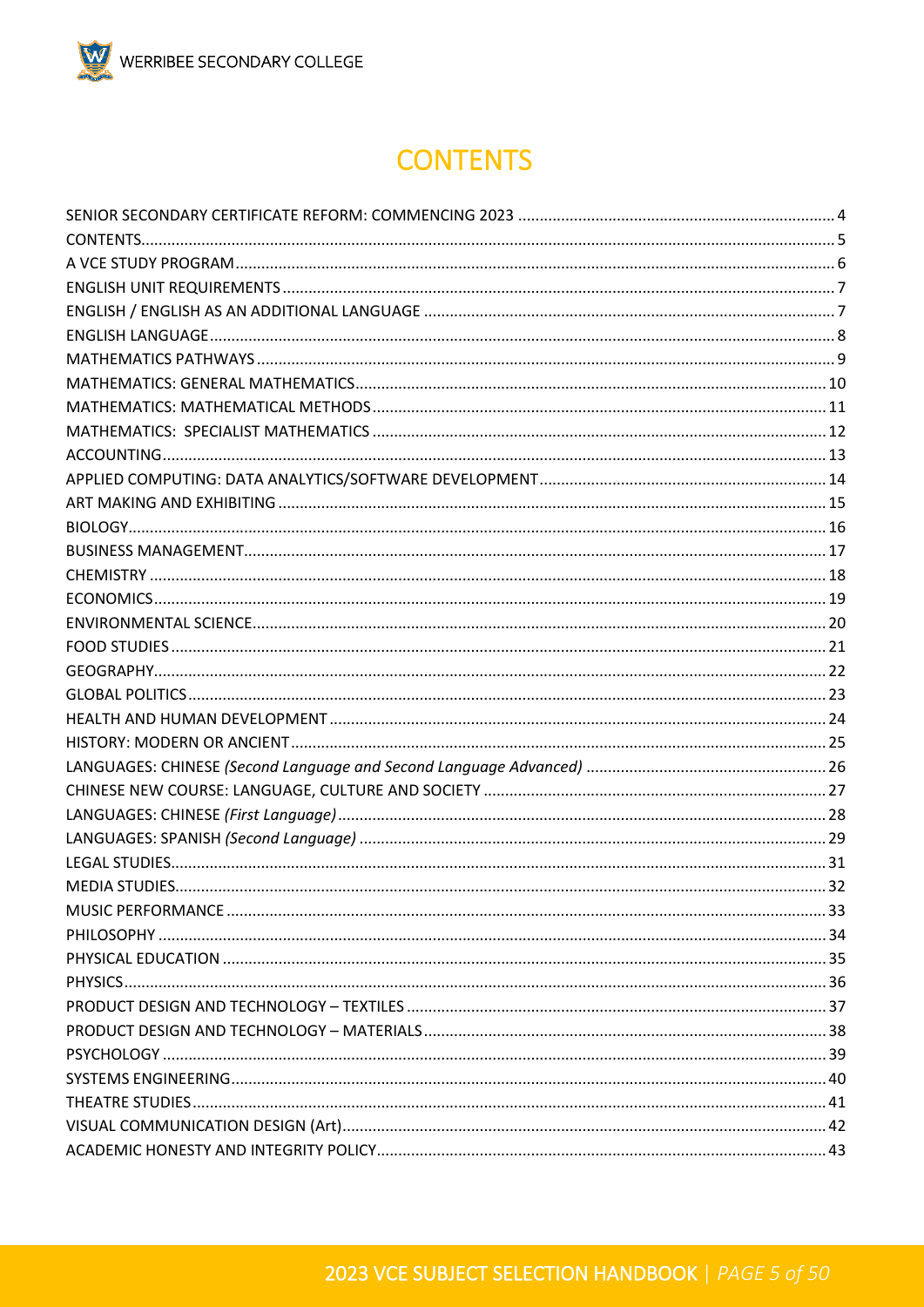# CONTENTS

SENIOR SECONDARY CERTIFICATE REFORM: COMMENCING 2023 ........ 4
CONTENTS........ 5
A VCE STUDY PROGRAM........ 6
ENGLISH UNIT REQUIREMENTS........ 7
ENGLISH / ENGLISH AS AN ADDITIONAL LANGUAGE ........ 7
ENGLISH LANGUAGE........ 8
MATHEMATICS PATHWAYS........ 9
MATHEMATICS: GENERAL MATHEMATICS........ 10
MATHEMATICS: MATHEMATICAL METHODS........ 11
MATHEMATICS: SPECIALIST MATHEMATICS........ 12
ACCOUNTING........ 13
APPLIED COMPUTING: DATA ANALYTICS/SOFTWARE DEVELOPMENT........ 14
ART MAKING AND EXHIBITING........ 15
BIOLOGY........ 16
BUSINESS MANAGEMENT........ 17
CHEMISTRY........ 18
ECONOMICS........ 19
ENVIRONMENTAL SCIENCE........ 20
FOOD STUDIES........ 21
GEOGRAPHY........ 22
GLOBAL POLITICS........ 23
HEALTH AND HUMAN DEVELOPMENT........ 24
HISTORY: MODERN OR ANCIENT........ 25
LANGUAGES: CHINESE *(Second Language and Second Language Advanced)*........ 26
CHINESE NEW COURSE: LANGUAGE, CULTURE AND SOCIETY........ 27
LANGUAGES: CHINESE *(First Language)*........ 28
LANGUAGES: SPANISH *(Second Language)*........ 29
LEGAL STUDIES........ 31
MEDIA STUDIES........ 32
MUSIC PERFORMANCE........ 33
PHILOSOPHY........ 34
PHYSICAL EDUCATION........ 35
PHYSICS........ 36
PRODUCT DESIGN AND TECHNOLOGY – TEXTILES........ 37
PRODUCT DESIGN AND TECHNOLOGY – MATERIALS........ 38
PSYCHOLOGY........ 39
SYSTEMS ENGINEERING........ 40
THEATRE STUDIES........ 41
VISUAL COMMUNICATION DESIGN (Art)........ 42
ACADEMIC HONESTY AND INTEGRITY POLICY........ 43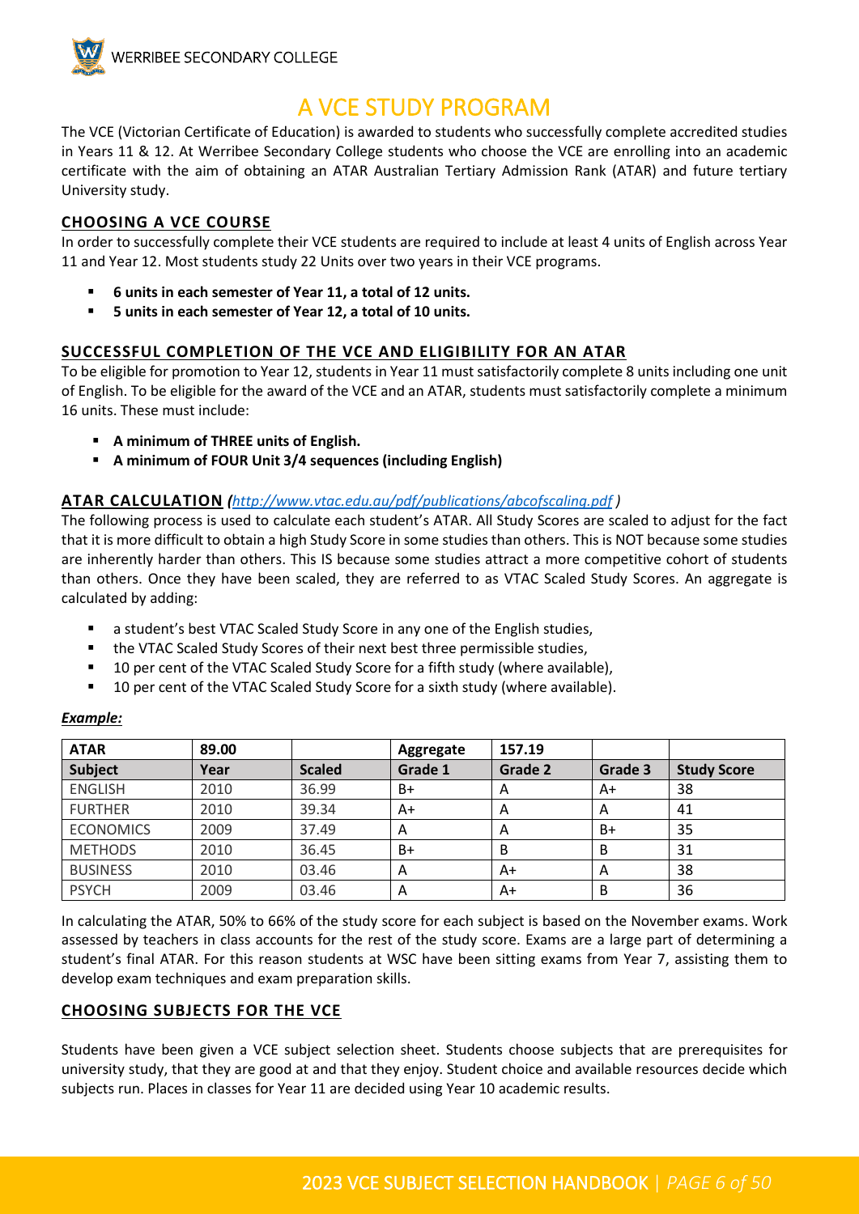# A VCE STUDY PROGRAM

The VCE (Victorian Certificate of Education) is awarded to students who successfully complete accredited studies in Years 11 & 12. At Werribee Secondary College students who choose the VCE are enrolling into an academic certificate with the aim of obtaining an ATAR Australian Tertiary Admission Rank (ATAR) and future tertiary University study.

## CHOOSING A VCE COURSE

In order to successfully complete their VCE students are required to include at least 4 units of English across Year 11 and Year 12. Most students study 22 Units over two years in their VCE programs.

- **6 units in each semester of Year 11, a total of 12 units.**
- **5 units in each semester of Year 12, a total of 10 units.**

## SUCCESSFUL COMPLETION OF THE VCE AND ELIGIBILITY FOR AN ATAR

To be eligible for promotion to Year 12, students in Year 11 must satisfactorily complete 8 units including one unit of English. To be eligible for the award of the VCE and an ATAR, students must satisfactorily complete a minimum 16 units. These must include:

- **A minimum of THREE units of English.**
- **A minimum of FOUR Unit 3/4 sequences (including English)**

## ATAR CALCULATION *(http://www.vtac.edu.au/pdf/publications/abcofscaling.pdf )*

The following process is used to calculate each student's ATAR. All Study Scores are scaled to adjust for the fact that it is more difficult to obtain a high Study Score in some studies than others. This is NOT because some studies are inherently harder than others. This IS because some studies attract a more competitive cohort of students than others. Once they have been scaled, they are referred to as VTAC Scaled Study Scores. An aggregate is calculated by adding:

- a student's best VTAC Scaled Study Score in any one of the English studies,
- the VTAC Scaled Study Scores of their next best three permissible studies,
- 10 per cent of the VTAC Scaled Study Score for a fifth study (where available),
- 10 per cent of the VTAC Scaled Study Score for a sixth study (where available).

***Example:***

| **ATAR** | **89.00** | | **Aggregate** | **157.19** | | |
|---|---|---|---|---|---|---|
| **Subject** | **Year** | **Scaled** | **Grade 1** | **Grade 2** | **Grade 3** | **Study Score** |
| ENGLISH | 2010 | 36.99 | B+ | A | A+ | 38 |
| FURTHER | 2010 | 39.34 | A+ | A | A | 41 |
| ECONOMICS | 2009 | 37.49 | A | A | B+ | 35 |
| METHODS | 2010 | 36.45 | B+ | B | B | 31 |
| BUSINESS | 2010 | 03.46 | A | A+ | A | 38 |
| PSYCH | 2009 | 03.46 | A | A+ | B | 36 |

In calculating the ATAR, 50% to 66% of the study score for each subject is based on the November exams. Work assessed by teachers in class accounts for the rest of the study score. Exams are a large part of determining a student's final ATAR. For this reason students at WSC have been sitting exams from Year 7, assisting them to develop exam techniques and exam preparation skills.

## CHOOSING SUBJECTS FOR THE VCE

Students have been given a VCE subject selection sheet. Students choose subjects that are prerequisites for university study, that they are good at and that they enjoy. Student choice and available resources decide which subjects run. Places in classes for Year 11 are decided using Year 10 academic results.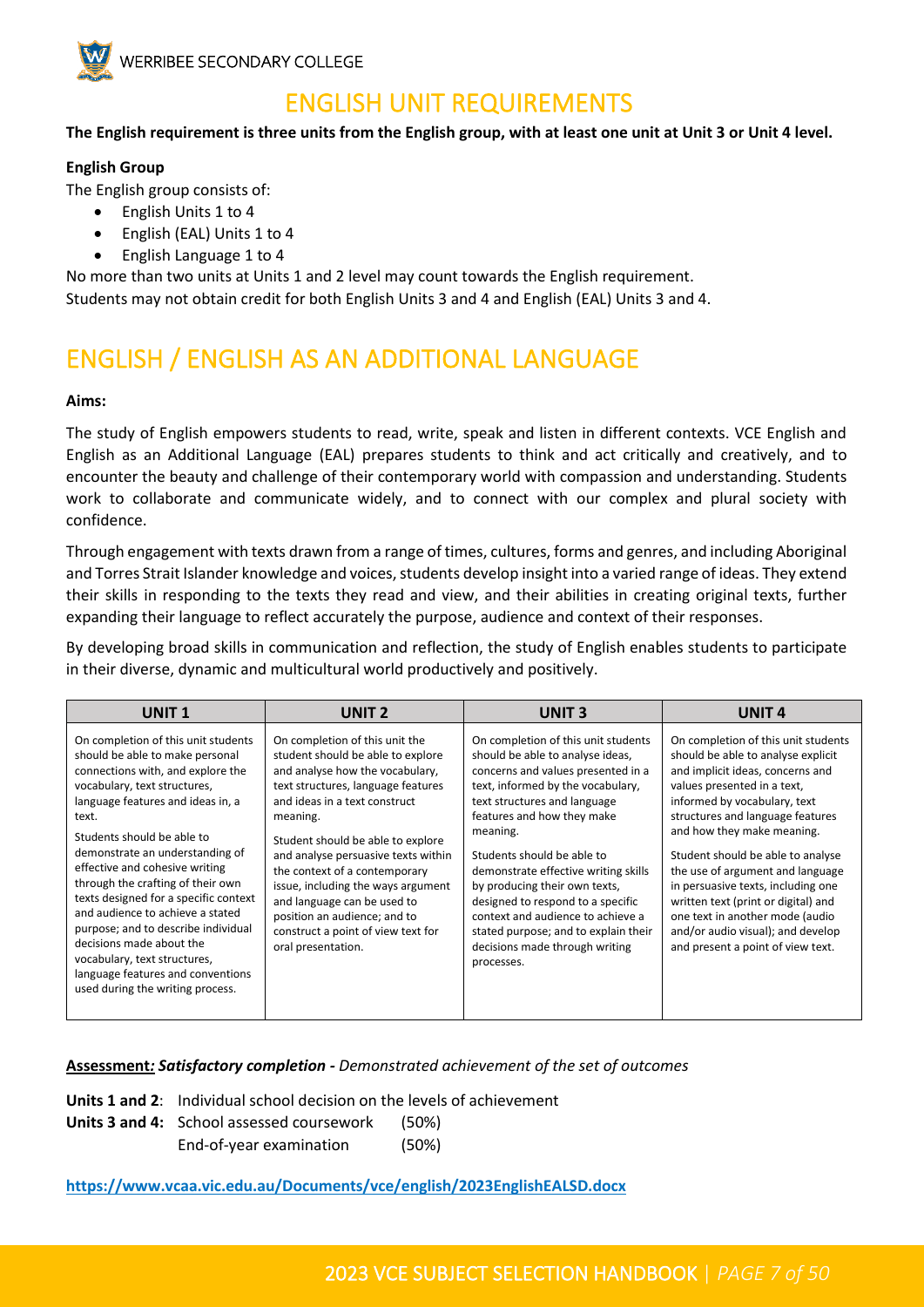# ENGLISH UNIT REQUIREMENTS

**The English requirement is three units from the English group, with at least one unit at Unit 3 or Unit 4 level.**

**English Group**

The English group consists of:

- English Units 1 to 4
- English (EAL) Units 1 to 4
- English Language 1 to 4

No more than two units at Units 1 and 2 level may count towards the English requirement.
Students may not obtain credit for both English Units 3 and 4 and English (EAL) Units 3 and 4.

# ENGLISH / ENGLISH AS AN ADDITIONAL LANGUAGE

**Aims:**

The study of English empowers students to read, write, speak and listen in different contexts. VCE English and English as an Additional Language (EAL) prepares students to think and act critically and creatively, and to encounter the beauty and challenge of their contemporary world with compassion and understanding. Students work to collaborate and communicate widely, and to connect with our complex and plural society with confidence.

Through engagement with texts drawn from a range of times, cultures, forms and genres, and including Aboriginal and Torres Strait Islander knowledge and voices, students develop insight into a varied range of ideas. They extend their skills in responding to the texts they read and view, and their abilities in creating original texts, further expanding their language to reflect accurately the purpose, audience and context of their responses.

By developing broad skills in communication and reflection, the study of English enables students to participate in their diverse, dynamic and multicultural world productively and positively.

| UNIT 1 | UNIT 2 | UNIT 3 | UNIT 4 |
|---|---|---|---|
| On completion of this unit students should be able to make personal connections with, and explore the vocabulary, text structures, language features and ideas in, a text.<br><br>Students should be able to demonstrate an understanding of effective and cohesive writing through the crafting of their own texts designed for a specific context and audience to achieve a stated purpose; and to describe individual decisions made about the vocabulary, text structures, language features and conventions used during the writing process. | On completion of this unit the student should be able to explore and analyse how the vocabulary, text structures, language features and ideas in a text construct meaning.<br><br>Student should be able to explore and analyse persuasive texts within the context of a contemporary issue, including the ways argument and language can be used to position an audience; and to construct a point of view text for oral presentation. | On completion of this unit students should be able to analyse ideas, concerns and values presented in a text, informed by the vocabulary, text structures and language features and how they make meaning.<br><br>Students should be able to demonstrate effective writing skills by producing their own texts, designed to respond to a specific context and audience to achieve a stated purpose; and to explain their decisions made through writing processes. | On completion of this unit students should be able to analyse explicit and implicit ideas, concerns and values presented in a text, informed by vocabulary, text structures and language features and how they make meaning.<br><br>Student should be able to analyse the use of argument and language in persuasive texts, including one written text (print or digital) and one text in another mode (audio and/or audio visual); and develop and present a point of view text. |

**Assessment***: Satisfactory completion -** *Demonstrated achievement of the set of outcomes*

**Units 1 and 2**: Individual school decision on the levels of achievement
**Units 3 and 4:** School assessed coursework (50%)
End-of-year examination (50%)

**https://www.vcaa.vic.edu.au/Documents/vce/english/2023EnglishEALSD.docx**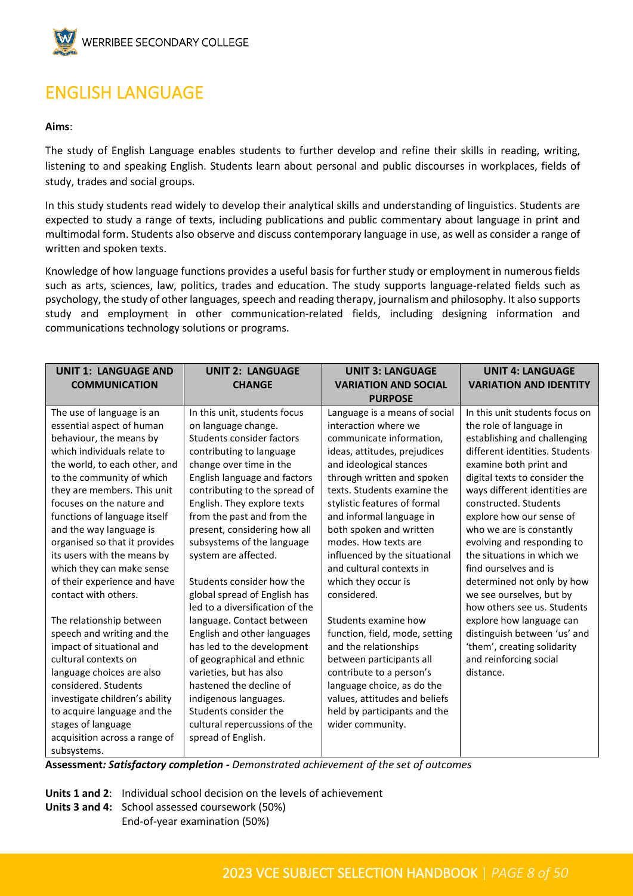# ENGLISH LANGUAGE

**Aims**:

The study of English Language enables students to further develop and refine their skills in reading, writing, listening to and speaking English. Students learn about personal and public discourses in workplaces, fields of study, trades and social groups.

In this study students read widely to develop their analytical skills and understanding of linguistics. Students are expected to study a range of texts, including publications and public commentary about language in print and multimodal form. Students also observe and discuss contemporary language in use, as well as consider a range of written and spoken texts.

Knowledge of how language functions provides a useful basis for further study or employment in numerous fields such as arts, sciences, law, politics, trades and education. The study supports language-related fields such as psychology, the study of other languages, speech and reading therapy, journalism and philosophy. It also supports study and employment in other communication-related fields, including designing information and communications technology solutions or programs.

| UNIT 1: LANGUAGE AND COMMUNICATION | UNIT 2: LANGUAGE CHANGE | UNIT 3: LANGUAGE VARIATION AND SOCIAL PURPOSE | UNIT 4: LANGUAGE VARIATION AND IDENTITY |
|---|---|---|---|
| The use of language is an essential aspect of human behaviour, the means by which individuals relate to the world, to each other, and to the community of which they are members. This unit focuses on the nature and functions of language itself and the way language is organised so that it provides its users with the means by which they can make sense of their experience and have contact with others.<br><br>The relationship between speech and writing and the impact of situational and cultural contexts on language choices are also considered. Students investigate children's ability to acquire language and the stages of language acquisition across a range of subsystems. | In this unit, students focus on language change. Students consider factors contributing to language change over time in the English language and factors contributing to the spread of English. They explore texts from the past and from the present, considering how all subsystems of the language system are affected.<br><br>Students consider how the global spread of English has led to a diversification of the language. Contact between English and other languages has led to the development of geographical and ethnic varieties, but has also hastened the decline of indigenous languages. Students consider the cultural repercussions of the spread of English. | Language is a means of social interaction where we communicate information, ideas, attitudes, prejudices and ideological stances through written and spoken texts. Students examine the stylistic features of formal and informal language in both spoken and written modes. How texts are influenced by the situational and cultural contexts in which they occur is considered.<br><br>Students examine how function, field, mode, setting and the relationships between participants all contribute to a person's language choice, as do the values, attitudes and beliefs held by participants and the wider community. | In this unit students focus on the role of language in establishing and challenging different identities. Students examine both print and digital texts to consider the ways different identities are constructed. Students explore how our sense of who we are is constantly evolving and responding to the situations in which we find ourselves and is determined not only by how we see ourselves, but by how others see us. Students explore how language can distinguish between 'us' and 'them', creating solidarity and reinforcing social distance. |

**Assessment*: Satisfactory completion -*** *Demonstrated achievement of the set of outcomes*

**Units 1 and 2**: Individual school decision on the levels of achievement
**Units 3 and 4:** School assessed coursework (50%)
End-of-year examination (50%)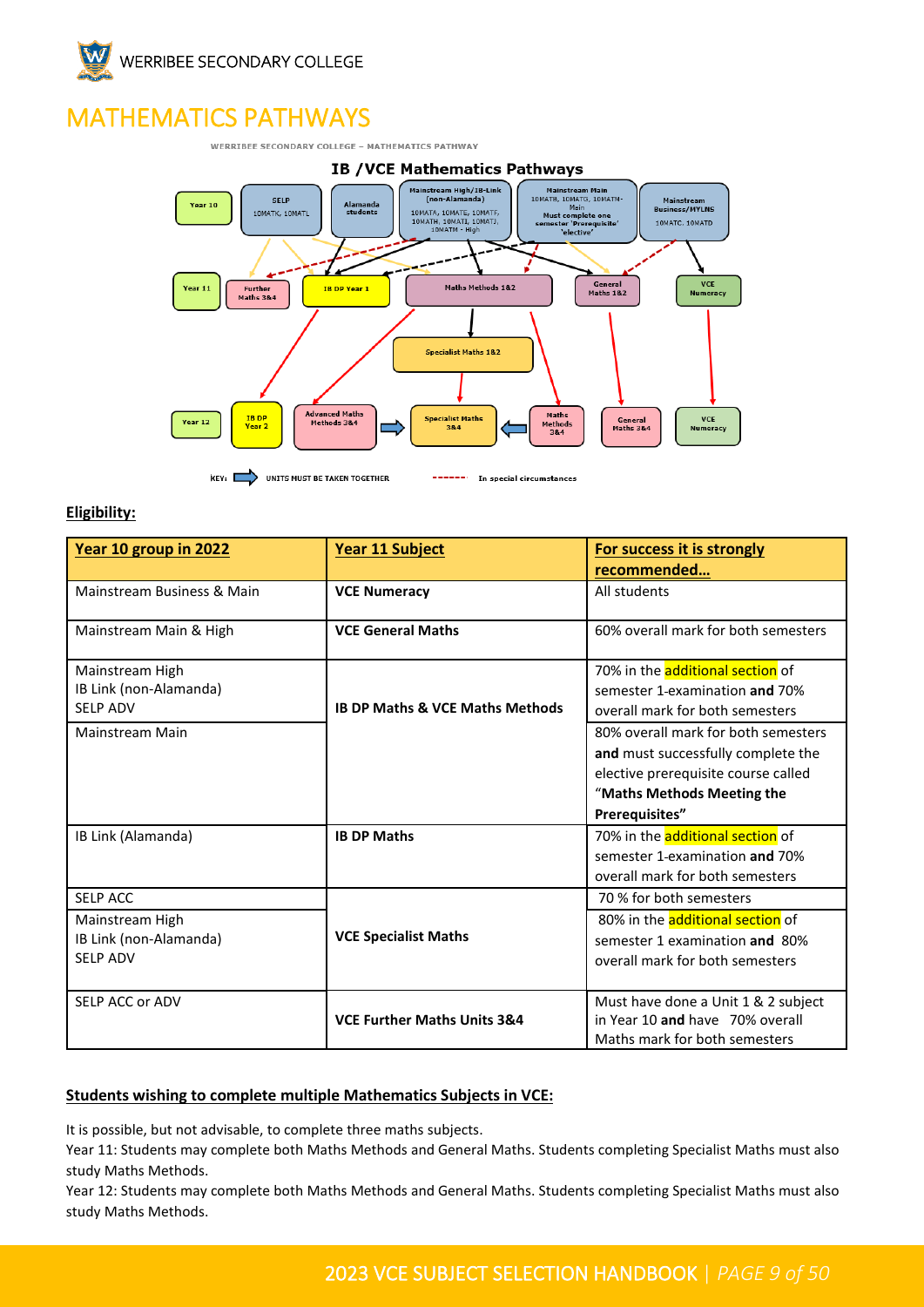# MATHEMATICS PATHWAYS

WERRIBEE SECONDARY COLLEGE – MATHEMATICS PATHWAY

**IB /VCE Mathematics Pathways**

Year 10: SELP (10MATK, 10MATL); Alamanda students; Mainstream High/IB-Link (non-Alamanda) (10MATA, 10MATE, 10MATF, 10MATH, 10MATI, 10MATJ, 10MATM - High); Mainstream Main (10MATB, 10MATG, 10MATM-Main, Must complete one semester 'Prerequisite' 'elective'); Mainstream Business/MYLNS (10MATC, 10MATD)

Year 11: Further Maths 3&4; IB DP Year 1; Maths Methods 1&2; Specialist Maths 1&2; General Maths 1&2; VCE Numeracy

Year 12: IB DP Year 2; Advanced Maths Methods 3&4; Specialist Maths 3&4; Maths Methods 3&4; General Maths 3&4; VCE Numeracy

KEY: UNITS MUST BE TAKEN TOGETHER; ------ In special circumstances

**Eligibility:**

| Year 10 group in 2022 | Year 11 Subject | For success it is strongly recommended… |
|---|---|---|
| Mainstream Business & Main | **VCE Numeracy** | All students |
| Mainstream Main & High | **VCE General Maths** | 60% overall mark for both semesters |
| Mainstream High<br>IB Link (non-Alamanda)<br>SELP ADV | **IB DP Maths & VCE Maths Methods** | 70% in the additional section of semester 1-examination **and** 70% overall mark for both semesters |
| Mainstream Main | | 80% overall mark for both semesters **and** must successfully complete the elective prerequisite course called "**Maths Methods Meeting the Prerequisites**" |
| IB Link (Alamanda) | **IB DP Maths** | 70% in the additional section of semester 1-examination **and** 70% overall mark for both semesters |
| SELP ACC | **VCE Specialist Maths** | 70 % for both semesters |
| Mainstream High<br>IB Link (non-Alamanda)<br>SELP ADV | | 80% in the additional section of semester 1 examination **and** 80% overall mark for both semesters |
| SELP ACC or ADV | **VCE Further Maths Units 3&4** | Must have done a Unit 1 & 2 subject in Year 10 **and** have 70% overall Maths mark for both semesters |

**Students wishing to complete multiple Mathematics Subjects in VCE:**

It is possible, but not advisable, to complete three maths subjects.

Year 11: Students may complete both Maths Methods and General Maths. Students completing Specialist Maths must also study Maths Methods.

Year 12: Students may complete both Maths Methods and General Maths. Students completing Specialist Maths must also study Maths Methods.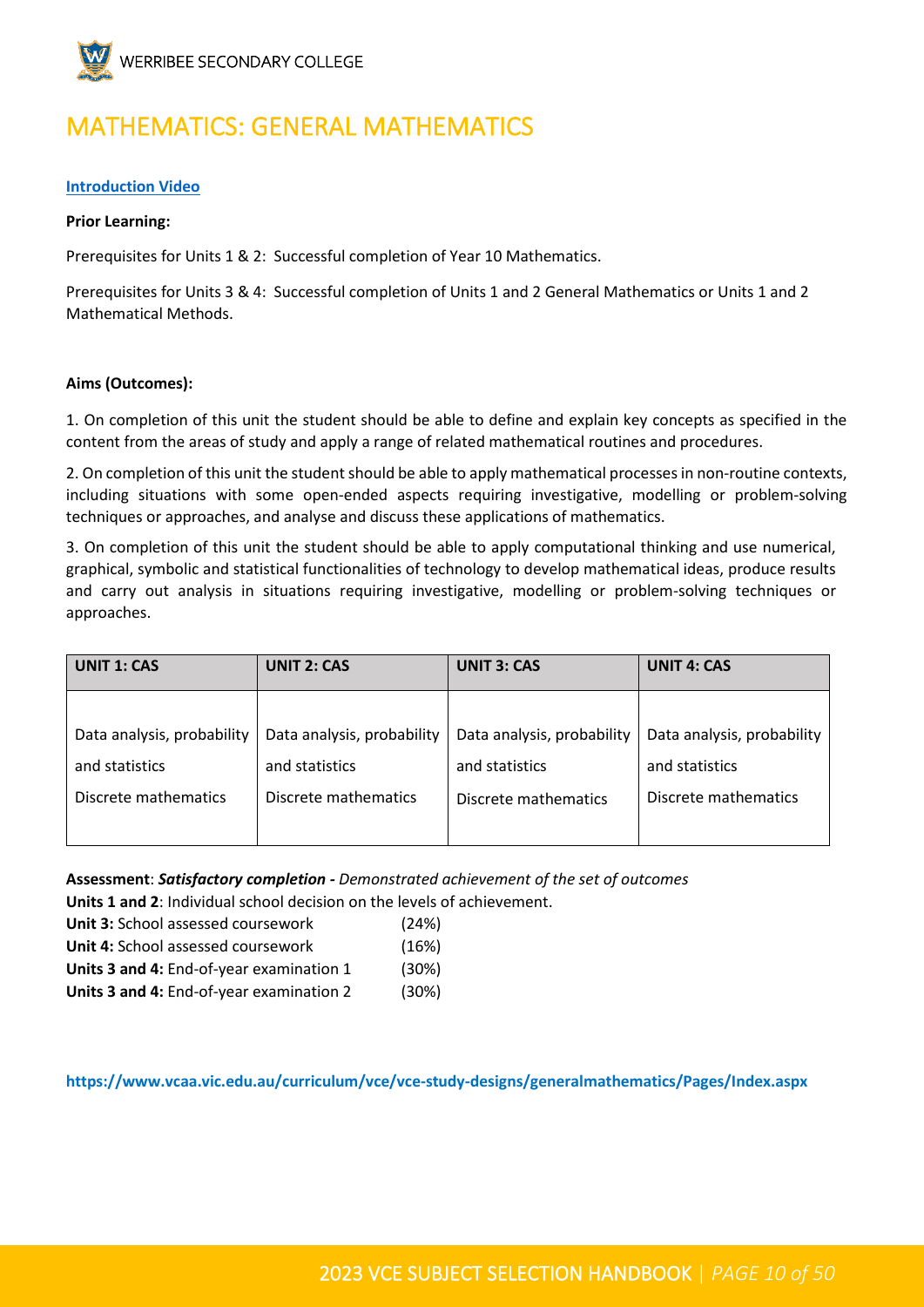# MATHEMATICS: GENERAL MATHEMATICS

**Introduction Video**

**Prior Learning:**

Prerequisites for Units 1 & 2: Successful completion of Year 10 Mathematics.

Prerequisites for Units 3 & 4: Successful completion of Units 1 and 2 General Mathematics or Units 1 and 2 Mathematical Methods.

**Aims (Outcomes):**

1. On completion of this unit the student should be able to define and explain key concepts as specified in the content from the areas of study and apply a range of related mathematical routines and procedures.

2. On completion of this unit the student should be able to apply mathematical processes in non-routine contexts, including situations with some open-ended aspects requiring investigative, modelling or problem-solving techniques or approaches, and analyse and discuss these applications of mathematics.

3. On completion of this unit the student should be able to apply computational thinking and use numerical, graphical, symbolic and statistical functionalities of technology to develop mathematical ideas, produce results and carry out analysis in situations requiring investigative, modelling or problem-solving techniques or approaches.

| UNIT 1: CAS | UNIT 2: CAS | UNIT 3: CAS | UNIT 4: CAS |
|---|---|---|---|
| Data analysis, probability and statistics<br>Discrete mathematics | Data analysis, probability and statistics<br>Discrete mathematics | Data analysis, probability and statistics<br>Discrete mathematics | Data analysis, probability and statistics<br>Discrete mathematics |

**Assessment**: ***Satisfactory completion -*** *Demonstrated achievement of the set of outcomes*
**Units 1 and 2**: Individual school decision on the levels of achievement.
**Unit 3:** School assessed coursework (24%)
**Unit 4:** School assessed coursework (16%)
**Units 3 and 4:** End-of-year examination 1 (30%)
**Units 3 and 4:** End-of-year examination 2 (30%)

**https://www.vcaa.vic.edu.au/curriculum/vce/vce-study-designs/generalmathematics/Pages/Index.aspx**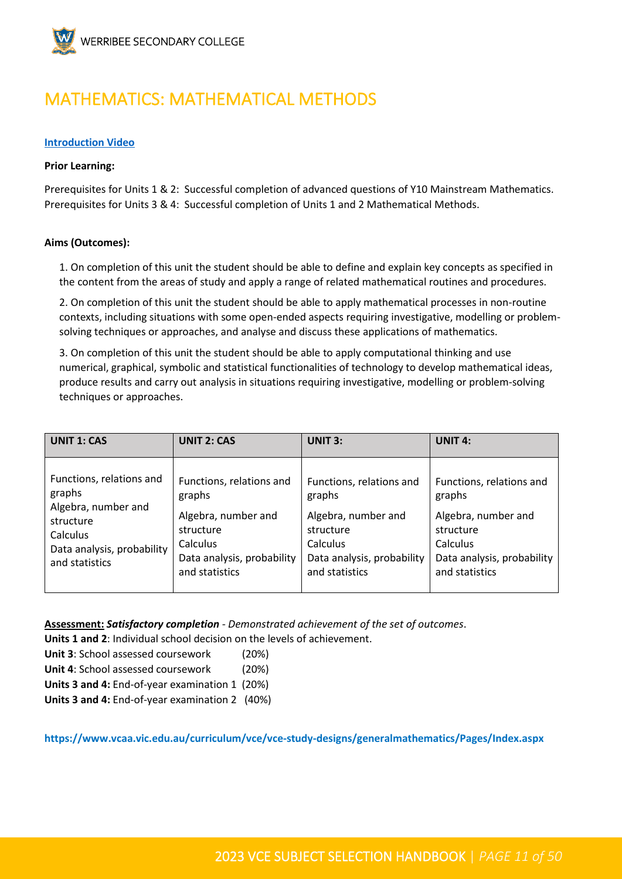# MATHEMATICS: MATHEMATICAL METHODS

**Introduction Video**

**Prior Learning:**

Prerequisites for Units 1 & 2: Successful completion of advanced questions of Y10 Mainstream Mathematics.
Prerequisites for Units 3 & 4: Successful completion of Units 1 and 2 Mathematical Methods.

**Aims (Outcomes):**

1. On completion of this unit the student should be able to define and explain key concepts as specified in the content from the areas of study and apply a range of related mathematical routines and procedures.

2. On completion of this unit the student should be able to apply mathematical processes in non-routine contexts, including situations with some open-ended aspects requiring investigative, modelling or problem-solving techniques or approaches, and analyse and discuss these applications of mathematics.

3. On completion of this unit the student should be able to apply computational thinking and use numerical, graphical, symbolic and statistical functionalities of technology to develop mathematical ideas, produce results and carry out analysis in situations requiring investigative, modelling or problem-solving techniques or approaches.

| UNIT 1: CAS | UNIT 2: CAS | UNIT 3: | UNIT 4: |
|---|---|---|---|
| Functions, relations and graphs<br>Algebra, number and structure<br>Calculus<br>Data analysis, probability and statistics | Functions, relations and graphs<br>Algebra, number and structure<br>Calculus<br>Data analysis, probability and statistics | Functions, relations and graphs<br>Algebra, number and structure<br>Calculus<br>Data analysis, probability and statistics | Functions, relations and graphs<br>Algebra, number and structure<br>Calculus<br>Data analysis, probability and statistics |

**Assessment:** ***Satisfactory completion*** *- Demonstrated achievement of the set of outcomes*.
**Units 1 and 2**: Individual school decision on the levels of achievement.
**Unit 3**: School assessed coursework (20%)
**Unit 4**: School assessed coursework (20%)
**Units 3 and 4:** End-of-year examination 1 (20%)
**Units 3 and 4:** End-of-year examination 2 (40%)

**https://www.vcaa.vic.edu.au/curriculum/vce/vce-study-designs/generalmathematics/Pages/Index.aspx**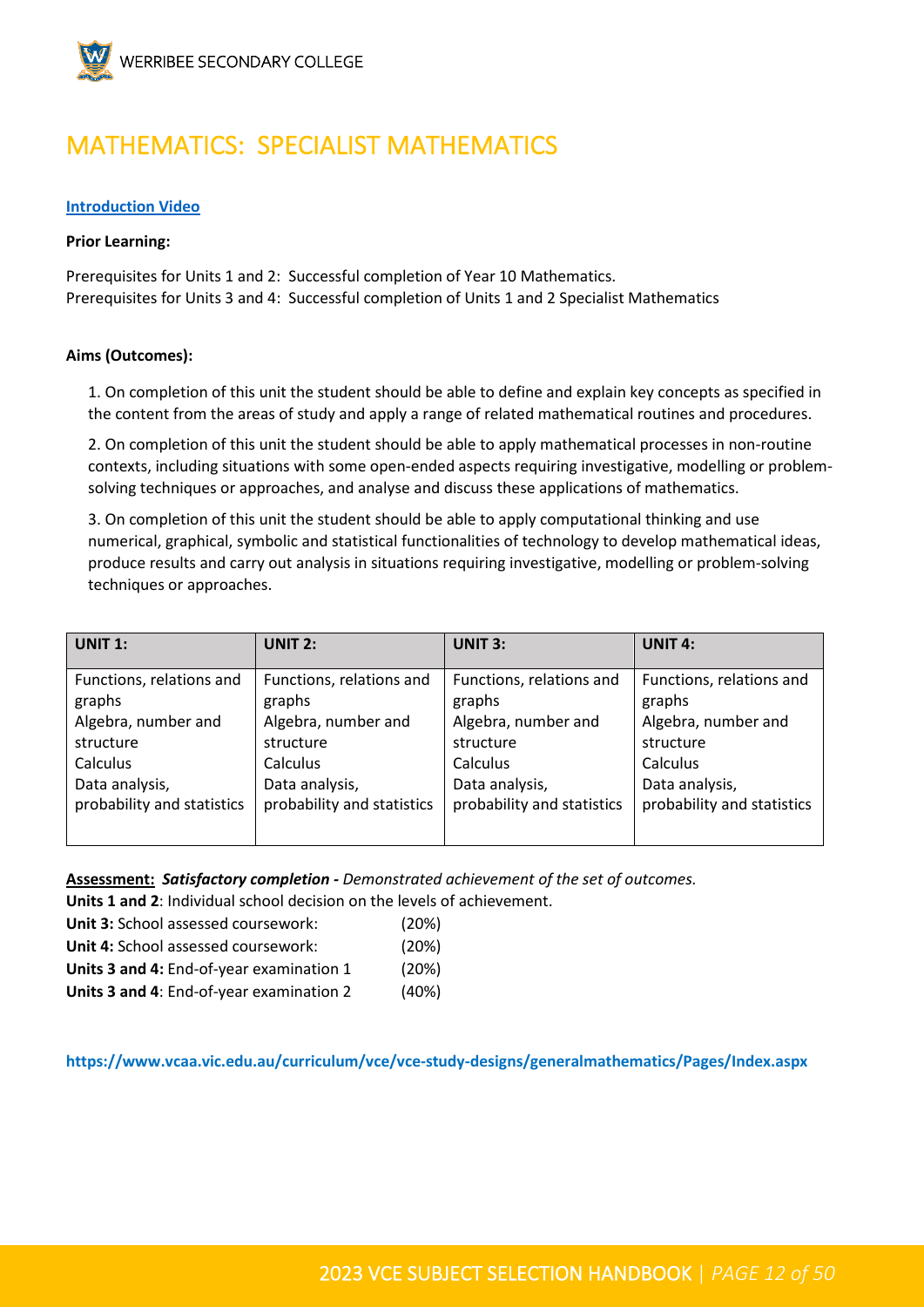# MATHEMATICS: SPECIALIST MATHEMATICS

**Introduction Video**

**Prior Learning:**

Prerequisites for Units 1 and 2: Successful completion of Year 10 Mathematics.
Prerequisites for Units 3 and 4: Successful completion of Units 1 and 2 Specialist Mathematics

**Aims (Outcomes):**

1. On completion of this unit the student should be able to define and explain key concepts as specified in the content from the areas of study and apply a range of related mathematical routines and procedures.

2. On completion of this unit the student should be able to apply mathematical processes in non-routine contexts, including situations with some open-ended aspects requiring investigative, modelling or problem-solving techniques or approaches, and analyse and discuss these applications of mathematics.

3. On completion of this unit the student should be able to apply computational thinking and use numerical, graphical, symbolic and statistical functionalities of technology to develop mathematical ideas, produce results and carry out analysis in situations requiring investigative, modelling or problem-solving techniques or approaches.

| UNIT 1: | UNIT 2: | UNIT 3: | UNIT 4: |
|---|---|---|---|
| Functions, relations and graphs<br>Algebra, number and structure<br>Calculus<br>Data analysis, probability and statistics | Functions, relations and graphs<br>Algebra, number and structure<br>Calculus<br>Data analysis, probability and statistics | Functions, relations and graphs<br>Algebra, number and structure<br>Calculus<br>Data analysis, probability and statistics | Functions, relations and graphs<br>Algebra, number and structure<br>Calculus<br>Data analysis, probability and statistics |

**Assessment:** ***Satisfactory completion -*** *Demonstrated achievement of the set of outcomes.*
**Units 1 and 2**: Individual school decision on the levels of achievement.
**Unit 3:** School assessed coursework: (20%)
**Unit 4:** School assessed coursework: (20%)
**Units 3 and 4:** End-of-year examination 1 (20%)
**Units 3 and 4**: End-of-year examination 2 (40%)

**https://www.vcaa.vic.edu.au/curriculum/vce/vce-study-designs/generalmathematics/Pages/Index.aspx**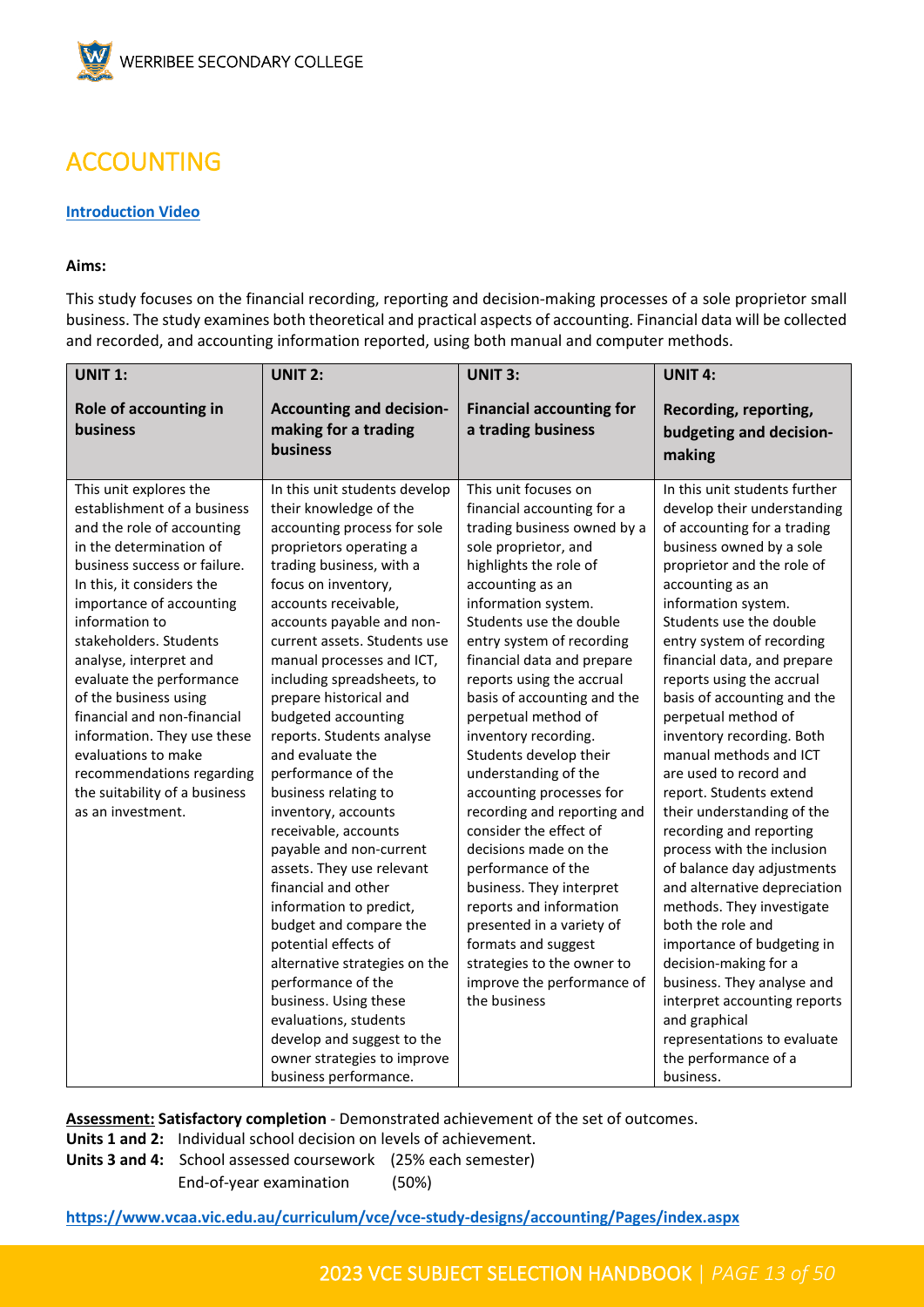# ACCOUNTING

**[Introduction Video]**

**Aims:**

This study focuses on the financial recording, reporting and decision-making processes of a sole proprietor small business. The study examines both theoretical and practical aspects of accounting. Financial data will be collected and recorded, and accounting information reported, using both manual and computer methods.

| **UNIT 1:** **Role of accounting in business** | **UNIT 2:** **Accounting and decision-making for a trading business** | **UNIT 3:** **Financial accounting for a trading business** | **UNIT 4:** **Recording, reporting, budgeting and decision-making** |
|---|---|---|---|
| This unit explores the establishment of a business and the role of accounting in the determination of business success or failure. In this, it considers the importance of accounting information to stakeholders. Students analyse, interpret and evaluate the performance of the business using financial and non-financial information. They use these evaluations to make recommendations regarding the suitability of a business as an investment. | In this unit students develop their knowledge of the accounting process for sole proprietors operating a trading business, with a focus on inventory, accounts receivable, accounts payable and non-current assets. Students use manual processes and ICT, including spreadsheets, to prepare historical and budgeted accounting reports. Students analyse and evaluate the performance of the business relating to inventory, accounts receivable, accounts payable and non-current assets. They use relevant financial and other information to predict, budget and compare the potential effects of alternative strategies on the performance of the business. Using these evaluations, students develop and suggest to the owner strategies to improve business performance. | This unit focuses on financial accounting for a trading business owned by a sole proprietor, and highlights the role of accounting as an information system. Students use the double entry system of recording financial data and prepare reports using the accrual basis of accounting and the perpetual method of inventory recording. Students develop their understanding of the accounting processes for recording and reporting and consider the effect of decisions made on the performance of the business. They interpret reports and information presented in a variety of formats and suggest strategies to the owner to improve the performance of the business | In this unit students further develop their understanding of accounting for a trading business owned by a sole proprietor and the role of accounting as an information system. Students use the double entry system of recording financial data, and prepare reports using the accrual basis of accounting and the perpetual method of inventory recording. Both manual methods and ICT are used to record and report. Students extend their understanding of the recording and reporting process with the inclusion of balance day adjustments and alternative depreciation methods. They investigate both the role and importance of budgeting in decision-making for a business. They analyse and interpret accounting reports and graphical representations to evaluate the performance of a business. |

**Assessment:** **Satisfactory completion** - Demonstrated achievement of the set of outcomes.

**Units 1 and 2:** Individual school decision on levels of achievement.

**Units 3 and 4:** School assessed coursework (25% each semester)
End-of-year examination (50%)

**https://www.vcaa.vic.edu.au/curriculum/vce/vce-study-designs/accounting/Pages/index.aspx**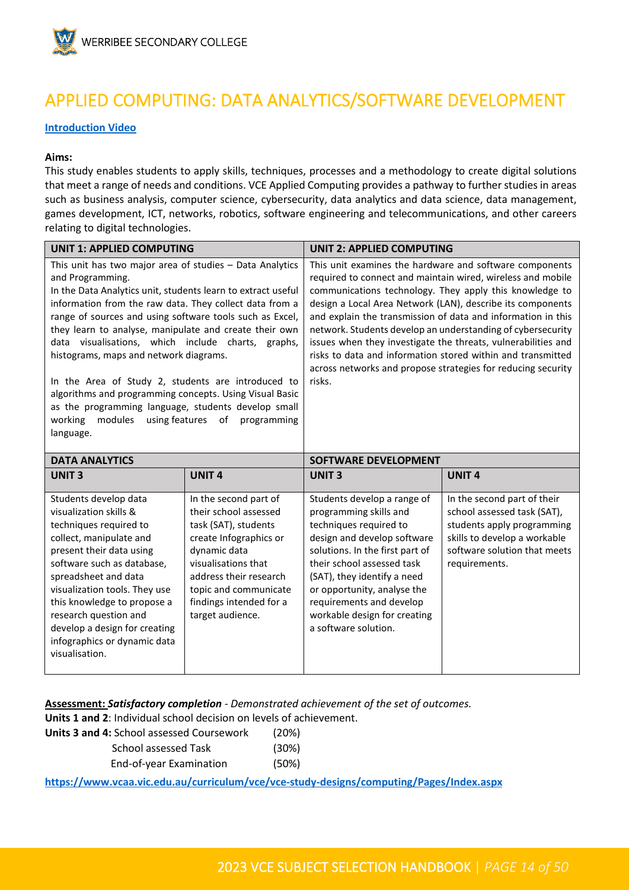# APPLIED COMPUTING: DATA ANALYTICS/SOFTWARE DEVELOPMENT

**Introduction Video**

**Aims:**
This study enables students to apply skills, techniques, processes and a methodology to create digital solutions that meet a range of needs and conditions. VCE Applied Computing provides a pathway to further studies in areas such as business analysis, computer science, cybersecurity, data analytics and data science, data management, games development, ICT, networks, robotics, software engineering and telecommunications, and other careers relating to digital technologies.

| UNIT 1: APPLIED COMPUTING | UNIT 2: APPLIED COMPUTING |
|---|---|
| This unit has two major area of studies – Data Analytics and Programming.<br>In the Data Analytics unit, students learn to extract useful information from the raw data. They collect data from a range of sources and using software tools such as Excel, they learn to analyse, manipulate and create their own data visualisations, which include charts, graphs, histograms, maps and network diagrams.<br><br>In the Area of Study 2, students are introduced to algorithms and programming concepts. Using Visual Basic as the programming language, students develop small working modules using features of programming language. | This unit examines the hardware and software components required to connect and maintain wired, wireless and mobile communications technology. They apply this knowledge to design a Local Area Network (LAN), describe its components and explain the transmission of data and information in this network. Students develop an understanding of cybersecurity issues when they investigate the threats, vulnerabilities and risks to data and information stored within and transmitted across networks and propose strategies for reducing security risks. |

| DATA ANALYTICS | | SOFTWARE DEVELOPMENT | |
|---|---|---|---|
| **UNIT 3** | **UNIT 4** | **UNIT 3** | **UNIT 4** |
| Students develop data visualization skills & techniques required to collect, manipulate and present their data using software such as database, spreadsheet and data visualization tools. They use this knowledge to propose a research question and develop a design for creating infographics or dynamic data visualisation. | In the second part of their school assessed task (SAT), students create Infographics or dynamic data visualisations that address their research topic and communicate findings intended for a target audience. | Students develop a range of programming skills and techniques required to design and develop software solutions. In the first part of their school assessed task (SAT), they identify a need or opportunity, analyse the requirements and develop workable design for creating a software solution. | In the second part of their school assessed task (SAT), students apply programming skills to develop a workable software solution that meets requirements. |

**Assessment:** ***Satisfactory completion*** *- Demonstrated achievement of the set of outcomes.*

**Units 1 and 2**: Individual school decision on levels of achievement.

**Units 3 and 4:** School assessed Coursework (20%)
School assessed Task (30%)
End-of-year Examination (50%)

**https://www.vcaa.vic.edu.au/curriculum/vce/vce-study-designs/computing/Pages/Index.aspx**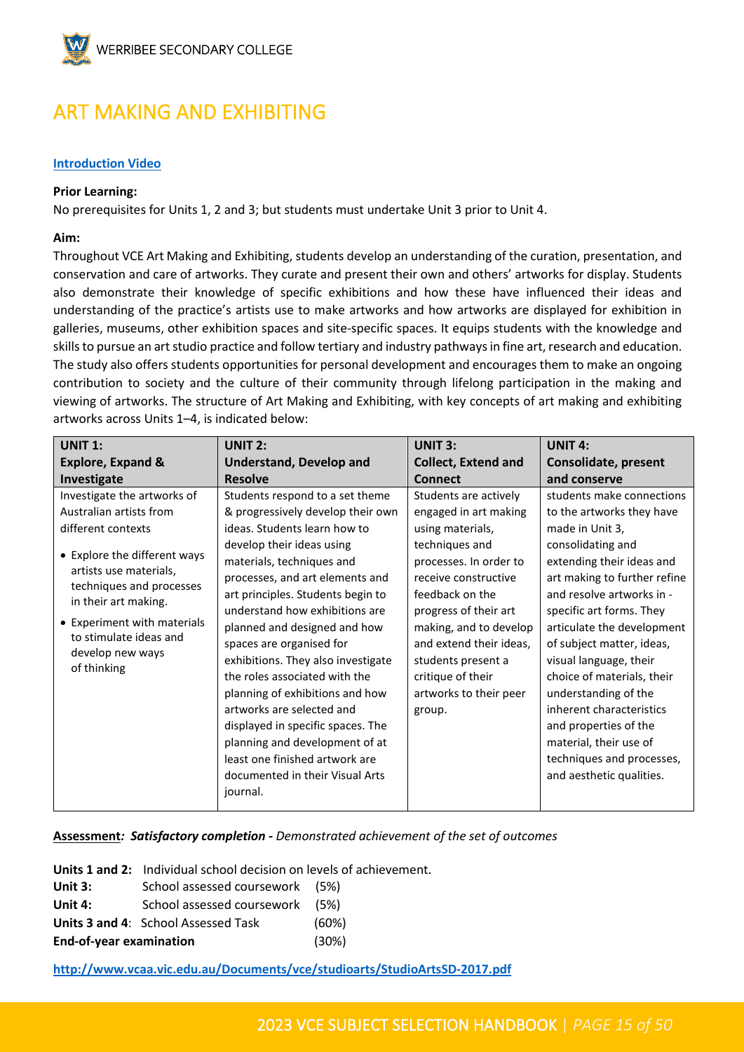# ART MAKING AND EXHIBITING

**Introduction Video**

**Prior Learning:**

No prerequisites for Units 1, 2 and 3; but students must undertake Unit 3 prior to Unit 4.

**Aim:**

Throughout VCE Art Making and Exhibiting, students develop an understanding of the curation, presentation, and conservation and care of artworks. They curate and present their own and others' artworks for display. Students also demonstrate their knowledge of specific exhibitions and how these have influenced their ideas and understanding of the practice's artists use to make artworks and how artworks are displayed for exhibition in galleries, museums, other exhibition spaces and site-specific spaces. It equips students with the knowledge and skills to pursue an art studio practice and follow tertiary and industry pathways in fine art, research and education. The study also offers students opportunities for personal development and encourages them to make an ongoing contribution to society and the culture of their community through lifelong participation in the making and viewing of artworks. The structure of Art Making and Exhibiting, with key concepts of art making and exhibiting artworks across Units 1–4, is indicated below:

| **UNIT 1: Explore, Expand & Investigate** | **UNIT 2: Understand, Develop and Resolve** | **UNIT 3: Collect, Extend and Connect** | **UNIT 4: Consolidate, present and conserve** |
|---|---|---|---|
| Investigate the artworks of Australian artists from different contexts<br>• Explore the different ways artists use materials, techniques and processes in their art making.<br>• Experiment with materials to stimulate ideas and develop new ways of thinking | Students respond to a set theme & progressively develop their own ideas. Students learn how to develop their ideas using materials, techniques and processes, and art elements and art principles. Students begin to understand how exhibitions are planned and designed and how spaces are organised for exhibitions. They also investigate the roles associated with the planning of exhibitions and how artworks are selected and displayed in specific spaces. The planning and development of at least one finished artwork are documented in their Visual Arts journal. | Students are actively engaged in art making using materials, techniques and processes. In order to receive constructive feedback on the progress of their art making, and to develop and extend their ideas, students present a critique of their artworks to their peer group. | students make connections to the artworks they have made in Unit 3, consolidating and extending their ideas and art making to further refine and resolve artworks in -specific art forms. They articulate the development of subject matter, ideas, visual language, their choice of materials, their understanding of the inherent characteristics and properties of the material, their use of techniques and processes, and aesthetic qualities. |

**Assessment*: Satisfactory completion -*** *Demonstrated achievement of the set of outcomes*

**Units 1 and 2:** Individual school decision on levels of achievement.
**Unit 3:** School assessed coursework (5%)
**Unit 4:** School assessed coursework (5%)
**Units 3 and 4**: School Assessed Task (60%)
**End-of-year examination** (30%)

**http://www.vcaa.vic.edu.au/Documents/vce/studioarts/StudioArtsSD-2017.pdf**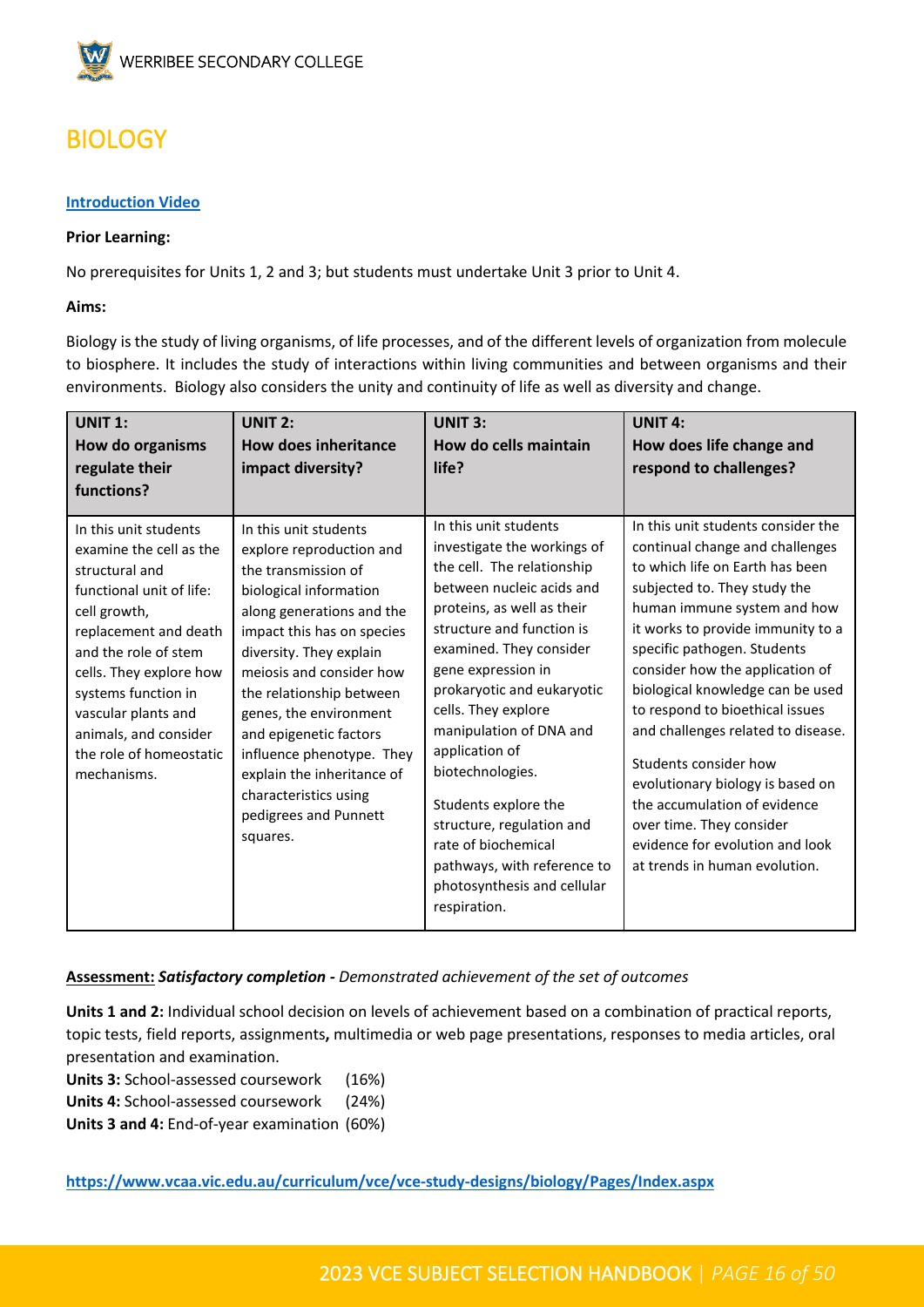# BIOLOGY

**[Introduction Video]**

**Prior Learning:**

No prerequisites for Units 1, 2 and 3; but students must undertake Unit 3 prior to Unit 4.

**Aims:**

Biology is the study of living organisms, of life processes, and of the different levels of organization from molecule to biosphere. It includes the study of interactions within living communities and between organisms and their environments. Biology also considers the unity and continuity of life as well as diversity and change.

| **UNIT 1: How do organisms regulate their functions?** | **UNIT 2: How does inheritance impact diversity?** | **UNIT 3: How do cells maintain life?** | **UNIT 4: How does life change and respond to challenges?** |
|---|---|---|---|
| In this unit students examine the cell as the structural and functional unit of life: cell growth, replacement and death and the role of stem cells. They explore how systems function in vascular plants and animals, and consider the role of homeostatic mechanisms. | In this unit students explore reproduction and the transmission of biological information along generations and the impact this has on species diversity. They explain meiosis and consider how the relationship between genes, the environment and epigenetic factors influence phenotype. They explain the inheritance of characteristics using pedigrees and Punnett squares. | In this unit students investigate the workings of the cell. The relationship between nucleic acids and proteins, as well as their structure and function is examined. They consider gene expression in prokaryotic and eukaryotic cells. They explore manipulation of DNA and application of biotechnologies.<br><br>Students explore the structure, regulation and rate of biochemical pathways, with reference to photosynthesis and cellular respiration. | In this unit students consider the continual change and challenges to which life on Earth has been subjected to. They study the human immune system and how it works to provide immunity to a specific pathogen. Students consider how the application of biological knowledge can be used to respond to bioethical issues and challenges related to disease.<br><br>Students consider how evolutionary biology is based on the accumulation of evidence over time. They consider evidence for evolution and look at trends in human evolution. |

**Assessment:** ***Satisfactory completion -*** *Demonstrated achievement of the set of outcomes*

**Units 1 and 2:** Individual school decision on levels of achievement based on a combination of practical reports, topic tests, field reports, assignments**,** multimedia or web page presentations, responses to media articles, oral presentation and examination.

**Units 3:** School-assessed coursework (16%)
**Units 4:** School-assessed coursework (24%)
**Units 3 and 4:** End-of-year examination (60%)

**https://www.vcaa.vic.edu.au/curriculum/vce/vce-study-designs/biology/Pages/Index.aspx**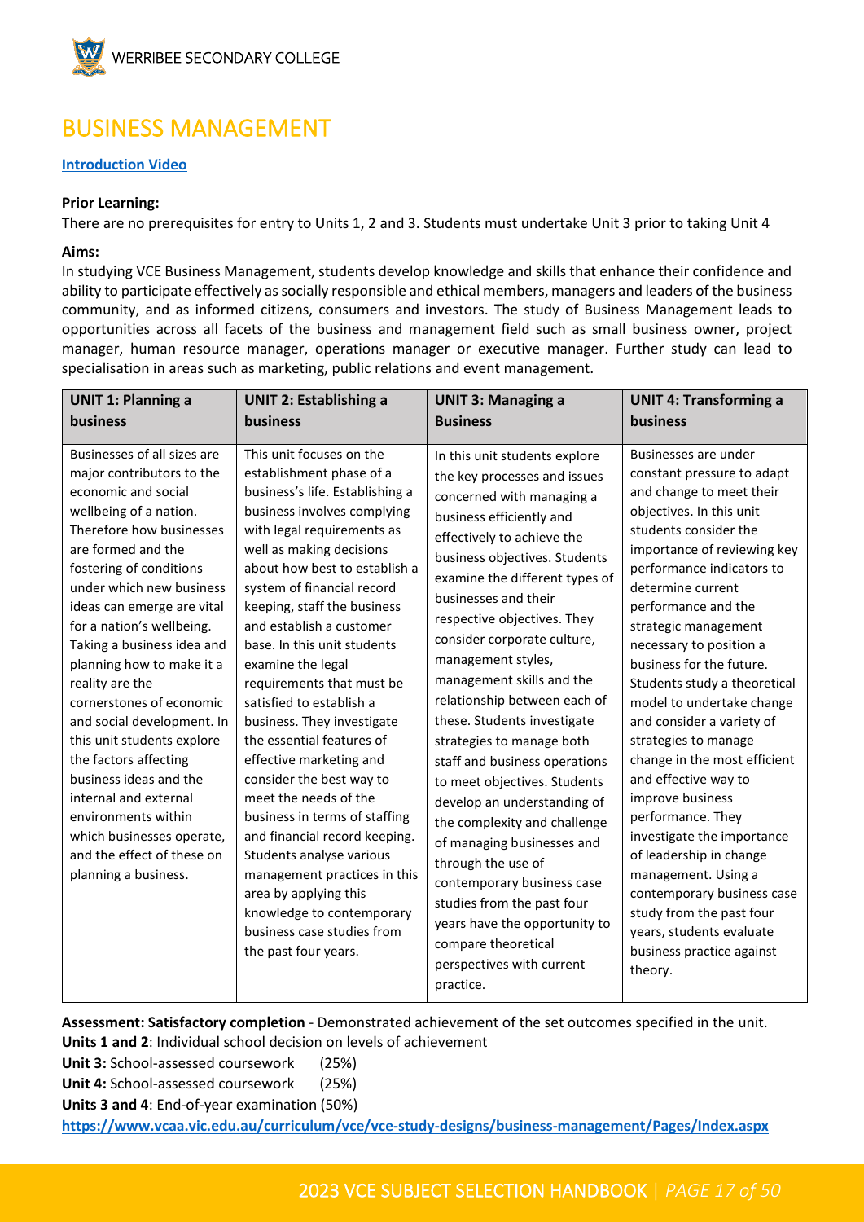# BUSINESS MANAGEMENT

**Introduction Video**

**Prior Learning:**

There are no prerequisites for entry to Units 1, 2 and 3. Students must undertake Unit 3 prior to taking Unit 4

**Aims:**

In studying VCE Business Management, students develop knowledge and skills that enhance their confidence and ability to participate effectively as socially responsible and ethical members, managers and leaders of the business community, and as informed citizens, consumers and investors. The study of Business Management leads to opportunities across all facets of the business and management field such as small business owner, project manager, human resource manager, operations manager or executive manager. Further study can lead to specialisation in areas such as marketing, public relations and event management.

| UNIT 1: Planning a business | UNIT 2: Establishing a business | UNIT 3: Managing a Business | UNIT 4: Transforming a business |
|---|---|---|---|
| Businesses of all sizes are major contributors to the economic and social wellbeing of a nation. Therefore how businesses are formed and the fostering of conditions under which new business ideas can emerge are vital for a nation's wellbeing. Taking a business idea and planning how to make it a reality are the cornerstones of economic and social development. In this unit students explore the factors affecting business ideas and the internal and external environments within which businesses operate, and the effect of these on planning a business. | This unit focuses on the establishment phase of a business's life. Establishing a business involves complying with legal requirements as well as making decisions about how best to establish a system of financial record keeping, staff the business and establish a customer base. In this unit students examine the legal requirements that must be satisfied to establish a business. They investigate the essential features of effective marketing and consider the best way to meet the needs of the business in terms of staffing and financial record keeping. Students analyse various management practices in this area by applying this knowledge to contemporary business case studies from the past four years. | In this unit students explore the key processes and issues concerned with managing a business efficiently and effectively to achieve the business objectives. Students examine the different types of businesses and their respective objectives. They consider corporate culture, management styles, management skills and the relationship between each of these. Students investigate strategies to manage both staff and business operations to meet objectives. Students develop an understanding of the complexity and challenge of managing businesses and through the use of contemporary business case studies from the past four years have the opportunity to compare theoretical perspectives with current practice. | Businesses are under constant pressure to adapt and change to meet their objectives. In this unit students consider the importance of reviewing key performance indicators to determine current performance and the strategic management necessary to position a business for the future. Students study a theoretical model to undertake change and consider a variety of strategies to manage change in the most efficient and effective way to improve business performance. They investigate the importance of leadership in change management. Using a contemporary business case study from the past four years, students evaluate business practice against theory. |

**Assessment: Satisfactory completion** - Demonstrated achievement of the set outcomes specified in the unit.

**Units 1 and 2**: Individual school decision on levels of achievement

**Unit 3:** School-assessed coursework (25%)

**Unit 4:** School-assessed coursework (25%)

**Units 3 and 4**: End-of-year examination (50%)

**https://www.vcaa.vic.edu.au/curriculum/vce/vce-study-designs/business-management/Pages/Index.aspx**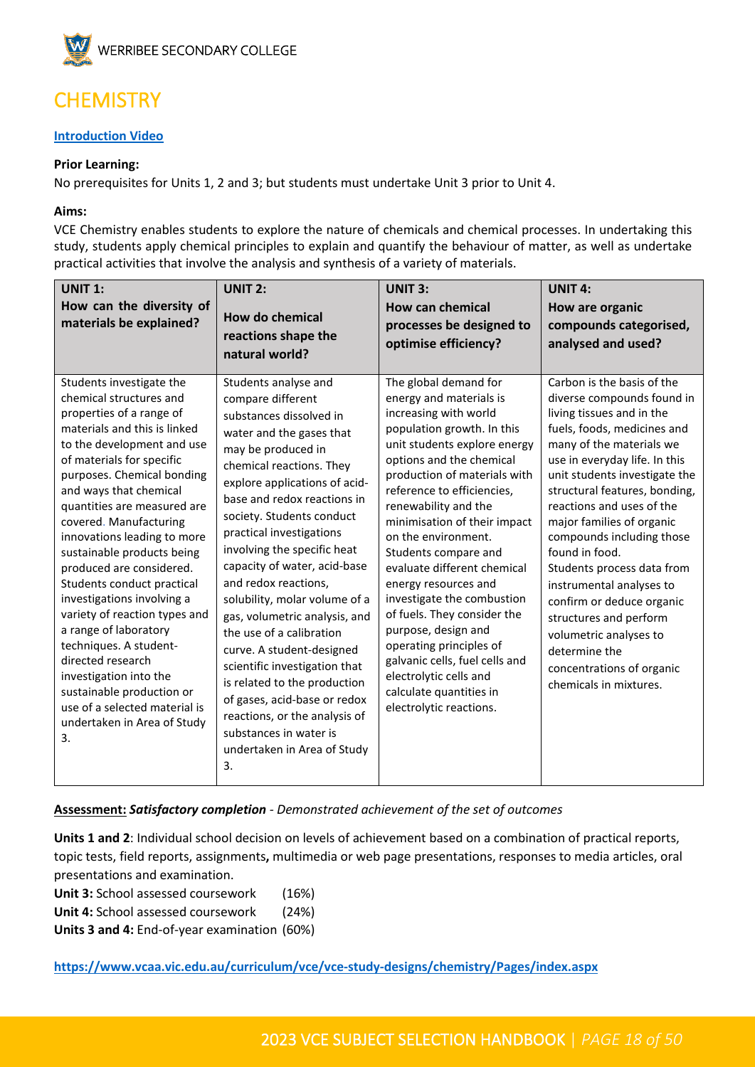# CHEMISTRY

**[Introduction Video]**

**Prior Learning:**

No prerequisites for Units 1, 2 and 3; but students must undertake Unit 3 prior to Unit 4.

**Aims:**

VCE Chemistry enables students to explore the nature of chemicals and chemical processes. In undertaking this study, students apply chemical principles to explain and quantify the behaviour of matter, as well as undertake practical activities that involve the analysis and synthesis of a variety of materials.

| **UNIT 1:** **How can the diversity of materials be explained?** | **UNIT 2:** **How do chemical reactions shape the natural world?** | **UNIT 3:** **How can chemical processes be designed to optimise efficiency?** | **UNIT 4:** **How are organic compounds categorised, analysed and used?** |
|---|---|---|---|
| Students investigate the chemical structures and properties of a range of materials and this is linked to the development and use of materials for specific purposes. Chemical bonding and ways that chemical quantities are measured are covered. Manufacturing innovations leading to more sustainable products being produced are considered. Students conduct practical investigations involving a variety of reaction types and a range of laboratory techniques. A student-directed research investigation into the sustainable production or use of a selected material is undertaken in Area of Study 3. | Students analyse and compare different substances dissolved in water and the gases that may be produced in chemical reactions. They explore applications of acid-base and redox reactions in society. Students conduct practical investigations involving the specific heat capacity of water, acid-base and redox reactions, solubility, molar volume of a gas, volumetric analysis, and the use of a calibration curve. A student-designed scientific investigation that is related to the production of gases, acid-base or redox reactions, or the analysis of substances in water is undertaken in Area of Study 3. | The global demand for energy and materials is increasing with world population growth. In this unit students explore energy options and the chemical production of materials with reference to efficiencies, renewability and the minimisation of their impact on the environment. Students compare and evaluate different chemical energy resources and investigate the combustion of fuels. They consider the purpose, design and operating principles of galvanic cells, fuel cells and electrolytic cells and calculate quantities in electrolytic reactions. | Carbon is the basis of the diverse compounds found in living tissues and in the fuels, foods, medicines and many of the materials we use in everyday life. In this unit students investigate the structural features, bonding, reactions and uses of the major families of organic compounds including those found in food. Students process data from instrumental analyses to confirm or deduce organic structures and perform volumetric analyses to determine the concentrations of organic chemicals in mixtures. |

**Assessment:** ***Satisfactory completion*** *- Demonstrated achievement of the set of outcomes*

**Units 1 and 2**: Individual school decision on levels of achievement based on a combination of practical reports, topic tests, field reports, assignments**,** multimedia or web page presentations, responses to media articles, oral presentations and examination.

**Unit 3:** School assessed coursework (16%)
**Unit 4:** School assessed coursework (24%)
**Units 3 and 4:** End-of-year examination (60%)

**https://www.vcaa.vic.edu.au/curriculum/vce/vce-study-designs/chemistry/Pages/index.aspx**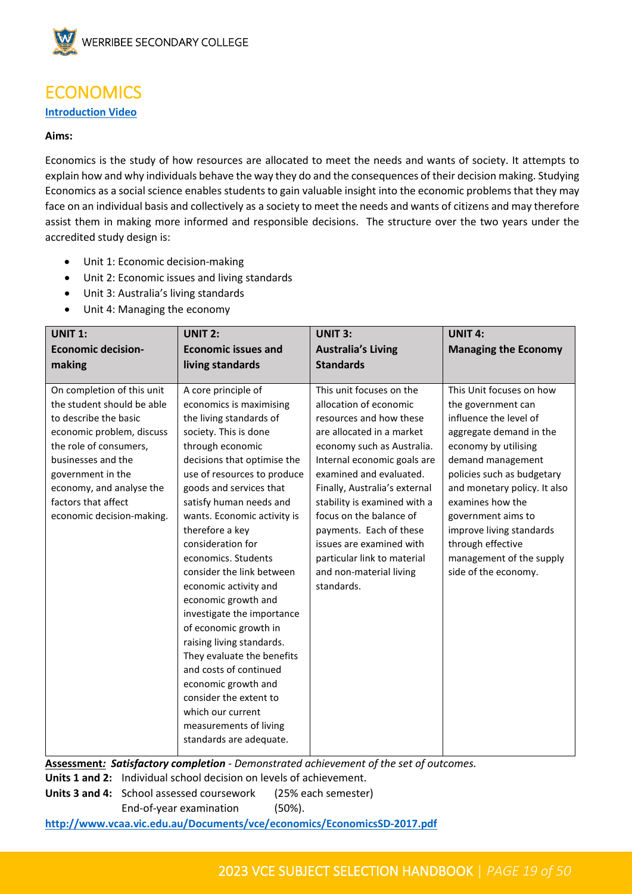# ECONOMICS

**Introduction Video**

**Aims:**

Economics is the study of how resources are allocated to meet the needs and wants of society. It attempts to explain how and why individuals behave the way they do and the consequences of their decision making. Studying Economics as a social science enables students to gain valuable insight into the economic problems that they may face on an individual basis and collectively as a society to meet the needs and wants of citizens and may therefore assist them in making more informed and responsible decisions. The structure over the two years under the accredited study design is:

- Unit 1: Economic decision-making
- Unit 2: Economic issues and living standards
- Unit 3: Australia's living standards
- Unit 4: Managing the economy

| **UNIT 1: Economic decision-making** | **UNIT 2: Economic issues and living standards** | **UNIT 3: Australia's Living Standards** | **UNIT 4: Managing the Economy** |
|---|---|---|---|
| On completion of this unit the student should be able to describe the basic economic problem, discuss the role of consumers, businesses and the government in the economy, and analyse the factors that affect economic decision-making. | A core principle of economics is maximising the living standards of society. This is done through economic decisions that optimise the use of resources to produce goods and services that satisfy human needs and wants. Economic activity is therefore a key consideration for economics. Students consider the link between economic activity and economic growth and investigate the importance of economic growth in raising living standards. They evaluate the benefits and costs of continued economic growth and consider the extent to which our current measurements of living standards are adequate. | This unit focuses on the allocation of economic resources and how these are allocated in a market economy such as Australia. Internal economic goals are examined and evaluated. Finally, Australia's external stability is examined with a focus on the balance of payments. Each of these issues are examined with particular link to material and non-material living standards. | This Unit focuses on how the government can influence the level of aggregate demand in the economy by utilising demand management policies such as budgetary and monetary policy. It also examines how the government aims to improve living standards through effective management of the supply side of the economy. |

**Assessment*: Satisfactory completion*** *- Demonstrated achievement of the set of outcomes.*

**Units 1 and 2:** Individual school decision on levels of achievement.

**Units 3 and 4:** School assessed coursework (25% each semester)

End-of-year examination (50%).

http://www.vcaa.vic.edu.au/Documents/vce/economics/EconomicsSD-2017.pdf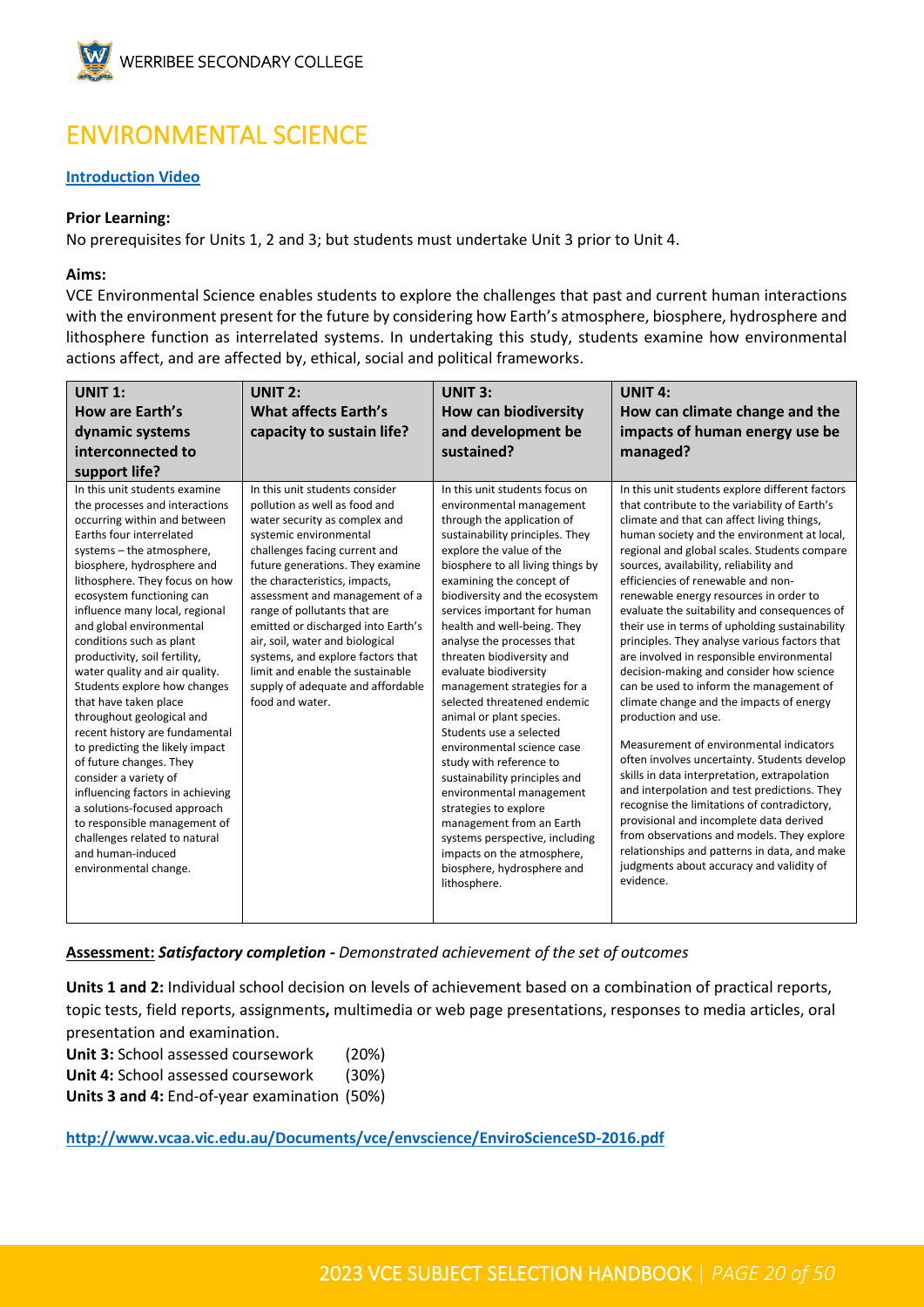# ENVIRONMENTAL SCIENCE

**[Introduction Video]**

**Prior Learning:**

No prerequisites for Units 1, 2 and 3; but students must undertake Unit 3 prior to Unit 4.

**Aims:**

VCE Environmental Science enables students to explore the challenges that past and current human interactions with the environment present for the future by considering how Earth's atmosphere, biosphere, hydrosphere and lithosphere function as interrelated systems. In undertaking this study, students examine how environmental actions affect, and are affected by, ethical, social and political frameworks.

| UNIT 1: How are Earth's dynamic systems interconnected to support life? | UNIT 2: What affects Earth's capacity to sustain life? | UNIT 3: How can biodiversity and development be sustained? | UNIT 4: How can climate change and the impacts of human energy use be managed? |
|---|---|---|---|
| In this unit students examine the processes and interactions occurring within and between Earths four interrelated systems – the atmosphere, biosphere, hydrosphere and lithosphere. They focus on how ecosystem functioning can influence many local, regional and global environmental conditions such as plant productivity, soil fertility, water quality and air quality. Students explore how changes that have taken place throughout geological and recent history are fundamental to predicting the likely impact of future changes. They consider a variety of influencing factors in achieving a solutions-focused approach to responsible management of challenges related to natural and human-induced environmental change. | In this unit students consider pollution as well as food and water security as complex and systemic environmental challenges facing current and future generations. They examine the characteristics, impacts, assessment and management of a range of pollutants that are emitted or discharged into Earth's air, soil, water and biological systems, and explore factors that limit and enable the sustainable supply of adequate and affordable food and water. | In this unit students focus on environmental management through the application of sustainability principles. They explore the value of the biosphere to all living things by examining the concept of biodiversity and the ecosystem services important for human health and well-being. They analyse the processes that threaten biodiversity and evaluate biodiversity management strategies for a selected threatened endemic animal or plant species. Students use a selected environmental science case study with reference to sustainability principles and environmental management strategies to explore management from an Earth systems perspective, including impacts on the atmosphere, biosphere, hydrosphere and lithosphere. | In this unit students explore different factors that contribute to the variability of Earth's climate and that can affect living things, human society and the environment at local, regional and global scales. Students compare sources, availability, reliability and efficiencies of renewable and non-renewable energy resources in order to evaluate the suitability and consequences of their use in terms of upholding sustainability principles. They analyse various factors that are involved in responsible environmental decision-making and consider how science can be used to inform the management of climate change and the impacts of energy production and use.<br><br>Measurement of environmental indicators often involves uncertainty. Students develop skills in data interpretation, extrapolation and interpolation and test predictions. They recognise the limitations of contradictory, provisional and incomplete data derived from observations and models. They explore relationships and patterns in data, and make judgments about accuracy and validity of evidence. |

**Assessment:** ***Satisfactory completion -*** *Demonstrated achievement of the set of outcomes*

**Units 1 and 2:** Individual school decision on levels of achievement based on a combination of practical reports, topic tests, field reports, assignments**,** multimedia or web page presentations, responses to media articles, oral presentation and examination.

**Unit 3:** School assessed coursework (20%)
**Unit 4:** School assessed coursework (30%)
**Units 3 and 4:** End-of-year examination (50%)

**http://www.vcaa.vic.edu.au/Documents/vce/envscience/EnviroScienceSD-2016.pdf**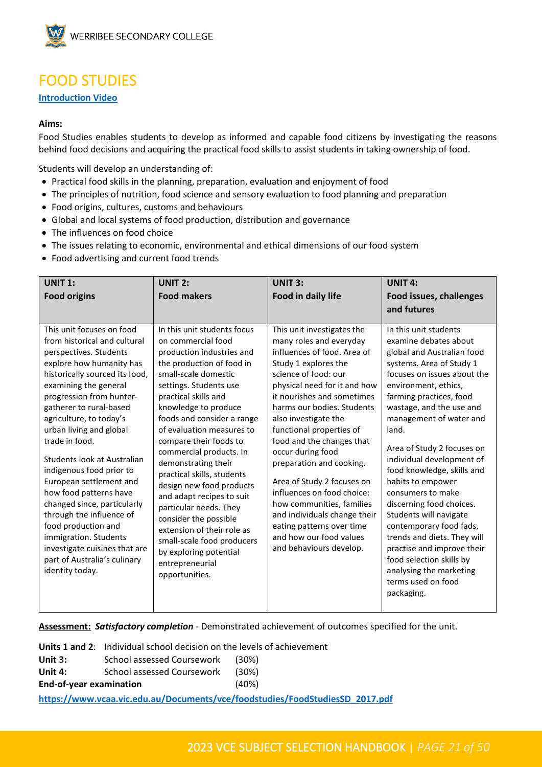# FOOD STUDIES

**Introduction Video**

**Aims:**

Food Studies enables students to develop as informed and capable food citizens by investigating the reasons behind food decisions and acquiring the practical food skills to assist students in taking ownership of food.

Students will develop an understanding of:

- Practical food skills in the planning, preparation, evaluation and enjoyment of food
- The principles of nutrition, food science and sensory evaluation to food planning and preparation
- Food origins, cultures, customs and behaviours
- Global and local systems of food production, distribution and governance
- The influences on food choice
- The issues relating to economic, environmental and ethical dimensions of our food system
- Food advertising and current food trends

| **UNIT 1: Food origins** | **UNIT 2: Food makers** | **UNIT 3: Food in daily life** | **UNIT 4: Food issues, challenges and futures** |
|---|---|---|---|
| This unit focuses on food from historical and cultural perspectives. Students explore how humanity has historically sourced its food, examining the general progression from hunter-gatherer to rural-based agriculture, to today's urban living and global trade in food.<br><br>Students look at Australian indigenous food prior to European settlement and how food patterns have changed since, particularly through the influence of food production and immigration. Students investigate cuisines that are part of Australia's culinary identity today. | In this unit students focus on commercial food production industries and the production of food in small-scale domestic settings. Students use practical skills and knowledge to produce foods and consider a range of evaluation measures to compare their foods to commercial products. In demonstrating their practical skills, students design new food products and adapt recipes to suit particular needs. They consider the possible extension of their role as small-scale food producers by exploring potential entrepreneurial opportunities. | This unit investigates the many roles and everyday influences of food. Area of Study 1 explores the science of food: our physical need for it and how it nourishes and sometimes harms our bodies. Students also investigate the functional properties of food and the changes that occur during food preparation and cooking.<br><br>Area of Study 2 focuses on influences on food choice: how communities, families and individuals change their eating patterns over time and how our food values and behaviours develop. | In this unit students examine debates about global and Australian food systems. Area of Study 1 focuses on issues about the environment, ethics, farming practices, food wastage, and the use and management of water and land.<br><br>Area of Study 2 focuses on individual development of food knowledge, skills and habits to empower consumers to make discerning food choices. Students will navigate contemporary food fads, trends and diets. They will practise and improve their food selection skills by analysing the marketing terms used on food packaging. |

**Assessment:** ***Satisfactory completion*** - Demonstrated achievement of outcomes specified for the unit.

**Units 1 and 2**: Individual school decision on the levels of achievement

**Unit 3:** School assessed Coursework (30%)

**Unit 4:** School assessed Coursework (30%)

**End-of-year examination** (40%)

**https://www.vcaa.vic.edu.au/Documents/vce/foodstudies/FoodStudiesSD_2017.pdf**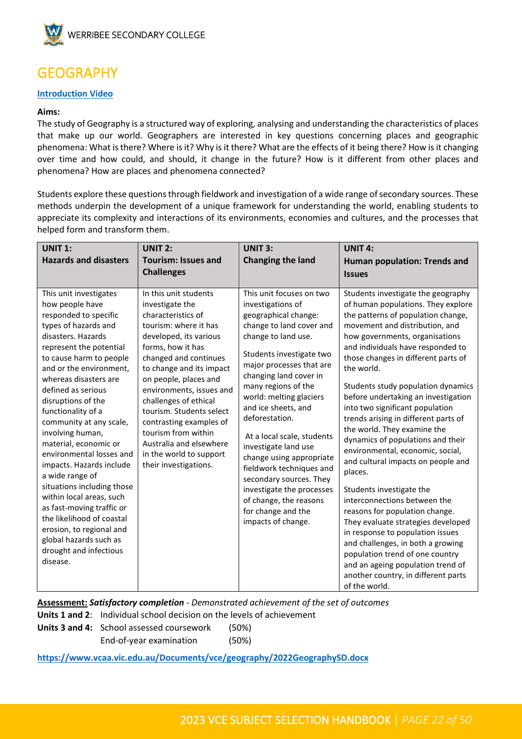# GEOGRAPHY

**[Introduction Video]()**

**Aims:**

The study of Geography is a structured way of exploring, analysing and understanding the characteristics of places that make up our world. Geographers are interested in key questions concerning places and geographic phenomena: What is there? Where is it? Why is it there? What are the effects of it being there? How is it changing over time and how could, and should, it change in the future? How is it different from other places and phenomena? How are places and phenomena connected?

Students explore these questions through fieldwork and investigation of a wide range of secondary sources. These methods underpin the development of a unique framework for understanding the world, enabling students to appreciate its complexity and interactions of its environments, economies and cultures, and the processes that helped form and transform them.

| **UNIT 1: Hazards and disasters** | **UNIT 2: Tourism: Issues and Challenges** | **UNIT 3: Changing the land** | **UNIT 4: Human population: Trends and Issues** |
|---|---|---|---|
| This unit investigates how people have responded to specific types of hazards and disasters. Hazards represent the potential to cause harm to people and or the environment, whereas disasters are defined as serious disruptions of the functionality of a community at any scale, involving human, material, economic or environmental losses and impacts. Hazards include a wide range of situations including those within local areas, such as fast-moving traffic or the likelihood of coastal erosion, to regional and global hazards such as drought and infectious disease. | In this unit students investigate the characteristics of tourism: where it has developed, its various forms, how it has changed and continues to change and its impact on people, places and environments, issues and challenges of ethical tourism. Students select contrasting examples of tourism from within Australia and elsewhere in the world to support their investigations. | This unit focuses on two investigations of geographical change: change to land cover and change to land use.<br><br>Students investigate two major processes that are changing land cover in many regions of the world: melting glaciers and ice sheets, and deforestation.<br><br>At a local scale, students investigate land use change using appropriate fieldwork techniques and secondary sources. They investigate the processes of change, the reasons for change and the impacts of change. | Students investigate the geography of human populations. They explore the patterns of population change, movement and distribution, and how governments, organisations and individuals have responded to those changes in different parts of the world.<br><br>Students study population dynamics before undertaking an investigation into two significant population trends arising in different parts of the world. They examine the dynamics of populations and their environmental, economic, social, and cultural impacts on people and places.<br><br>Students investigate the interconnections between the reasons for population change. They evaluate strategies developed in response to population issues and challenges, in both a growing population trend of one country and an ageing population trend of another country, in different parts of the world. |

**Assessment:** ***Satisfactory completion*** *- Demonstrated achievement of the set of outcomes*

**Units 1 and 2**: Individual school decision on the levels of achievement

**Units 3 and 4:** School assessed coursework (50%)
End-of-year examination (50%)

**https://www.vcaa.vic.edu.au/Documents/vce/geography/2022GeographySD.docx**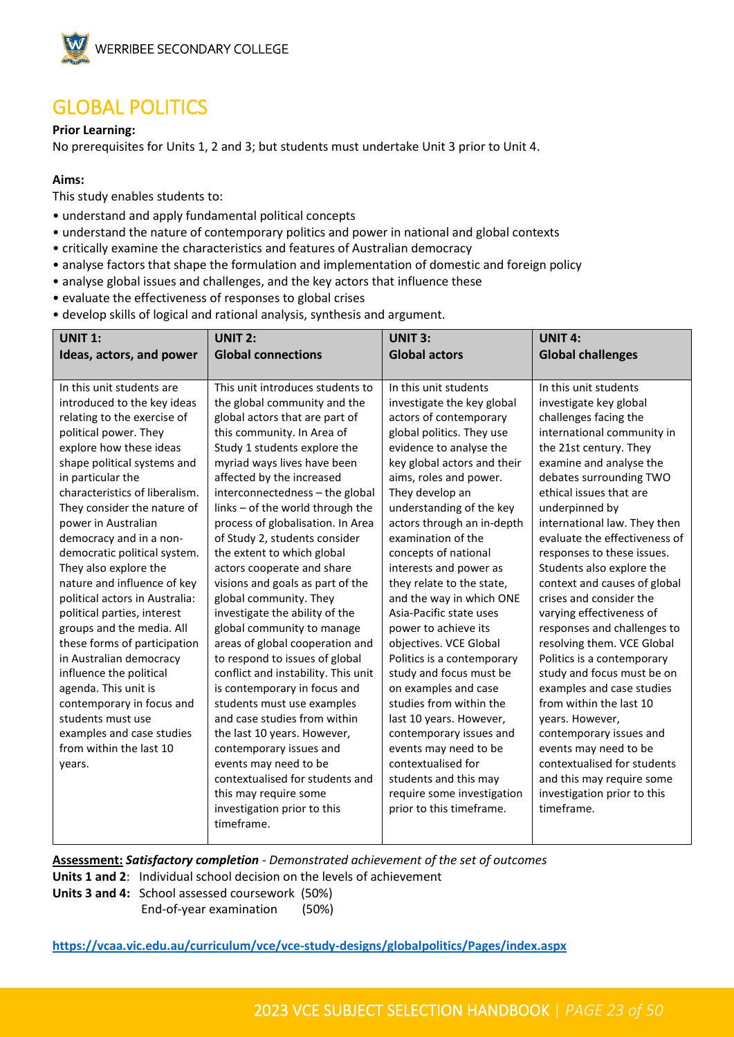# GLOBAL POLITICS

**Prior Learning:**

No prerequisites for Units 1, 2 and 3; but students must undertake Unit 3 prior to Unit 4.

**Aims:**

This study enables students to:

- understand and apply fundamental political concepts
- understand the nature of contemporary politics and power in national and global contexts
- critically examine the characteristics and features of Australian democracy
- analyse factors that shape the formulation and implementation of domestic and foreign policy
- analyse global issues and challenges, and the key actors that influence these
- evaluate the effectiveness of responses to global crises
- develop skills of logical and rational analysis, synthesis and argument.

| **UNIT 1: Ideas, actors, and power** | **UNIT 2: Global connections** | **UNIT 3: Global actors** | **UNIT 4: Global challenges** |
|---|---|---|---|
| In this unit students are introduced to the key ideas relating to the exercise of political power. They explore how these ideas shape political systems and in particular the characteristics of liberalism. They consider the nature of power in Australian democracy and in a non-democratic political system. They also explore the nature and influence of key political actors in Australia: political parties, interest groups and the media. All these forms of participation in Australian democracy influence the political agenda. This unit is contemporary in focus and students must use examples and case studies from within the last 10 years. | This unit introduces students to the global community and the global actors that are part of this community. In Area of Study 1 students explore the myriad ways lives have been affected by the increased interconnectedness – the global links – of the world through the process of globalisation. In Area of Study 2, students consider the extent to which global actors cooperate and share visions and goals as part of the global community. They investigate the ability of the global community to manage areas of global cooperation and to respond to issues of global conflict and instability. This unit is contemporary in focus and students must use examples and case studies from within the last 10 years. However, contemporary issues and events may need to be contextualised for students and this may require some investigation prior to this timeframe. | In this unit students investigate the key global actors of contemporary global politics. They use evidence to analyse the key global actors and their aims, roles and power. They develop an understanding of the key actors through an in-depth examination of the concepts of national interests and power as they relate to the state, and the way in which ONE Asia-Pacific state uses power to achieve its objectives. VCE Global Politics is a contemporary study and focus must be on examples and case studies from within the last 10 years. However, contemporary issues and events may need to be contextualised for students and this may require some investigation prior to this timeframe. | In this unit students investigate key global challenges facing the international community in the 21st century. They examine and analyse the debates surrounding TWO ethical issues that are underpinned by international law. They then evaluate the effectiveness of responses to these issues. Students also explore the context and causes of global crises and consider the varying effectiveness of responses and challenges to resolving them. VCE Global Politics is a contemporary study and focus must be on examples and case studies from within the last 10 years. However, contemporary issues and events may need to be contextualised for students and this may require some investigation prior to this timeframe. |

**Assessment:** ***Satisfactory completion*** *- Demonstrated achievement of the set of outcomes*

**Units 1 and 2**: Individual school decision on the levels of achievement

**Units 3 and 4:** School assessed coursework (50%)
End-of-year examination (50%)

**https://vcaa.vic.edu.au/curriculum/vce/vce-study-designs/globalpolitics/Pages/index.aspx**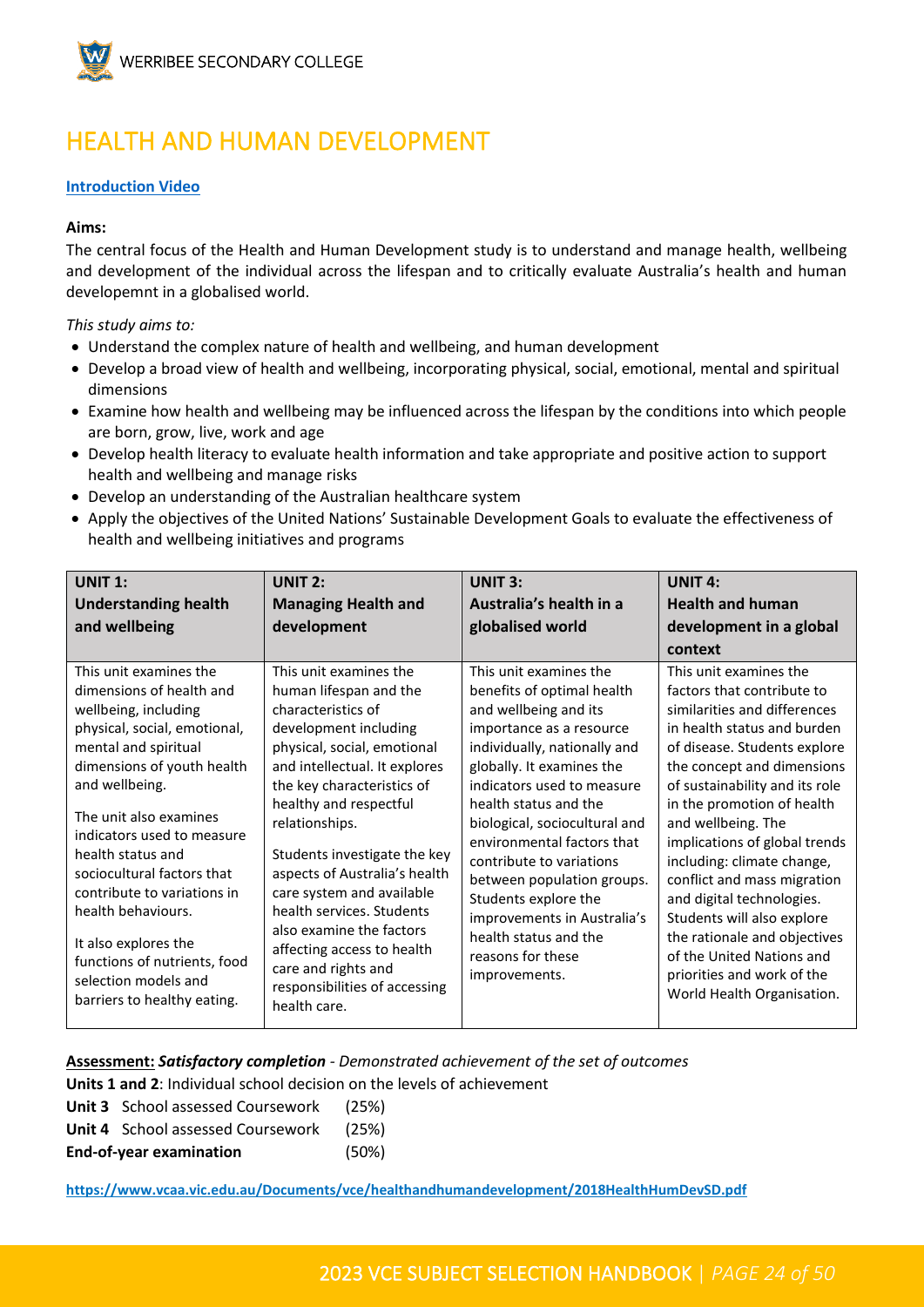# HEALTH AND HUMAN DEVELOPMENT

**Introduction Video**

**Aims:**

The central focus of the Health and Human Development study is to understand and manage health, wellbeing and development of the individual across the lifespan and to critically evaluate Australia's health and human developemnt in a globalised world.

*This study aims to:*

- Understand the complex nature of health and wellbeing, and human development
- Develop a broad view of health and wellbeing, incorporating physical, social, emotional, mental and spiritual dimensions
- Examine how health and wellbeing may be influenced across the lifespan by the conditions into which people are born, grow, live, work and age
- Develop health literacy to evaluate health information and take appropriate and positive action to support health and wellbeing and manage risks
- Develop an understanding of the Australian healthcare system
- Apply the objectives of the United Nations' Sustainable Development Goals to evaluate the effectiveness of health and wellbeing initiatives and programs

| **UNIT 1: Understanding health and wellbeing** | **UNIT 2: Managing Health and development** | **UNIT 3: Australia's health in a globalised world** | **UNIT 4: Health and human development in a global context** |
|---|---|---|---|
| This unit examines the dimensions of health and wellbeing, including physical, social, emotional, mental and spiritual dimensions of youth health and wellbeing.<br><br>The unit also examines indicators used to measure health status and sociocultural factors that contribute to variations in health behaviours.<br><br>It also explores the functions of nutrients, food selection models and barriers to healthy eating. | This unit examines the human lifespan and the characteristics of development including physical, social, emotional and intellectual. It explores the key characteristics of healthy and respectful relationships.<br><br>Students investigate the key aspects of Australia's health care system and available health services. Students also examine the factors affecting access to health care and rights and responsibilities of accessing health care. | This unit examines the benefits of optimal health and wellbeing and its importance as a resource individually, nationally and globally. It examines the indicators used to measure health status and the biological, sociocultural and environmental factors that contribute to variations between population groups. Students explore the improvements in Australia's health status and the reasons for these improvements. | This unit examines the factors that contribute to similarities and differences in health status and burden of disease. Students explore the concept and dimensions of sustainability and its role in the promotion of health and wellbeing. The implications of global trends including: climate change, conflict and mass migration and digital technologies. Students will also explore the rationale and objectives of the United Nations and priorities and work of the World Health Organisation. |

**Assessment:** ***Satisfactory completion*** *- Demonstrated achievement of the set of outcomes*

**Units 1 and 2**: Individual school decision on the levels of achievement

**Unit 3** School assessed Coursework (25%)

**Unit 4** School assessed Coursework (25%)

**End-of-year examination** (50%)

**https://www.vcaa.vic.edu.au/Documents/vce/healthandhumandevelopment/2018HealthHumDevSD.pdf**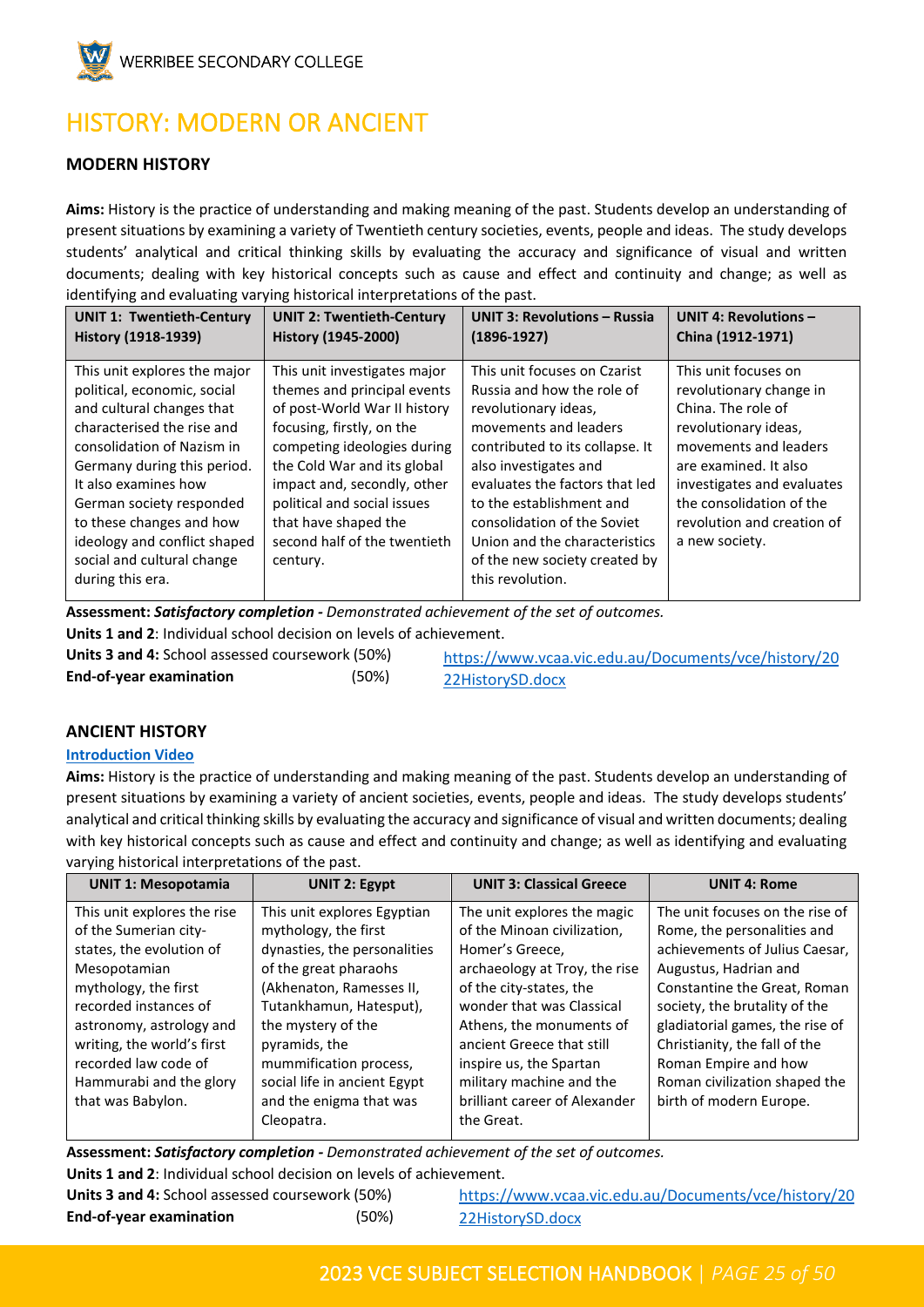# HISTORY: MODERN OR ANCIENT

## MODERN HISTORY

**Aims:** History is the practice of understanding and making meaning of the past. Students develop an understanding of present situations by examining a variety of Twentieth century societies, events, people and ideas. The study develops students' analytical and critical thinking skills by evaluating the accuracy and significance of visual and written documents; dealing with key historical concepts such as cause and effect and continuity and change; as well as identifying and evaluating varying historical interpretations of the past.

| UNIT 1: Twentieth-Century History (1918-1939) | UNIT 2: Twentieth-Century History (1945-2000) | UNIT 3: Revolutions – Russia (1896-1927) | UNIT 4: Revolutions – China (1912-1971) |
|---|---|---|---|
| This unit explores the major political, economic, social and cultural changes that characterised the rise and consolidation of Nazism in Germany during this period. It also examines how German society responded to these changes and how ideology and conflict shaped social and cultural change during this era. | This unit investigates major themes and principal events of post-World War II history focusing, firstly, on the competing ideologies during the Cold War and its global impact and, secondly, other political and social issues that have shaped the second half of the twentieth century. | This unit focuses on Czarist Russia and how the role of revolutionary ideas, movements and leaders contributed to its collapse. It also investigates and evaluates the factors that led to the establishment and consolidation of the Soviet Union and the characteristics of the new society created by this revolution. | This unit focuses on revolutionary change in China. The role of revolutionary ideas, movements and leaders are examined. It also investigates and evaluates the consolidation of the revolution and creation of a new society. |

**Assessment:** ***Satisfactory completion -*** *Demonstrated achievement of the set of outcomes.*

**Units 1 and 2**: Individual school decision on levels of achievement.

**Units 3 and 4:** School assessed coursework (50%)

**End-of-year examination** (50%)

https://www.vcaa.vic.edu.au/Documents/vce/history/2022HistorySD.docx

## ANCIENT HISTORY

**Introduction Video**

**Aims:** History is the practice of understanding and making meaning of the past. Students develop an understanding of present situations by examining a variety of ancient societies, events, people and ideas. The study develops students' analytical and critical thinking skills by evaluating the accuracy and significance of visual and written documents; dealing with key historical concepts such as cause and effect and continuity and change; as well as identifying and evaluating varying historical interpretations of the past.

| UNIT 1: Mesopotamia | UNIT 2: Egypt | UNIT 3: Classical Greece | UNIT 4: Rome |
|---|---|---|---|
| This unit explores the rise of the Sumerian city-states, the evolution of Mesopotamian mythology, the first recorded instances of astronomy, astrology and writing, the world's first recorded law code of Hammurabi and the glory that was Babylon. | This unit explores Egyptian mythology, the first dynasties, the personalities of the great pharaohs (Akhenaton, Ramesses II, Tutankhamun, Hatesput), the mystery of the pyramids, the mummification process, social life in ancient Egypt and the enigma that was Cleopatra. | The unit explores the magic of the Minoan civilization, Homer's Greece, archaeology at Troy, the rise of the city-states, the wonder that was Classical Athens, the monuments of ancient Greece that still inspire us, the Spartan military machine and the brilliant career of Alexander the Great. | The unit focuses on the rise of Rome, the personalities and achievements of Julius Caesar, Augustus, Hadrian and Constantine the Great, Roman society, the brutality of the gladiatorial games, the rise of Christianity, the fall of the Roman Empire and how Roman civilization shaped the birth of modern Europe. |

**Assessment:** ***Satisfactory completion -*** *Demonstrated achievement of the set of outcomes.*

**Units 1 and 2**: Individual school decision on levels of achievement.

**Units 3 and 4:** School assessed coursework (50%)

**End-of-year examination** (50%)

https://www.vcaa.vic.edu.au/Documents/vce/history/2022HistorySD.docx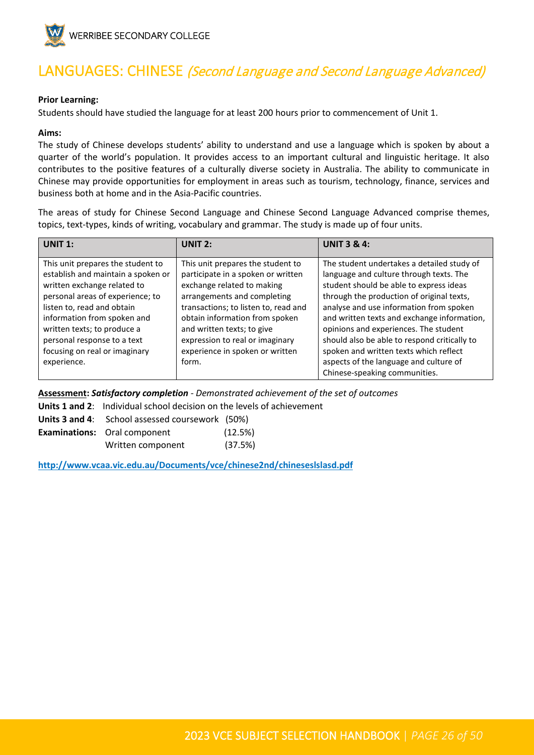# LANGUAGES: CHINESE *(Second Language and Second Language Advanced)*

**Prior Learning:**
Students should have studied the language for at least 200 hours prior to commencement of Unit 1.

**Aims:**
The study of Chinese develops students' ability to understand and use a language which is spoken by about a quarter of the world's population. It provides access to an important cultural and linguistic heritage. It also contributes to the positive features of a culturally diverse society in Australia. The ability to communicate in Chinese may provide opportunities for employment in areas such as tourism, technology, finance, services and business both at home and in the Asia-Pacific countries.

The areas of study for Chinese Second Language and Chinese Second Language Advanced comprise themes, topics, text-types, kinds of writing, vocabulary and grammar. The study is made up of four units.

| UNIT 1: | UNIT 2: | UNIT 3 & 4: |
|---|---|---|
| This unit prepares the student to establish and maintain a spoken or written exchange related to personal areas of experience; to listen to, read and obtain information from spoken and written texts; to produce a personal response to a text focusing on real or imaginary experience. | This unit prepares the student to participate in a spoken or written exchange related to making arrangements and completing transactions; to listen to, read and obtain information from spoken and written texts; to give expression to real or imaginary experience in spoken or written form. | The student undertakes a detailed study of language and culture through texts. The student should be able to express ideas through the production of original texts, analyse and use information from spoken and written texts and exchange information, opinions and experiences. The student should also be able to respond critically to spoken and written texts which reflect aspects of the language and culture of Chinese-speaking communities. |

**Assessment:** ***Satisfactory completion*** *- Demonstrated achievement of the set of outcomes*

**Units 1 and 2**: Individual school decision on the levels of achievement

**Units 3 and 4**: School assessed coursework (50%)

**Examinations:** Oral component (12.5%)
Written component (37.5%)

**http://www.vcaa.vic.edu.au/Documents/vce/chinese2nd/chineseslslasd.pdf**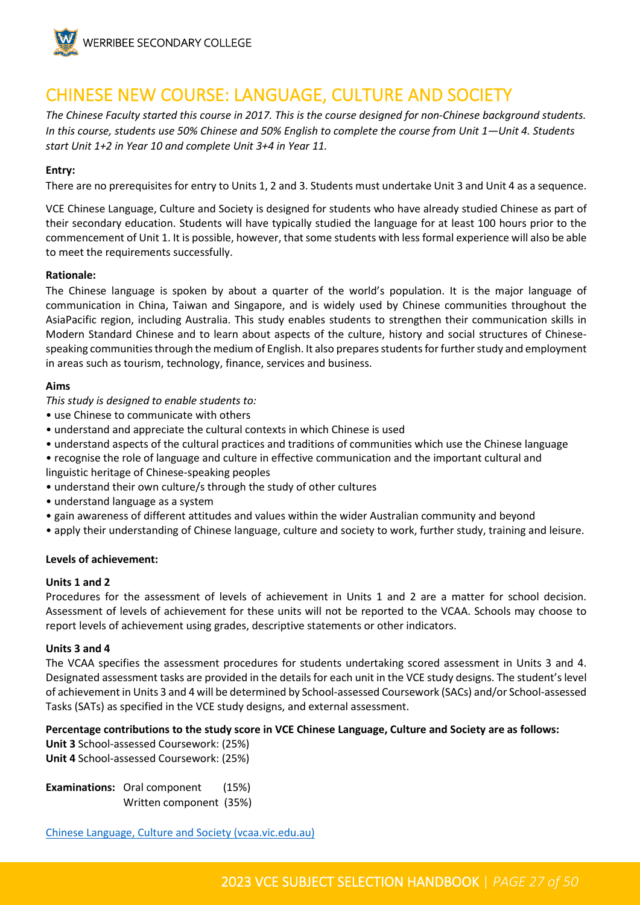# CHINESE NEW COURSE: LANGUAGE, CULTURE AND SOCIETY

*The Chinese Faculty started this course in 2017. This is the course designed for non-Chinese background students. In this course, students use 50% Chinese and 50% English to complete the course from Unit 1—Unit 4. Students start Unit 1+2 in Year 10 and complete Unit 3+4 in Year 11.*

**Entry:**

There are no prerequisites for entry to Units 1, 2 and 3. Students must undertake Unit 3 and Unit 4 as a sequence.

VCE Chinese Language, Culture and Society is designed for students who have already studied Chinese as part of their secondary education. Students will have typically studied the language for at least 100 hours prior to the commencement of Unit 1. It is possible, however, that some students with less formal experience will also be able to meet the requirements successfully.

**Rationale:**

The Chinese language is spoken by about a quarter of the world's population. It is the major language of communication in China, Taiwan and Singapore, and is widely used by Chinese communities throughout the AsiaPacific region, including Australia. This study enables students to strengthen their communication skills in Modern Standard Chinese and to learn about aspects of the culture, history and social structures of Chinese-speaking communities through the medium of English. It also prepares students for further study and employment in areas such as tourism, technology, finance, services and business.

**Aims**

*This study is designed to enable students to:*

- use Chinese to communicate with others
- understand and appreciate the cultural contexts in which Chinese is used
- understand aspects of the cultural practices and traditions of communities which use the Chinese language
- recognise the role of language and culture in effective communication and the important cultural and linguistic heritage of Chinese-speaking peoples
- understand their own culture/s through the study of other cultures
- understand language as a system
- gain awareness of different attitudes and values within the wider Australian community and beyond
- apply their understanding of Chinese language, culture and society to work, further study, training and leisure.

**Levels of achievement:**

**Units 1 and 2**

Procedures for the assessment of levels of achievement in Units 1 and 2 are a matter for school decision. Assessment of levels of achievement for these units will not be reported to the VCAA. Schools may choose to report levels of achievement using grades, descriptive statements or other indicators.

**Units 3 and 4**

The VCAA specifies the assessment procedures for students undertaking scored assessment in Units 3 and 4. Designated assessment tasks are provided in the details for each unit in the VCE study designs. The student's level of achievement in Units 3 and 4 will be determined by School-assessed Coursework (SACs) and/or School-assessed Tasks (SATs) as specified in the VCE study designs, and external assessment.

**Percentage contributions to the study score in VCE Chinese Language, Culture and Society are as follows:**

**Unit 3** School-assessed Coursework: (25%)
**Unit 4** School-assessed Coursework: (25%)

**Examinations:** Oral component (15%)
Written component (35%)

[Chinese Language, Culture and Society (vcaa.vic.edu.au)](https://www.vcaa.vic.edu.au)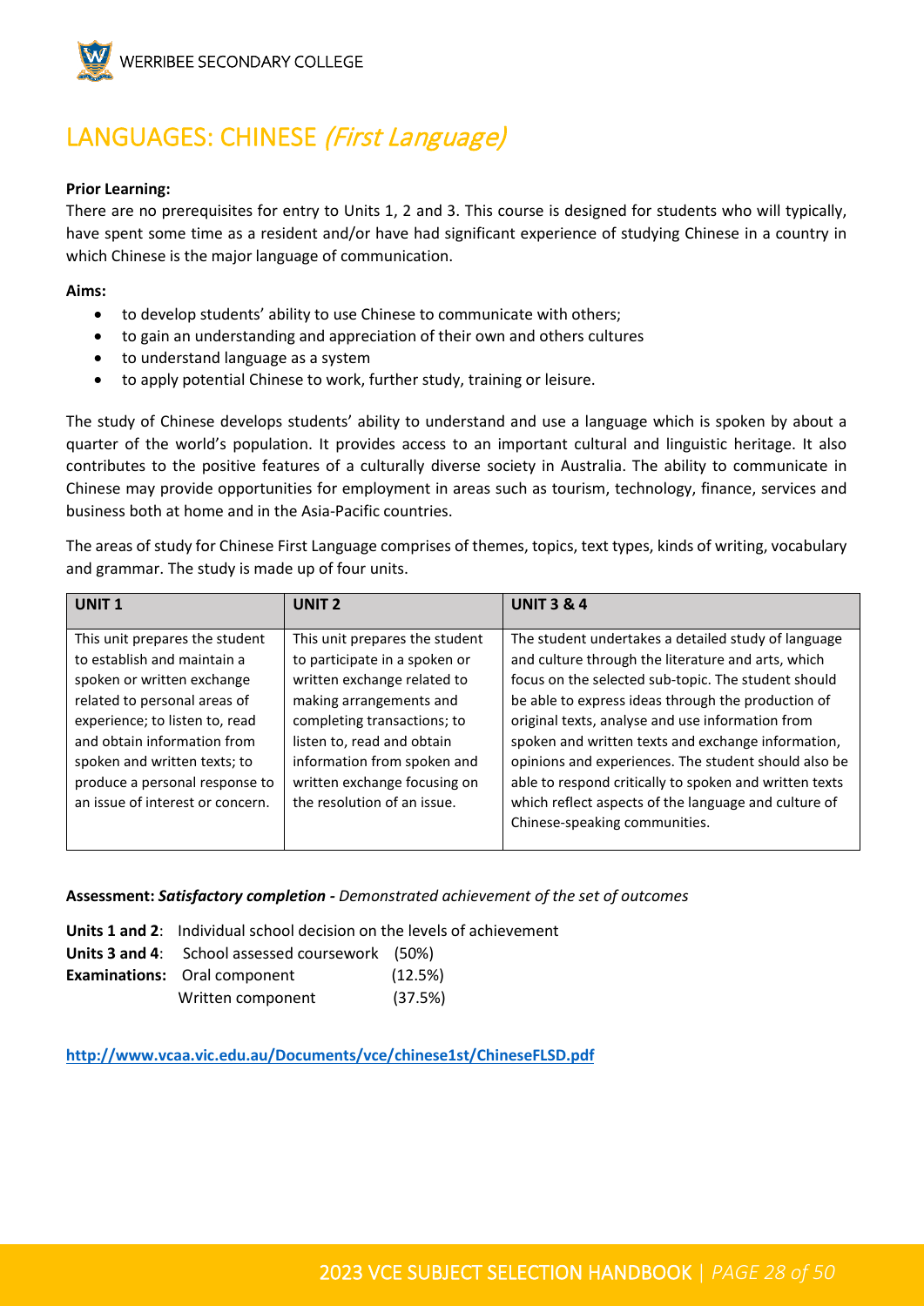# LANGUAGES: CHINESE *(First Language)*

**Prior Learning:**
There are no prerequisites for entry to Units 1, 2 and 3. This course is designed for students who will typically, have spent some time as a resident and/or have had significant experience of studying Chinese in a country in which Chinese is the major language of communication.

**Aims:**

- to develop students' ability to use Chinese to communicate with others;
- to gain an understanding and appreciation of their own and others cultures
- to understand language as a system
- to apply potential Chinese to work, further study, training or leisure.

The study of Chinese develops students' ability to understand and use a language which is spoken by about a quarter of the world's population. It provides access to an important cultural and linguistic heritage. It also contributes to the positive features of a culturally diverse society in Australia. The ability to communicate in Chinese may provide opportunities for employment in areas such as tourism, technology, finance, services and business both at home and in the Asia-Pacific countries.

The areas of study for Chinese First Language comprises of themes, topics, text types, kinds of writing, vocabulary and grammar. The study is made up of four units.

| UNIT 1 | UNIT 2 | UNIT 3 & 4 |
|---|---|---|
| This unit prepares the student to establish and maintain a spoken or written exchange related to personal areas of experience; to listen to, read and obtain information from spoken and written texts; to produce a personal response to an issue of interest or concern. | This unit prepares the student to participate in a spoken or written exchange related to making arrangements and completing transactions; to listen to, read and obtain information from spoken and written exchange focusing on the resolution of an issue. | The student undertakes a detailed study of language and culture through the literature and arts, which focus on the selected sub-topic. The student should be able to express ideas through the production of original texts, analyse and use information from spoken and written texts and exchange information, opinions and experiences. The student should also be able to respond critically to spoken and written texts which reflect aspects of the language and culture of Chinese-speaking communities. |

**Assessment: *Satisfactory completion -*** *Demonstrated achievement of the set of outcomes*

**Units 1 and 2**: Individual school decision on the levels of achievement
**Units 3 and 4**: School assessed coursework (50%)
**Examinations:** Oral component (12.5%)
Written component (37.5%)

**http://www.vcaa.vic.edu.au/Documents/vce/chinese1st/ChineseFLSD.pdf**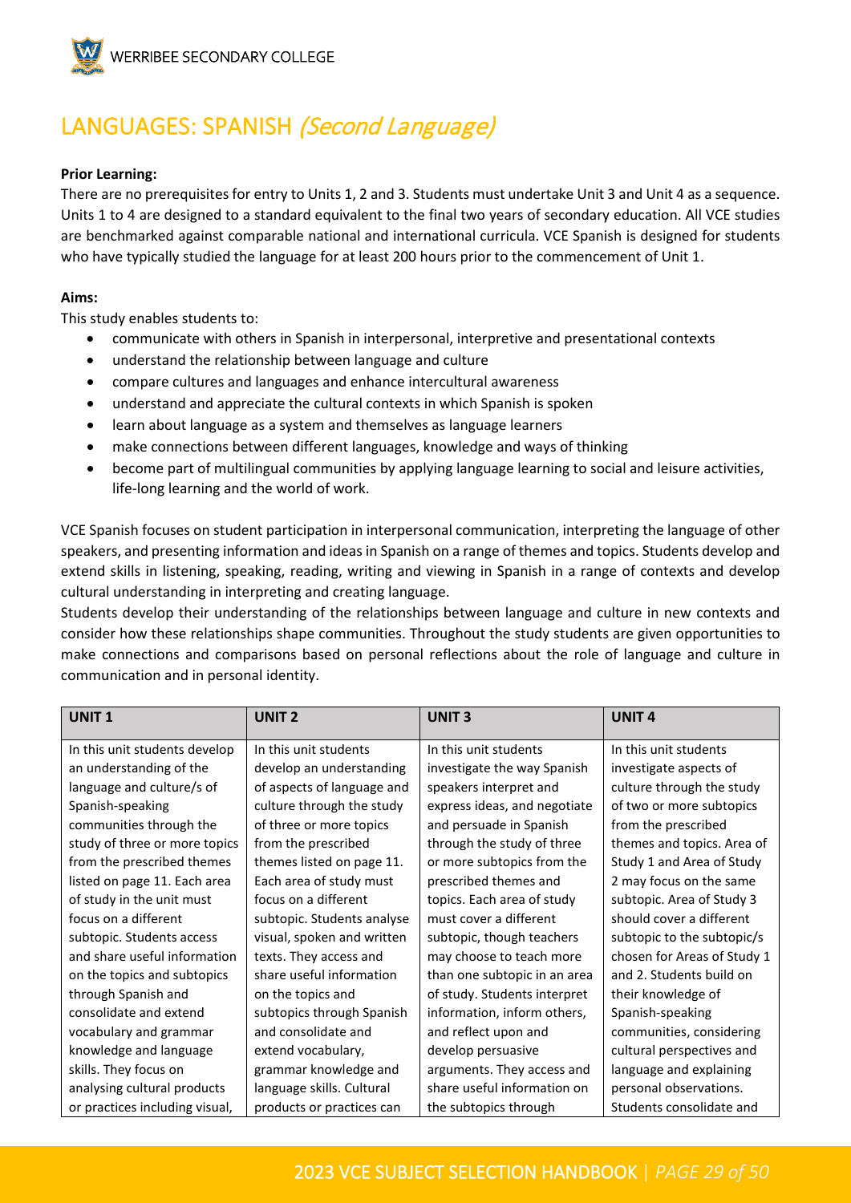# LANGUAGES: SPANISH *(Second Language)*

**Prior Learning:**

There are no prerequisites for entry to Units 1, 2 and 3. Students must undertake Unit 3 and Unit 4 as a sequence. Units 1 to 4 are designed to a standard equivalent to the final two years of secondary education. All VCE studies are benchmarked against comparable national and international curricula. VCE Spanish is designed for students who have typically studied the language for at least 200 hours prior to the commencement of Unit 1.

**Aims:**

This study enables students to:

- communicate with others in Spanish in interpersonal, interpretive and presentational contexts
- understand the relationship between language and culture
- compare cultures and languages and enhance intercultural awareness
- understand and appreciate the cultural contexts in which Spanish is spoken
- learn about language as a system and themselves as language learners
- make connections between different languages, knowledge and ways of thinking
- become part of multilingual communities by applying language learning to social and leisure activities, life-long learning and the world of work.

VCE Spanish focuses on student participation in interpersonal communication, interpreting the language of other speakers, and presenting information and ideas in Spanish on a range of themes and topics. Students develop and extend skills in listening, speaking, reading, writing and viewing in Spanish in a range of contexts and develop cultural understanding in interpreting and creating language.

Students develop their understanding of the relationships between language and culture in new contexts and consider how these relationships shape communities. Throughout the study students are given opportunities to make connections and comparisons based on personal reflections about the role of language and culture in communication and in personal identity.

| UNIT 1 | UNIT 2 | UNIT 3 | UNIT 4 |
|---|---|---|---|
| In this unit students develop an understanding of the language and culture/s of Spanish-speaking communities through the study of three or more topics from the prescribed themes listed on page 11. Each area of study in the unit must focus on a different subtopic. Students access and share useful information on the topics and subtopics through Spanish and consolidate and extend vocabulary and grammar knowledge and language skills. They focus on analysing cultural products or practices including visual, | In this unit students develop an understanding of aspects of language and culture through the study of three or more topics from the prescribed themes listed on page 11. Each area of study must focus on a different subtopic. Students analyse visual, spoken and written texts. They access and share useful information on the topics and subtopics through Spanish and consolidate and extend vocabulary, grammar knowledge and language skills. Cultural products or practices can | In this unit students investigate the way Spanish speakers interpret and express ideas, and negotiate and persuade in Spanish through the study of three or more subtopics from the prescribed themes and topics. Each area of study must cover a different subtopic, though teachers may choose to teach more than one subtopic in an area of study. Students interpret information, inform others, and reflect upon and develop persuasive arguments. They access and share useful information on the subtopics through | In this unit students investigate aspects of culture through the study of two or more subtopics from the prescribed themes and topics. Area of Study 1 and Area of Study 2 may focus on the same subtopic. Area of Study 3 should cover a different subtopic to the subtopic/s chosen for Areas of Study 1 and 2. Students build on their knowledge of Spanish-speaking communities, considering cultural perspectives and language and explaining personal observations. Students consolidate and |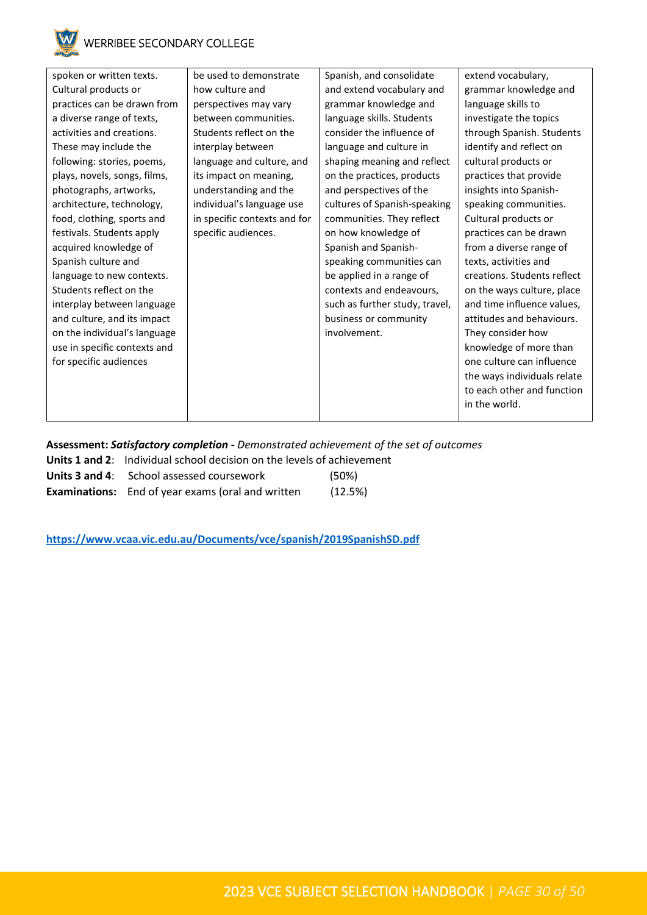| | | | |
|---|---|---|---|
| spoken or written texts. Cultural products or practices can be drawn from a diverse range of texts, activities and creations. These may include the following: stories, poems, plays, novels, songs, films, photographs, artworks, architecture, technology, food, clothing, sports and festivals. Students apply acquired knowledge of Spanish culture and language to new contexts. Students reflect on the interplay between language and culture, and its impact on the individual's language use in specific contexts and for specific audiences | be used to demonstrate how culture and perspectives may vary between communities. Students reflect on the interplay between language and culture, and its impact on meaning, understanding and the individual's language use in specific contexts and for specific audiences. | Spanish, and consolidate and extend vocabulary and grammar knowledge and language skills. Students consider the influence of language and culture in shaping meaning and reflect on the practices, products and perspectives of the cultures of Spanish-speaking communities. They reflect on how knowledge of Spanish and Spanish-speaking communities can be applied in a range of contexts and endeavours, such as further study, travel, business or community involvement. | extend vocabulary, grammar knowledge and language skills to investigate the topics through Spanish. Students identify and reflect on cultural products or practices that provide insights into Spanish-speaking communities. Cultural products or practices can be drawn from a diverse range of texts, activities and creations. Students reflect on the ways culture, place and time influence values, attitudes and behaviours. They consider how knowledge of more than one culture can influence the ways individuals relate to each other and function in the world. |

**Assessment:** ***Satisfactory completion -*** *Demonstrated achievement of the set of outcomes*

**Units 1 and 2**: Individual school decision on the levels of achievement

**Units 3 and 4**: School assessed coursework (50%)

**Examinations:** End of year exams (oral and written (12.5%)

**https://www.vcaa.vic.edu.au/Documents/vce/spanish/2019SpanishSD.pdf**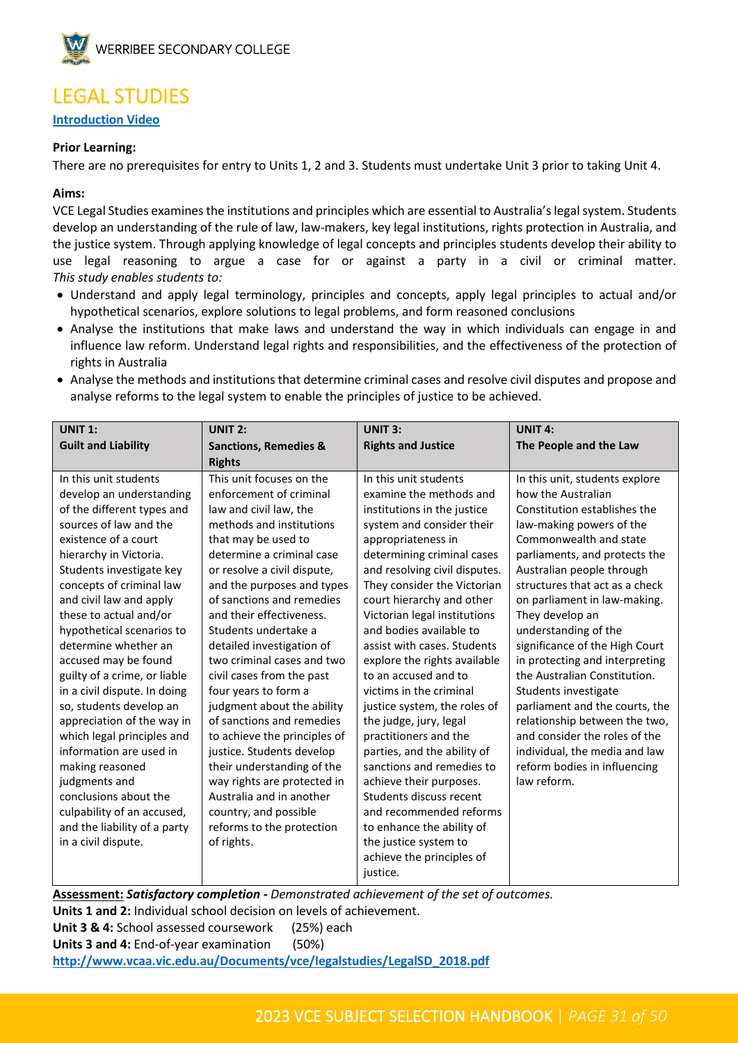# LEGAL STUDIES

**[Introduction Video]**

**Prior Learning:**

There are no prerequisites for entry to Units 1, 2 and 3. Students must undertake Unit 3 prior to taking Unit 4.

**Aims:**

VCE Legal Studies examines the institutions and principles which are essential to Australia's legal system. Students develop an understanding of the rule of law, law-makers, key legal institutions, rights protection in Australia, and the justice system. Through applying knowledge of legal concepts and principles students develop their ability to use legal reasoning to argue a case for or against a party in a civil or criminal matter. *This study enables students to:*

- Understand and apply legal terminology, principles and concepts, apply legal principles to actual and/or hypothetical scenarios, explore solutions to legal problems, and form reasoned conclusions
- Analyse the institutions that make laws and understand the way in which individuals can engage in and influence law reform. Understand legal rights and responsibilities, and the effectiveness of the protection of rights in Australia
- Analyse the methods and institutions that determine criminal cases and resolve civil disputes and propose and analyse reforms to the legal system to enable the principles of justice to be achieved.

| **UNIT 1: Guilt and Liability** | **UNIT 2: Sanctions, Remedies & Rights** | **UNIT 3: Rights and Justice** | **UNIT 4: The People and the Law** |
|---|---|---|---|
| In this unit students develop an understanding of the different types and sources of law and the existence of a court hierarchy in Victoria. Students investigate key concepts of criminal law and civil law and apply these to actual and/or hypothetical scenarios to determine whether an accused may be found guilty of a crime, or liable in a civil dispute. In doing so, students develop an appreciation of the way in which legal principles and information are used in making reasoned judgments and conclusions about the culpability of an accused, and the liability of a party in a civil dispute. | This unit focuses on the enforcement of criminal law and civil law, the methods and institutions that may be used to determine a criminal case or resolve a civil dispute, and the purposes and types of sanctions and remedies and their effectiveness. Students undertake a detailed investigation of two criminal cases and two civil cases from the past four years to form a judgment about the ability of sanctions and remedies to achieve the principles of justice. Students develop their understanding of the way rights are protected in Australia and in another country, and possible reforms to the protection of rights. | In this unit students examine the methods and institutions in the justice system and consider their appropriateness in determining criminal cases and resolving civil disputes. They consider the Victorian court hierarchy and other Victorian legal institutions and bodies available to assist with cases. Students explore the rights available to an accused and to victims in the criminal justice system, the roles of the judge, jury, legal practitioners and the parties, and the ability of sanctions and remedies to achieve their purposes. Students discuss recent and recommended reforms to enhance the ability of the justice system to achieve the principles of justice. | In this unit, students explore how the Australian Constitution establishes the law-making powers of the Commonwealth and state parliaments, and protects the Australian people through structures that act as a check on parliament in law-making. They develop an understanding of the significance of the High Court in protecting and interpreting the Australian Constitution. Students investigate parliament and the courts, the relationship between the two, and consider the roles of the individual, the media and law reform bodies in influencing law reform. |

**Assessment:** ***Satisfactory completion -*** *Demonstrated achievement of the set of outcomes.*

**Units 1 and 2:** Individual school decision on levels of achievement.

**Unit 3 & 4:** School assessed coursework (25%) each

**Units 3 and 4:** End-of-year examination (50%)

**http://www.vcaa.vic.edu.au/Documents/vce/legalstudies/LegalSD_2018.pdf**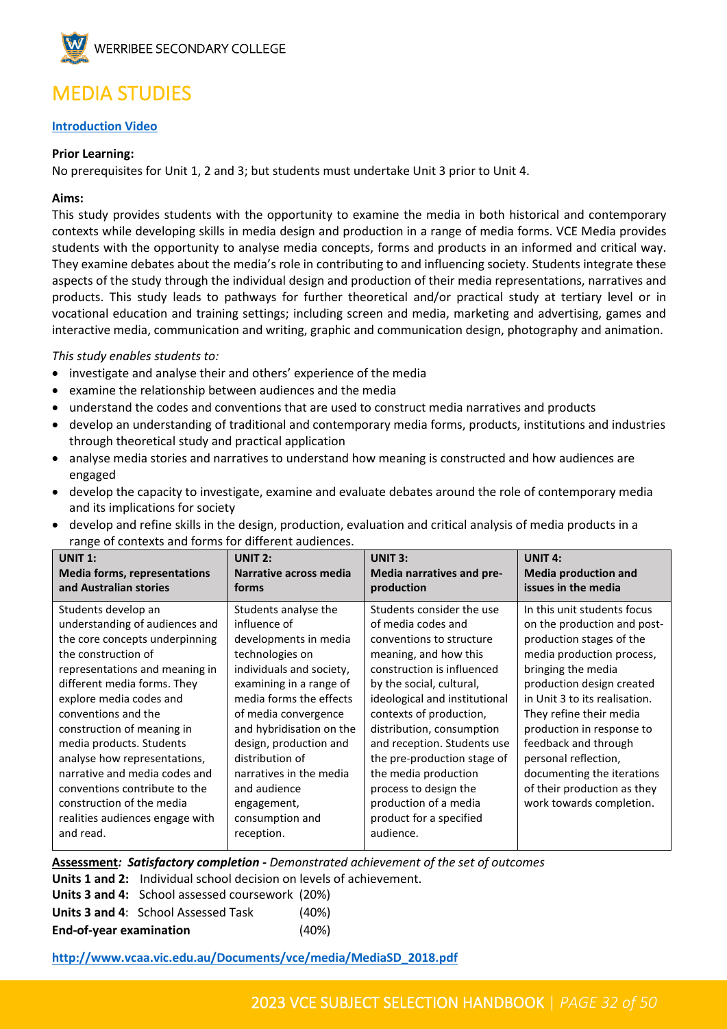# MEDIA STUDIES

**[Introduction Video]()**

**Prior Learning:**

No prerequisites for Unit 1, 2 and 3; but students must undertake Unit 3 prior to Unit 4.

**Aims:**

This study provides students with the opportunity to examine the media in both historical and contemporary contexts while developing skills in media design and production in a range of media forms. VCE Media provides students with the opportunity to analyse media concepts, forms and products in an informed and critical way. They examine debates about the media's role in contributing to and influencing society. Students integrate these aspects of the study through the individual design and production of their media representations, narratives and products. This study leads to pathways for further theoretical and/or practical study at tertiary level or in vocational education and training settings; including screen and media, marketing and advertising, games and interactive media, communication and writing, graphic and communication design, photography and animation.

*This study enables students to:*

- investigate and analyse their and others' experience of the media
- examine the relationship between audiences and the media
- understand the codes and conventions that are used to construct media narratives and products
- develop an understanding of traditional and contemporary media forms, products, institutions and industries through theoretical study and practical application
- analyse media stories and narratives to understand how meaning is constructed and how audiences are engaged
- develop the capacity to investigate, examine and evaluate debates around the role of contemporary media and its implications for society
- develop and refine skills in the design, production, evaluation and critical analysis of media products in a range of contexts and forms for different audiences.

| **UNIT 1: Media forms, representations and Australian stories** | **UNIT 2: Narrative across media forms** | **UNIT 3: Media narratives and pre-production** | **UNIT 4: Media production and issues in the media** |
|---|---|---|---|
| Students develop an understanding of audiences and the core concepts underpinning the construction of representations and meaning in different media forms. They explore media codes and conventions and the construction of meaning in media products. Students analyse how representations, narrative and media codes and conventions contribute to the construction of the media realities audiences engage with and read. | Students analyse the influence of developments in media technologies on individuals and society, examining in a range of media forms the effects of media convergence and hybridisation on the design, production and distribution of narratives in the media and audience engagement, consumption and reception. | Students consider the use of media codes and conventions to structure meaning, and how this construction is influenced by the social, cultural, ideological and institutional contexts of production, distribution, consumption and reception. Students use the pre-production stage of the media production process to design the production of a media product for a specified audience. | In this unit students focus on the production and post-production stages of the media production process, bringing the media production design created in Unit 3 to its realisation. They refine their media production in response to feedback and through personal reflection, documenting the iterations of their production as they work towards completion. |

**Assessment*: Satisfactory completion -*** *Demonstrated achievement of the set of outcomes*

**Units 1 and 2:** Individual school decision on levels of achievement.

**Units 3 and 4:** School assessed coursework (20%)

**Units 3 and 4**: School Assessed Task (40%)

**End-of-year examination** (40%)

**http://www.vcaa.vic.edu.au/Documents/vce/media/MediaSD_2018.pdf**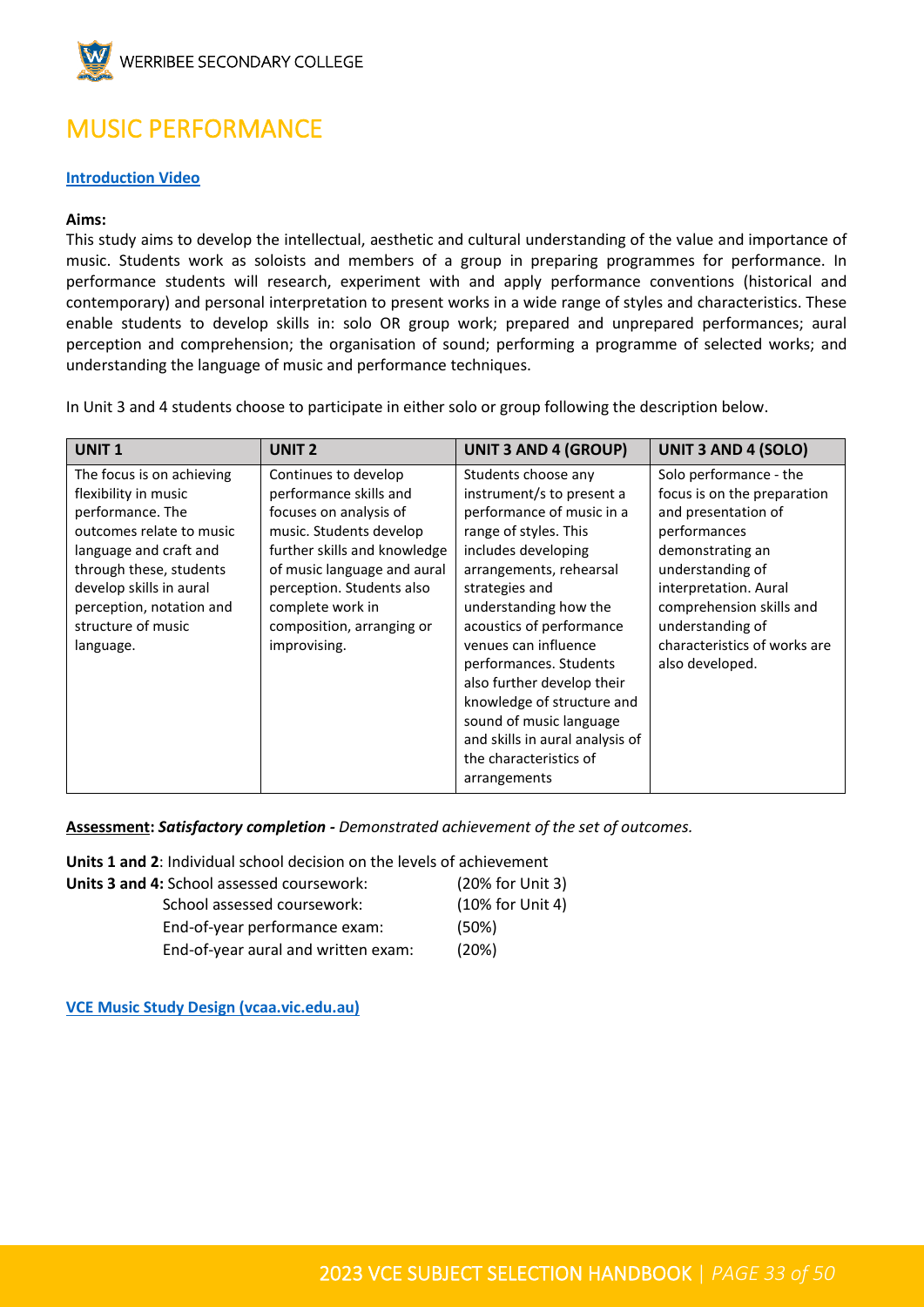# MUSIC PERFORMANCE

**Introduction Video**

**Aims:**

This study aims to develop the intellectual, aesthetic and cultural understanding of the value and importance of music. Students work as soloists and members of a group in preparing programmes for performance. In performance students will research, experiment with and apply performance conventions (historical and contemporary) and personal interpretation to present works in a wide range of styles and characteristics. These enable students to develop skills in: solo OR group work; prepared and unprepared performances; aural perception and comprehension; the organisation of sound; performing a programme of selected works; and understanding the language of music and performance techniques.

In Unit 3 and 4 students choose to participate in either solo or group following the description below.

| UNIT 1 | UNIT 2 | UNIT 3 AND 4 (GROUP) | UNIT 3 AND 4 (SOLO) |
|---|---|---|---|
| The focus is on achieving flexibility in music performance. The outcomes relate to music language and craft and through these, students develop skills in aural perception, notation and structure of music language. | Continues to develop performance skills and focuses on analysis of music. Students develop further skills and knowledge of music language and aural perception. Students also complete work in composition, arranging or improvising. | Students choose any instrument/s to present a performance of music in a range of styles. This includes developing arrangements, rehearsal strategies and understanding how the acoustics of performance venues can influence performances. Students also further develop their knowledge of structure and sound of music language and skills in aural analysis of the characteristics of arrangements | Solo performance - the focus is on the preparation and presentation of performances demonstrating an understanding of interpretation. Aural comprehension skills and understanding of characteristics of works are also developed. |

**Assessment:** ***Satisfactory completion -*** *Demonstrated achievement of the set of outcomes.*

**Units 1 and 2**: Individual school decision on the levels of achievement

**Units 3 and 4:** School assessed coursework: (20% for Unit 3)
School assessed coursework: (10% for Unit 4)
End-of-year performance exam: (50%)
End-of-year aural and written exam: (20%)

**VCE Music Study Design (vcaa.vic.edu.au)**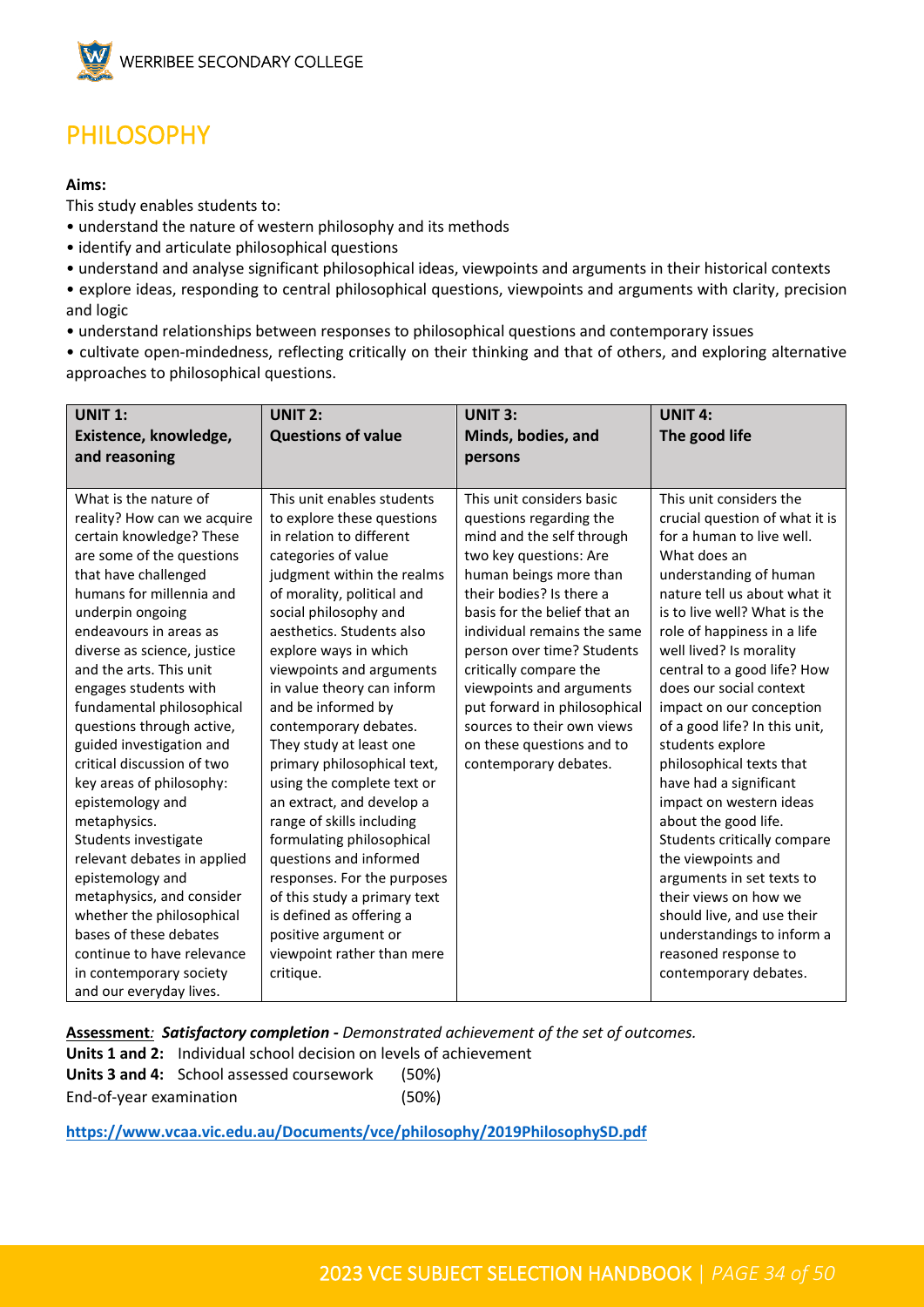# PHILOSOPHY

**Aims:**

This study enables students to:

- understand the nature of western philosophy and its methods
- identify and articulate philosophical questions
- understand and analyse significant philosophical ideas, viewpoints and arguments in their historical contexts
- explore ideas, responding to central philosophical questions, viewpoints and arguments with clarity, precision and logic
- understand relationships between responses to philosophical questions and contemporary issues
- cultivate open-mindedness, reflecting critically on their thinking and that of others, and exploring alternative approaches to philosophical questions.

| **UNIT 1: Existence, knowledge, and reasoning** | **UNIT 2: Questions of value** | **UNIT 3: Minds, bodies, and persons** | **UNIT 4: The good life** |
|---|---|---|---|
| What is the nature of reality? How can we acquire certain knowledge? These are some of the questions that have challenged humans for millennia and underpin ongoing endeavours in areas as diverse as science, justice and the arts. This unit engages students with fundamental philosophical questions through active, guided investigation and critical discussion of two key areas of philosophy: epistemology and metaphysics. Students investigate relevant debates in applied epistemology and metaphysics, and consider whether the philosophical bases of these debates continue to have relevance in contemporary society and our everyday lives. | This unit enables students to explore these questions in relation to different categories of value judgment within the realms of morality, political and social philosophy and aesthetics. Students also explore ways in which viewpoints and arguments in value theory can inform and be informed by contemporary debates. They study at least one primary philosophical text, using the complete text or an extract, and develop a range of skills including formulating philosophical questions and informed responses. For the purposes of this study a primary text is defined as offering a positive argument or viewpoint rather than mere critique. | This unit considers basic questions regarding the mind and the self through two key questions: Are human beings more than their bodies? Is there a basis for the belief that an individual remains the same person over time? Students critically compare the viewpoints and arguments put forward in philosophical sources to their own views on these questions and to contemporary debates. | This unit considers the crucial question of what it is for a human to live well. What does an understanding of human nature tell us about what it is to live well? What is the role of happiness in a life well lived? Is morality central to a good life? How does our social context impact on our conception of a good life? In this unit, students explore philosophical texts that have had a significant impact on western ideas about the good life. Students critically compare the viewpoints and arguments in set texts to their views on how we should live, and use their understandings to inform a reasoned response to contemporary debates. |

**Assessment***:* ***Satisfactory completion -*** *Demonstrated achievement of the set of outcomes.*

**Units 1 and 2:** Individual school decision on levels of achievement

**Units 3 and 4:** School assessed coursework (50%)

End-of-year examination (50%)

**https://www.vcaa.vic.edu.au/Documents/vce/philosophy/2019PhilosophySD.pdf**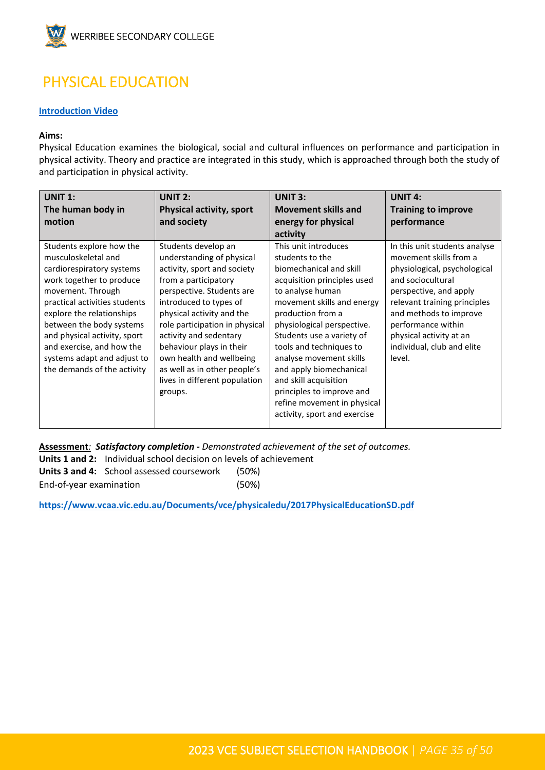# PHYSICAL EDUCATION

**Introduction Video**

**Aims:**

Physical Education examines the biological, social and cultural influences on performance and participation in physical activity. Theory and practice are integrated in this study, which is approached through both the study of and participation in physical activity.

| **UNIT 1: The human body in motion** | **UNIT 2: Physical activity, sport and society** | **UNIT 3: Movement skills and energy for physical activity** | **UNIT 4: Training to improve performance** |
|---|---|---|---|
| Students explore how the musculoskeletal and cardiorespiratory systems work together to produce movement. Through practical activities students explore the relationships between the body systems and physical activity, sport and exercise, and how the systems adapt and adjust to the demands of the activity | Students develop an understanding of physical activity, sport and society from a participatory perspective. Students are introduced to types of physical activity and the role participation in physical activity and sedentary behaviour plays in their own health and wellbeing as well as in other people's lives in different population groups. | This unit introduces students to the biomechanical and skill acquisition principles used to analyse human movement skills and energy production from a physiological perspective. Students use a variety of tools and techniques to analyse movement skills and apply biomechanical and skill acquisition principles to improve and refine movement in physical activity, sport and exercise | In this unit students analyse movement skills from a physiological, psychological and sociocultural perspective, and apply relevant training principles and methods to improve performance within physical activity at an individual, club and elite level. |

**Assessment***:* ***Satisfactory completion -*** *Demonstrated achievement of the set of outcomes.*

**Units 1 and 2:** Individual school decision on levels of achievement

**Units 3 and 4:** School assessed coursework (50%)

End-of-year examination (50%)

**https://www.vcaa.vic.edu.au/Documents/vce/physicaledu/2017PhysicalEducationSD.pdf**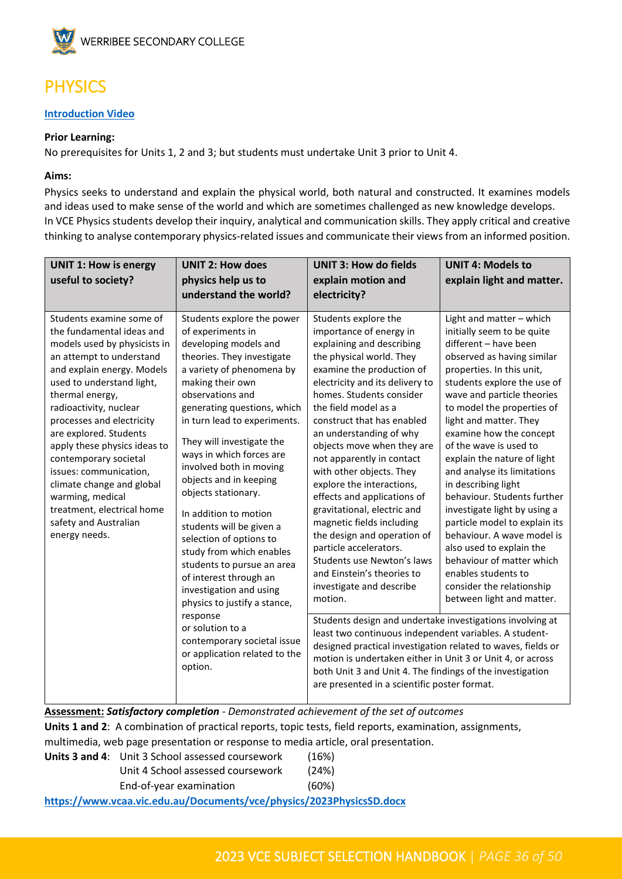# PHYSICS

**Introduction Video**

**Prior Learning:**

No prerequisites for Units 1, 2 and 3; but students must undertake Unit 3 prior to Unit 4.

**Aims:**

Physics seeks to understand and explain the physical world, both natural and constructed. It examines models and ideas used to make sense of the world and which are sometimes challenged as new knowledge develops.
In VCE Physics students develop their inquiry, analytical and communication skills. They apply critical and creative thinking to analyse contemporary physics-related issues and communicate their views from an informed position.

| UNIT 1: How is energy useful to society? | UNIT 2: How does physics help us to understand the world? | UNIT 3: How do fields explain motion and electricity? | UNIT 4: Models to explain light and matter. |
|---|---|---|---|
| Students examine some of the fundamental ideas and models used by physicists in an attempt to understand and explain energy. Models used to understand light, thermal energy, radioactivity, nuclear processes and electricity are explored. Students apply these physics ideas to contemporary societal issues: communication, climate change and global warming, medical treatment, electrical home safety and Australian energy needs. | Students explore the power of experiments in developing models and theories. They investigate a variety of phenomena by making their own observations and generating questions, which in turn lead to experiments.<br><br>They will investigate the ways in which forces are involved both in moving objects and in keeping objects stationary.<br><br>In addition to motion students will be given a selection of options to study from which enables students to pursue an area of interest through an investigation and using physics to justify a stance, response or solution to a contemporary societal issue or application related to the option. | Students explore the importance of energy in explaining and describing the physical world. They examine the production of electricity and its delivery to homes. Students consider the field model as a construct that has enabled an understanding of why objects move when they are not apparently in contact with other objects. They explore the interactions, effects and applications of gravitational, electric and magnetic fields including the design and operation of particle accelerators. Students use Newton's laws and Einstein's theories to investigate and describe motion.<br><br>Students design and undertake investigations involving at least two continuous independent variables. A student-designed practical investigation related to waves, fields or motion is undertaken either in Unit 3 or Unit 4, or across both Unit 3 and Unit 4. The findings of the investigation are presented in a scientific poster format. | Light and matter – which initially seem to be quite different – have been observed as having similar properties. In this unit, students explore the use of wave and particle theories to model the properties of light and matter. They examine how the concept of the wave is used to explain the nature of light and analyse its limitations in describing light behaviour. Students further investigate light by using a particle model to explain its behaviour. A wave model is also used to explain the behaviour of matter which enables students to consider the relationship between light and matter.<br><br>(Units 3 and 4 shared: Students design and undertake investigations involving at least two continuous independent variables. A student-designed practical investigation related to waves, fields or motion is undertaken either in Unit 3 or Unit 4, or across both Unit 3 and Unit 4. The findings of the investigation are presented in a scientific poster format.) |

**Assessment:** ***Satisfactory completion*** *- Demonstrated achievement of the set of outcomes*

**Units 1 and 2**: A combination of practical reports, topic tests, field reports, examination, assignments, multimedia, web page presentation or response to media article, oral presentation.

**Units 3 and 4**:

| | |
|---|---|
| Unit 3 School assessed coursework | (16%) |
| Unit 4 School assessed coursework | (24%) |
| End-of-year examination | (60%) |

https://www.vcaa.vic.edu.au/Documents/vce/physics/2023PhysicsSD.docx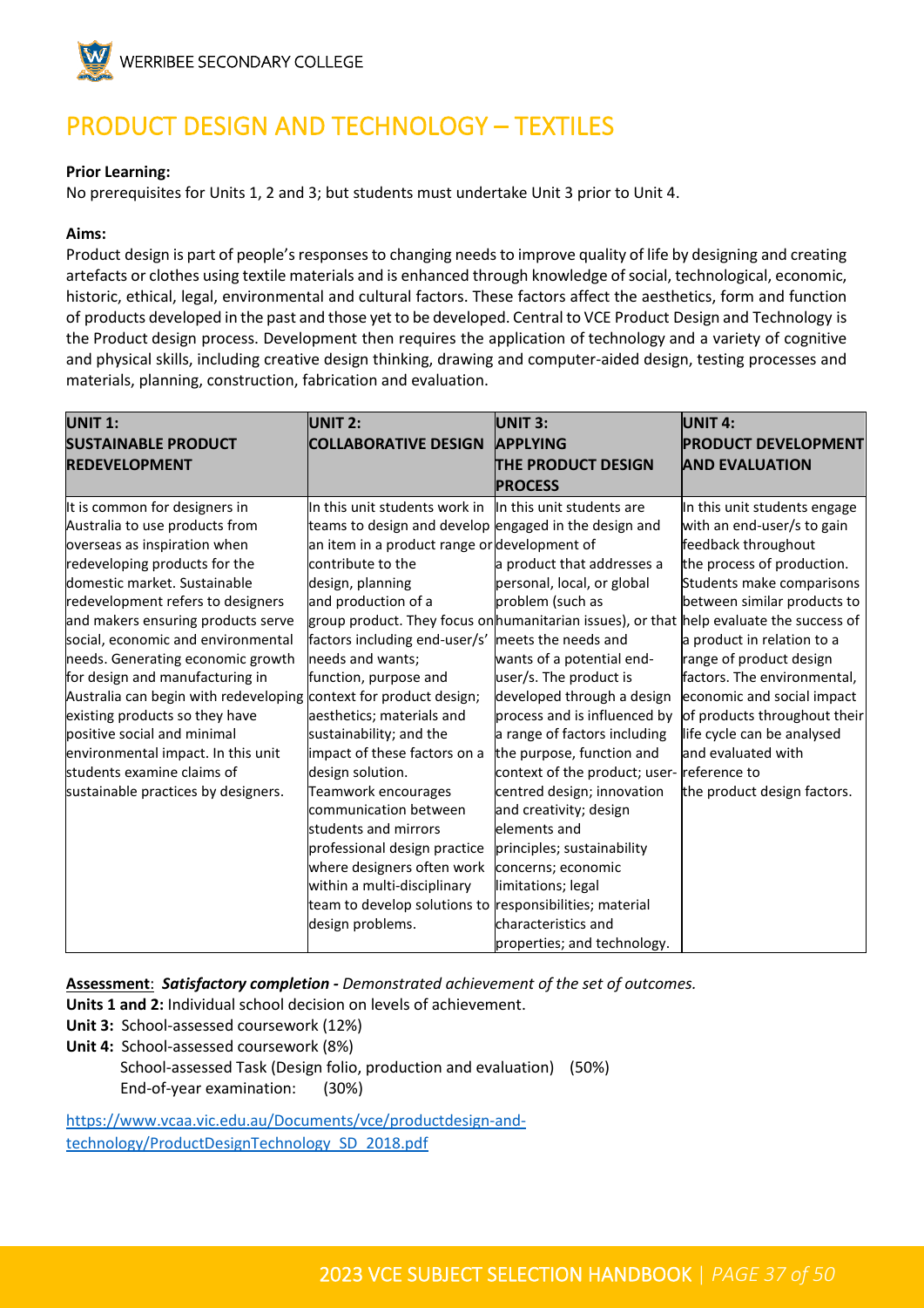# PRODUCT DESIGN AND TECHNOLOGY – TEXTILES

**Prior Learning:**
No prerequisites for Units 1, 2 and 3; but students must undertake Unit 3 prior to Unit 4.

**Aims:**
Product design is part of people's responses to changing needs to improve quality of life by designing and creating artefacts or clothes using textile materials and is enhanced through knowledge of social, technological, economic, historic, ethical, legal, environmental and cultural factors. These factors affect the aesthetics, form and function of products developed in the past and those yet to be developed. Central to VCE Product Design and Technology is the Product design process. Development then requires the application of technology and a variety of cognitive and physical skills, including creative design thinking, drawing and computer-aided design, testing processes and materials, planning, construction, fabrication and evaluation.

| **UNIT 1: SUSTAINABLE PRODUCT REDEVELOPMENT** | **UNIT 2: COLLABORATIVE DESIGN** | **UNIT 3: APPLYING THE PRODUCT DESIGN PROCESS** | **UNIT 4: PRODUCT DEVELOPMENT AND EVALUATION** |
|---|---|---|---|
| It is common for designers in Australia to use products from overseas as inspiration when redeveloping products for the domestic market. Sustainable redevelopment refers to designers and makers ensuring products serve social, economic and environmental needs. Generating economic growth for design and manufacturing in Australia can begin with redeveloping existing products so they have positive social and minimal environmental impact. In this unit students examine claims of sustainable practices by designers. | In this unit students work in teams to design and develop an item in a product range or contribute to the design, planning and production of a group product. They focus on factors including end-user/s' needs and wants; function, purpose and context for product design; aesthetics; materials and sustainability; and the impact of these factors on a design solution. Teamwork encourages communication between students and mirrors professional design practice where designers often work within a multi-disciplinary team to develop solutions to design problems. | In this unit students are engaged in the design and development of a product that addresses a personal, local, or global problem (such as humanitarian issues), or that meets the needs and wants of a potential end-user/s. The product is developed through a design process and is influenced by a range of factors including the purpose, function and context of the product; user-centred design; innovation and creativity; design elements and principles; sustainability concerns; economic limitations; legal responsibilities; material characteristics and properties; and technology. | In this unit students engage with an end-user/s to gain feedback throughout the process of production. Students make comparisons between similar products to help evaluate the success of a product in relation to a range of product design factors. The environmental, economic and social impact of products throughout their life cycle can be analysed and evaluated with reference to the product design factors. |

**Assessment**: ***Satisfactory completion -*** *Demonstrated achievement of the set of outcomes.*

**Units 1 and 2:** Individual school decision on levels of achievement.

**Unit 3:** School-assessed coursework (12%)

**Unit 4:** School-assessed coursework (8%)
School-assessed Task (Design folio, production and evaluation) (50%)
End-of-year examination: (30%)

https://www.vcaa.vic.edu.au/Documents/vce/productdesign-and-technology/ProductDesignTechnology_SD_2018.pdf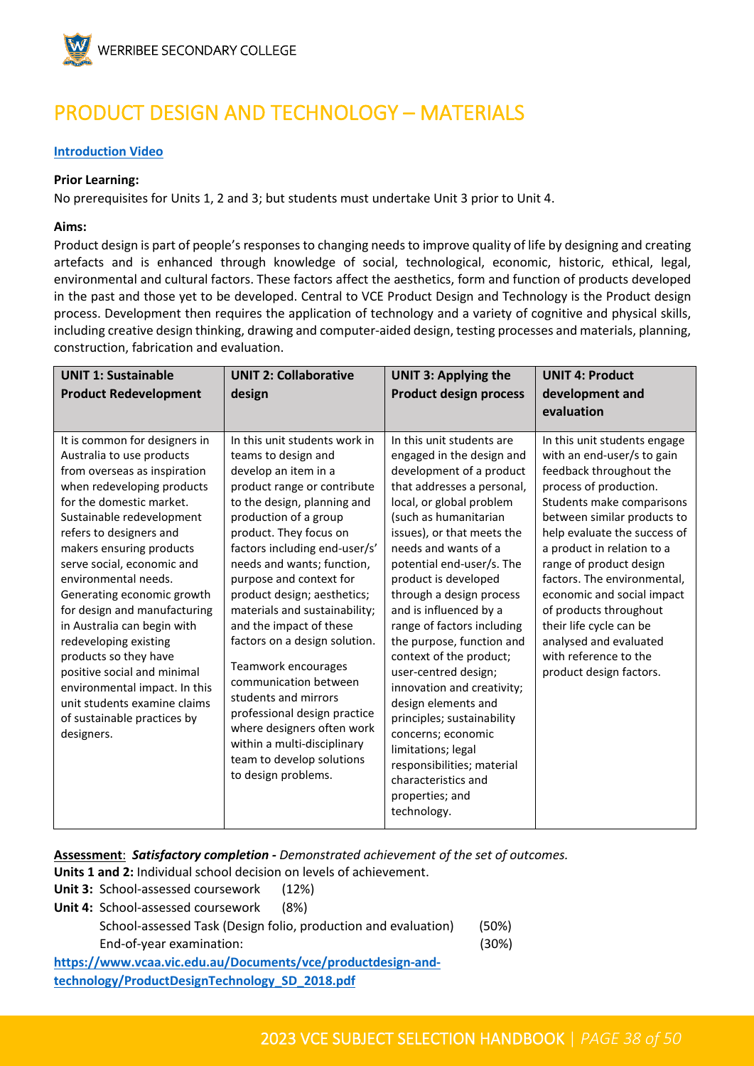# PRODUCT DESIGN AND TECHNOLOGY – MATERIALS

**Introduction Video**

**Prior Learning:**

No prerequisites for Units 1, 2 and 3; but students must undertake Unit 3 prior to Unit 4.

**Aims:**

Product design is part of people's responses to changing needs to improve quality of life by designing and creating artefacts and is enhanced through knowledge of social, technological, economic, historic, ethical, legal, environmental and cultural factors. These factors affect the aesthetics, form and function of products developed in the past and those yet to be developed. Central to VCE Product Design and Technology is the Product design process. Development then requires the application of technology and a variety of cognitive and physical skills, including creative design thinking, drawing and computer-aided design, testing processes and materials, planning, construction, fabrication and evaluation.

| UNIT 1: Sustainable Product Redevelopment | UNIT 2: Collaborative design | UNIT 3: Applying the Product design process | UNIT 4: Product development and evaluation |
|---|---|---|---|
| It is common for designers in Australia to use products from overseas as inspiration when redeveloping products for the domestic market. Sustainable redevelopment refers to designers and makers ensuring products serve social, economic and environmental needs. Generating economic growth for design and manufacturing in Australia can begin with redeveloping existing products so they have positive social and minimal environmental impact. In this unit students examine claims of sustainable practices by designers. | In this unit students work in teams to design and develop an item in a product range or contribute to the design, planning and production of a group product. They focus on factors including end-user/s' needs and wants; function, purpose and context for product design; aesthetics; materials and sustainability; and the impact of these factors on a design solution.<br><br>Teamwork encourages communication between students and mirrors professional design practice where designers often work within a multi-disciplinary team to develop solutions to design problems. | In this unit students are engaged in the design and development of a product that addresses a personal, local, or global problem (such as humanitarian issues), or that meets the needs and wants of a potential end-user/s. The product is developed through a design process and is influenced by a range of factors including the purpose, function and context of the product; user-centred design; innovation and creativity; design elements and principles; sustainability concerns; economic limitations; legal responsibilities; material characteristics and properties; and technology. | In this unit students engage with an end-user/s to gain feedback throughout the process of production. Students make comparisons between similar products to help evaluate the success of a product in relation to a range of product design factors. The environmental, economic and social impact of products throughout their life cycle can be analysed and evaluated with reference to the product design factors. |

**Assessment**: ***Satisfactory completion -*** *Demonstrated achievement of the set of outcomes.*

**Units 1 and 2:** Individual school decision on levels of achievement.

**Unit 3:** School-assessed coursework (12%)

**Unit 4:** School-assessed coursework (8%)

School-assessed Task (Design folio, production and evaluation) (50%)

End-of-year examination: (30%)

**https://www.vcaa.vic.edu.au/Documents/vce/productdesign-and-technology/ProductDesignTechnology_SD_2018.pdf**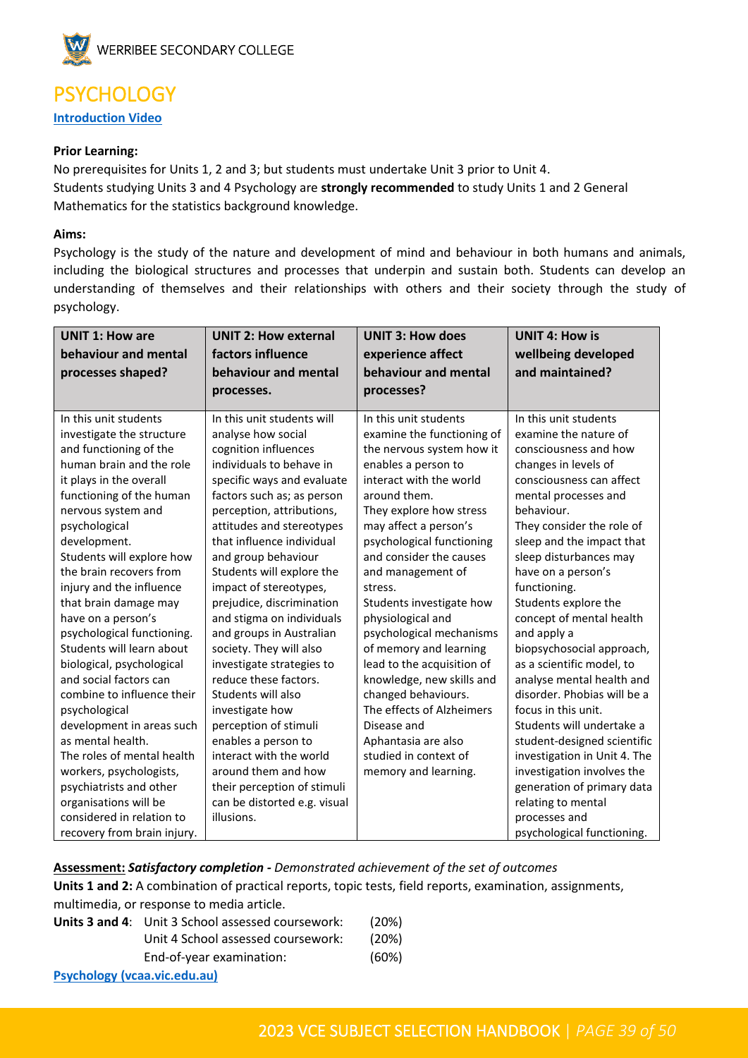# PSYCHOLOGY

**Introduction Video**

**Prior Learning:**

No prerequisites for Units 1, 2 and 3; but students must undertake Unit 3 prior to Unit 4.
Students studying Units 3 and 4 Psychology are **strongly recommended** to study Units 1 and 2 General Mathematics for the statistics background knowledge.

**Aims:**

Psychology is the study of the nature and development of mind and behaviour in both humans and animals, including the biological structures and processes that underpin and sustain both. Students can develop an understanding of themselves and their relationships with others and their society through the study of psychology.

| **UNIT 1: How are behaviour and mental processes shaped?** | **UNIT 2: How external factors influence behaviour and mental processes.** | **UNIT 3: How does experience affect behaviour and mental processes?** | **UNIT 4: How is wellbeing developed and maintained?** |
|---|---|---|---|
| In this unit students investigate the structure and functioning of the human brain and the role it plays in the overall functioning of the human nervous system and psychological development. Students will explore how the brain recovers from injury and the influence that brain damage may have on a person's psychological functioning. Students will learn about biological, psychological and social factors can combine to influence their psychological development in areas such as mental health. The roles of mental health workers, psychologists, psychiatrists and other organisations will be considered in relation to recovery from brain injury. | In this unit students will analyse how social cognition influences individuals to behave in specific ways and evaluate factors such as; as person perception, attributions, attitudes and stereotypes that influence individual and group behaviour Students will explore the impact of stereotypes, prejudice, discrimination and stigma on individuals and groups in Australian society. They will also investigate strategies to reduce these factors. Students will also investigate how perception of stimuli enables a person to interact with the world around them and how their perception of stimuli can be distorted e.g. visual illusions. | In this unit students examine the functioning of the nervous system how it enables a person to interact with the world around them. They explore how stress may affect a person's psychological functioning and consider the causes and management of stress. Students investigate how physiological and psychological mechanisms of memory and learning lead to the acquisition of knowledge, new skills and changed behaviours. The effects of Alzheimers Disease and Aphantasia are also studied in context of memory and learning. | In this unit students examine the nature of consciousness and how changes in levels of consciousness can affect mental processes and behaviour. They consider the role of sleep and the impact that sleep disturbances may have on a person's functioning. Students explore the concept of mental health and apply a biopsychosocial approach, as a scientific model, to analyse mental health and disorder. Phobias will be a focus in this unit. Students will undertake a student-designed scientific investigation in Unit 4. The investigation involves the generation of primary data relating to mental processes and psychological functioning. |

**Assessment:** ***Satisfactory completion -*** *Demonstrated achievement of the set of outcomes*

**Units 1 and 2:** A combination of practical reports, topic tests, field reports, examination, assignments, multimedia, or response to media article.

**Units 3 and 4**:

| | |
|---|---|
| Unit 3 School assessed coursework: | (20%) |
| Unit 4 School assessed coursework: | (20%) |
| End-of-year examination: | (60%) |

**Psychology (vcaa.vic.edu.au)**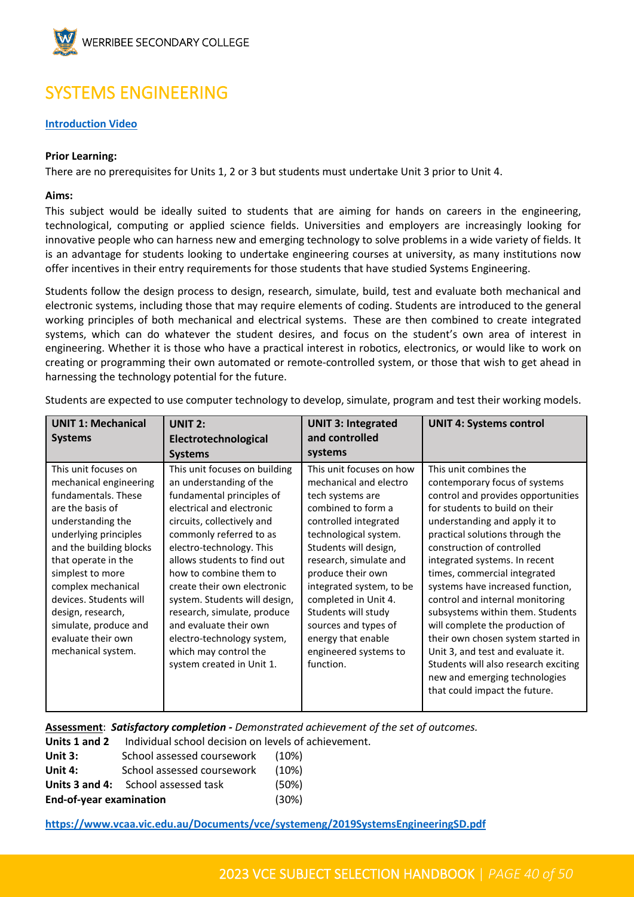# SYSTEMS ENGINEERING

**Introduction Video**

**Prior Learning:**

There are no prerequisites for Units 1, 2 or 3 but students must undertake Unit 3 prior to Unit 4.

**Aims:**

This subject would be ideally suited to students that are aiming for hands on careers in the engineering, technological, computing or applied science fields. Universities and employers are increasingly looking for innovative people who can harness new and emerging technology to solve problems in a wide variety of fields. It is an advantage for students looking to undertake engineering courses at university, as many institutions now offer incentives in their entry requirements for those students that have studied Systems Engineering.

Students follow the design process to design, research, simulate, build, test and evaluate both mechanical and electronic systems, including those that may require elements of coding. Students are introduced to the general working principles of both mechanical and electrical systems. These are then combined to create integrated systems, which can do whatever the student desires, and focus on the student's own area of interest in engineering. Whether it is those who have a practical interest in robotics, electronics, or would like to work on creating or programming their own automated or remote-controlled system, or those that wish to get ahead in harnessing the technology potential for the future.

Students are expected to use computer technology to develop, simulate, program and test their working models.

| UNIT 1: Mechanical Systems | UNIT 2: Electrotechnological Systems | UNIT 3: Integrated and controlled systems | UNIT 4: Systems control |
|---|---|---|---|
| This unit focuses on mechanical engineering fundamentals. These are the basis of understanding the underlying principles and the building blocks that operate in the simplest to more complex mechanical devices. Students will design, research, simulate, produce and evaluate their own mechanical system. | This unit focuses on building an understanding of the fundamental principles of electrical and electronic circuits, collectively and commonly referred to as electro-technology. This allows students to find out how to combine them to create their own electronic system. Students will design, research, simulate, produce and evaluate their own electro-technology system, which may control the system created in Unit 1. | This unit focuses on how mechanical and electro tech systems are combined to form a controlled integrated technological system. Students will design, research, simulate and produce their own integrated system, to be completed in Unit 4. Students will study sources and types of energy that enable engineered systems to function. | This unit combines the contemporary focus of systems control and provides opportunities for students to build on their understanding and apply it to practical solutions through the construction of controlled integrated systems. In recent times, commercial integrated systems have increased function, control and internal monitoring subsystems within them. Students will complete the production of their own chosen system started in Unit 3, and test and evaluate it. Students will also research exciting new and emerging technologies that could impact the future. |

**Assessment**: ***Satisfactory completion -*** *Demonstrated achievement of the set of outcomes.*

**Units 1 and 2** Individual school decision on levels of achievement.

| | | |
|---|---|---|
| **Unit 3:** | School assessed coursework | (10%) |
| **Unit 4:** | School assessed coursework | (10%) |
| **Units 3 and 4:** | School assessed task | (50%) |
| **End-of-year examination** | | (30%) |

**https://www.vcaa.vic.edu.au/Documents/vce/systemeng/2019SystemsEngineeringSD.pdf**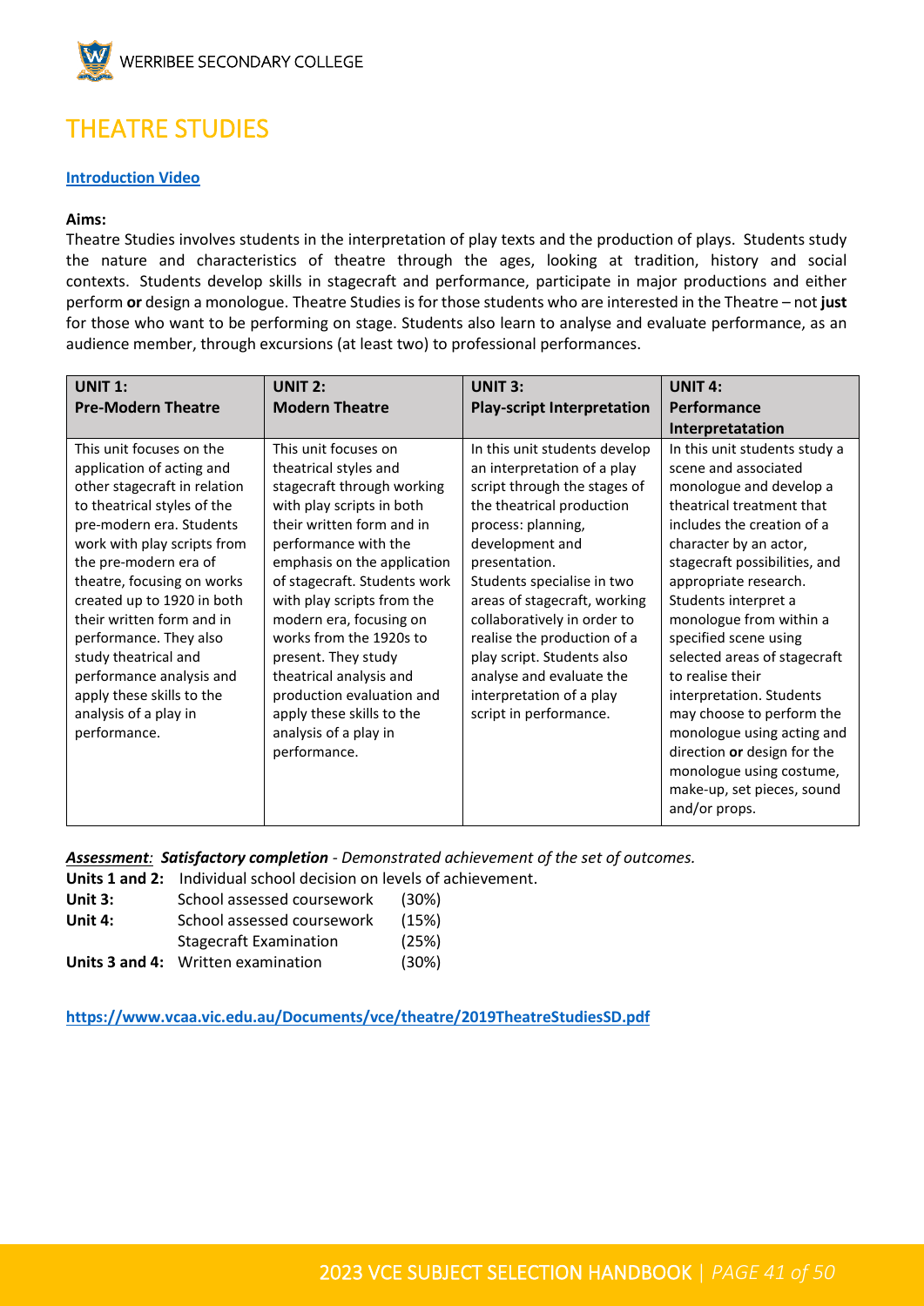# THEATRE STUDIES

**Introduction Video**

**Aims:**

Theatre Studies involves students in the interpretation of play texts and the production of plays. Students study the nature and characteristics of theatre through the ages, looking at tradition, history and social contexts. Students develop skills in stagecraft and performance, participate in major productions and either perform **or** design a monologue. Theatre Studies is for those students who are interested in the Theatre – not **just** for those who want to be performing on stage. Students also learn to analyse and evaluate performance, as an audience member, through excursions (at least two) to professional performances.

| **UNIT 1: Pre-Modern Theatre** | **UNIT 2: Modern Theatre** | **UNIT 3: Play-script Interpretation** | **UNIT 4: Performance Interpretatation** |
|---|---|---|---|
| This unit focuses on the application of acting and other stagecraft in relation to theatrical styles of the pre-modern era. Students work with play scripts from the pre-modern era of theatre, focusing on works created up to 1920 in both their written form and in performance. They also study theatrical and performance analysis and apply these skills to the analysis of a play in performance. | This unit focuses on theatrical styles and stagecraft through working with play scripts in both their written form and in performance with the emphasis on the application of stagecraft. Students work with play scripts from the modern era, focusing on works from the 1920s to present. They study theatrical analysis and production evaluation and apply these skills to the analysis of a play in performance. | In this unit students develop an interpretation of a play script through the stages of the theatrical production process: planning, development and presentation. Students specialise in two areas of stagecraft, working collaboratively in order to realise the production of a play script. Students also analyse and evaluate the interpretation of a play script in performance. | In this unit students study a scene and associated monologue and develop a theatrical treatment that includes the creation of a character by an actor, stagecraft possibilities, and appropriate research. Students interpret a monologue from within a specified scene using selected areas of stagecraft to realise their interpretation. Students may choose to perform the monologue using acting and direction **or** design for the monologue using costume, make-up, set pieces, sound and/or props. |

***Assessment**: **Satisfactory completion** - Demonstrated achievement of the set of outcomes.*

**Units 1 and 2:** Individual school decision on levels of achievement.

| | | |
|---|---|---|
| **Unit 3:** | School assessed coursework | (30%) |
| **Unit 4:** | School assessed coursework | (15%) |
| | Stagecraft Examination | (25%) |
| **Units 3 and 4:** | Written examination | (30%) |

**https://www.vcaa.vic.edu.au/Documents/vce/theatre/2019TheatreStudiesSD.pdf**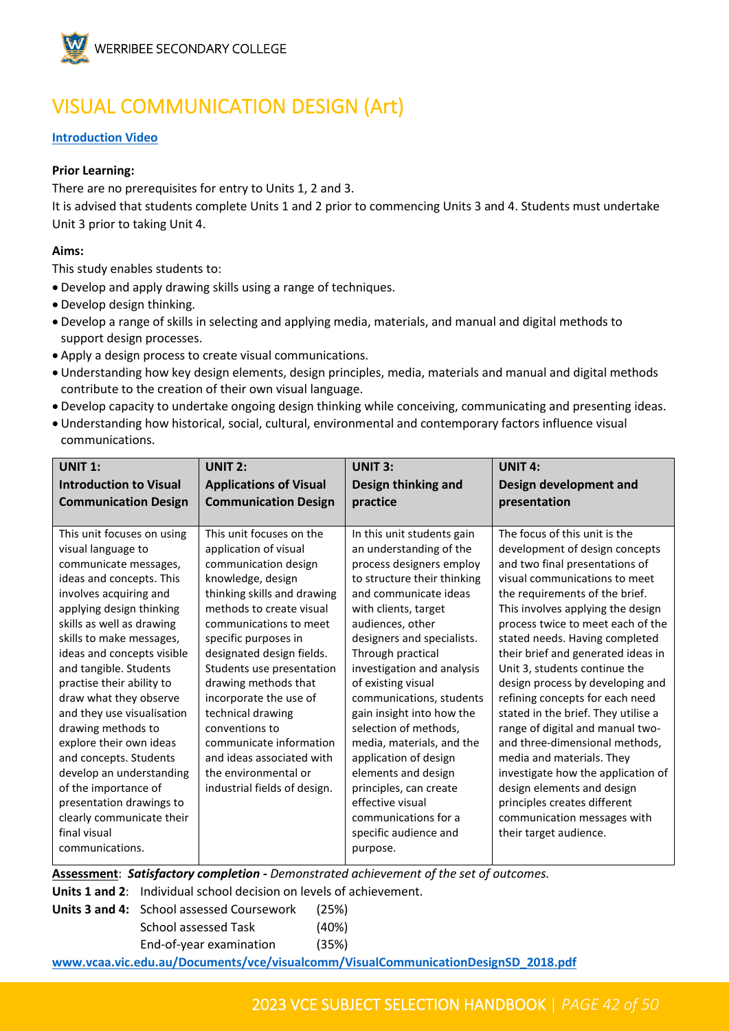# VISUAL COMMUNICATION DESIGN (Art)

**[Introduction Video]**

**Prior Learning:**

There are no prerequisites for entry to Units 1, 2 and 3.

It is advised that students complete Units 1 and 2 prior to commencing Units 3 and 4. Students must undertake Unit 3 prior to taking Unit 4.

**Aims:**

This study enables students to:

- Develop and apply drawing skills using a range of techniques.
- Develop design thinking.
- Develop a range of skills in selecting and applying media, materials, and manual and digital methods to support design processes.
- Apply a design process to create visual communications.
- Understanding how key design elements, design principles, media, materials and manual and digital methods contribute to the creation of their own visual language.
- Develop capacity to undertake ongoing design thinking while conceiving, communicating and presenting ideas.
- Understanding how historical, social, cultural, environmental and contemporary factors influence visual communications.

| **UNIT 1: Introduction to Visual Communication Design** | **UNIT 2: Applications of Visual Communication Design** | **UNIT 3: Design thinking and practice** | **UNIT 4: Design development and presentation** |
|---|---|---|---|
| This unit focuses on using visual language to communicate messages, ideas and concepts. This involves acquiring and applying design thinking skills as well as drawing skills to make messages, ideas and concepts visible and tangible. Students practise their ability to draw what they observe and they use visualisation drawing methods to explore their own ideas and concepts. Students develop an understanding of the importance of presentation drawings to clearly communicate their final visual communications. | This unit focuses on the application of visual communication design knowledge, design thinking skills and drawing methods to create visual communications to meet specific purposes in designated design fields. Students use presentation drawing methods that incorporate the use of technical drawing conventions to communicate information and ideas associated with the environmental or industrial fields of design. | In this unit students gain an understanding of the process designers employ to structure their thinking and communicate ideas with clients, target audiences, other designers and specialists. Through practical investigation and analysis of existing visual communications, students gain insight into how the selection of methods, media, materials, and the application of design elements and design principles, can create effective visual communications for a specific audience and purpose. | The focus of this unit is the development of design concepts and two final presentations of visual communications to meet the requirements of the brief. This involves applying the design process twice to meet each of the stated needs. Having completed their brief and generated ideas in Unit 3, students continue the design process by developing and refining concepts for each need stated in the brief. They utilise a range of digital and manual two- and three-dimensional methods, media and materials. They investigate how the application of design elements and design principles creates different communication messages with their target audience. |

**Assessment**: ***Satisfactory completion -*** *Demonstrated achievement of the set of outcomes.*

**Units 1 and 2**: Individual school decision on levels of achievement.

**Units 3 and 4:** School assessed Coursework (25%)
School assessed Task (40%)
End-of-year examination (35%)

**www.vcaa.vic.edu.au/Documents/vce/visualcomm/VisualCommunicationDesignSD_2018.pdf**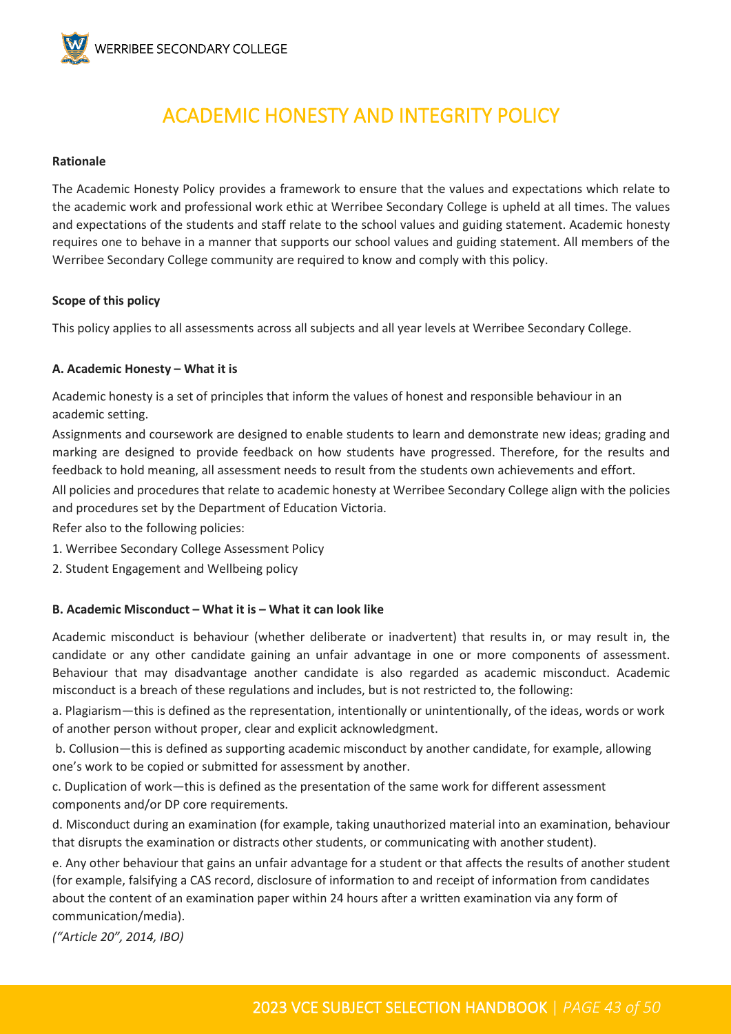# ACADEMIC HONESTY AND INTEGRITY POLICY

**Rationale**

The Academic Honesty Policy provides a framework to ensure that the values and expectations which relate to the academic work and professional work ethic at Werribee Secondary College is upheld at all times. The values and expectations of the students and staff relate to the school values and guiding statement. Academic honesty requires one to behave in a manner that supports our school values and guiding statement. All members of the Werribee Secondary College community are required to know and comply with this policy.

**Scope of this policy**

This policy applies to all assessments across all subjects and all year levels at Werribee Secondary College.

**A. Academic Honesty – What it is**

Academic honesty is a set of principles that inform the values of honest and responsible behaviour in an academic setting.

Assignments and coursework are designed to enable students to learn and demonstrate new ideas; grading and marking are designed to provide feedback on how students have progressed. Therefore, for the results and feedback to hold meaning, all assessment needs to result from the students own achievements and effort.

All policies and procedures that relate to academic honesty at Werribee Secondary College align with the policies and procedures set by the Department of Education Victoria.

Refer also to the following policies:

1. Werribee Secondary College Assessment Policy
2. Student Engagement and Wellbeing policy

**B. Academic Misconduct – What it is – What it can look like**

Academic misconduct is behaviour (whether deliberate or inadvertent) that results in, or may result in, the candidate or any other candidate gaining an unfair advantage in one or more components of assessment. Behaviour that may disadvantage another candidate is also regarded as academic misconduct. Academic misconduct is a breach of these regulations and includes, but is not restricted to, the following:

a. Plagiarism—this is defined as the representation, intentionally or unintentionally, of the ideas, words or work of another person without proper, clear and explicit acknowledgment.

b. Collusion—this is defined as supporting academic misconduct by another candidate, for example, allowing one's work to be copied or submitted for assessment by another.

c. Duplication of work—this is defined as the presentation of the same work for different assessment components and/or DP core requirements.

d. Misconduct during an examination (for example, taking unauthorized material into an examination, behaviour that disrupts the examination or distracts other students, or communicating with another student).

e. Any other behaviour that gains an unfair advantage for a student or that affects the results of another student (for example, falsifying a CAS record, disclosure of information to and receipt of information from candidates about the content of an examination paper within 24 hours after a written examination via any form of communication/media).

*("Article 20", 2014, IBO)*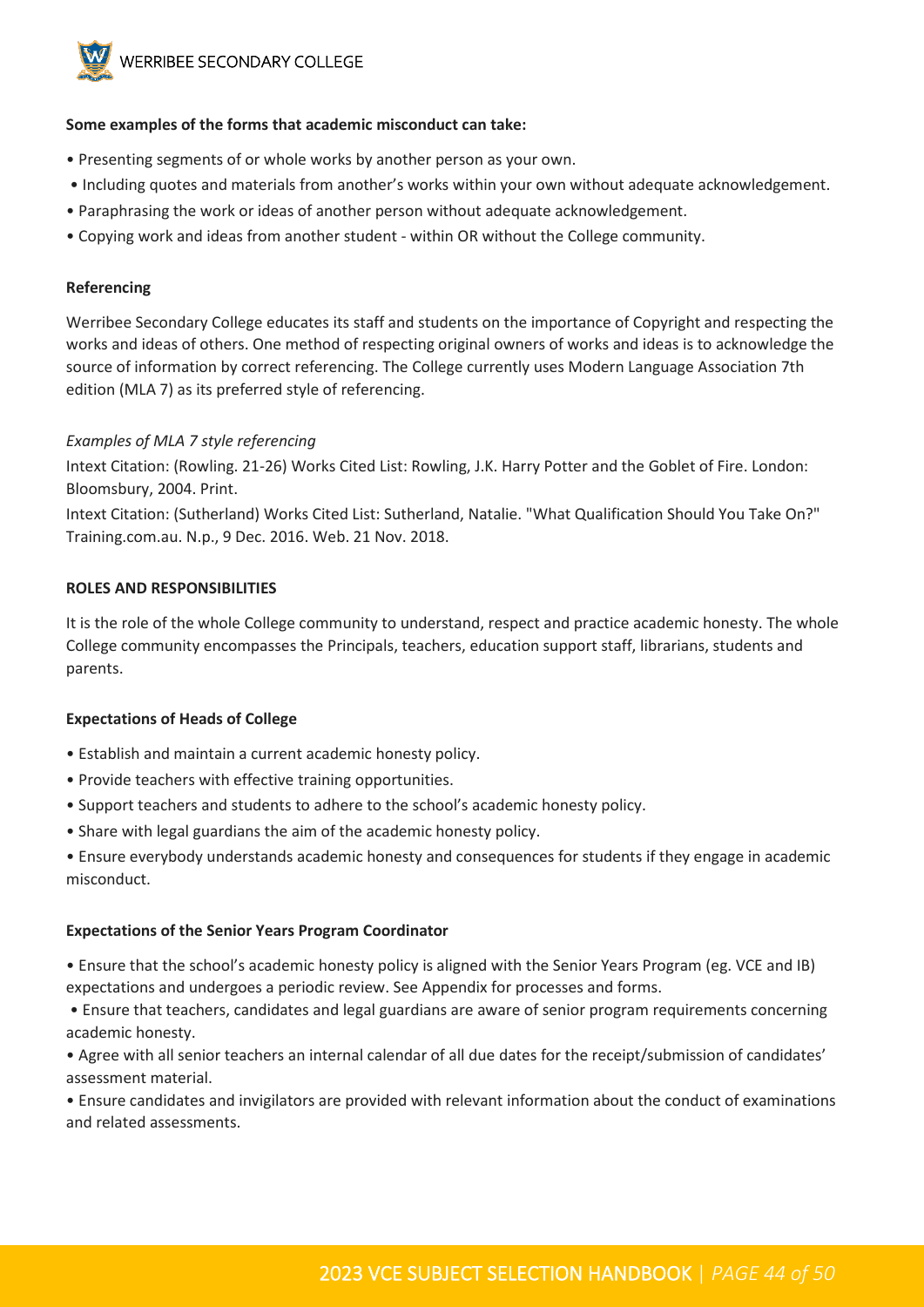**Some examples of the forms that academic misconduct can take:**

- Presenting segments of or whole works by another person as your own.
- Including quotes and materials from another's works within your own without adequate acknowledgement.
- Paraphrasing the work or ideas of another person without adequate acknowledgement.
- Copying work and ideas from another student - within OR without the College community.

**Referencing**

Werribee Secondary College educates its staff and students on the importance of Copyright and respecting the works and ideas of others. One method of respecting original owners of works and ideas is to acknowledge the source of information by correct referencing. The College currently uses Modern Language Association 7th edition (MLA 7) as its preferred style of referencing.

*Examples of MLA 7 style referencing*

Intext Citation: (Rowling. 21-26) Works Cited List: Rowling, J.K. Harry Potter and the Goblet of Fire. London: Bloomsbury, 2004. Print.

Intext Citation: (Sutherland) Works Cited List: Sutherland, Natalie. "What Qualification Should You Take On?" Training.com.au. N.p., 9 Dec. 2016. Web. 21 Nov. 2018.

**ROLES AND RESPONSIBILITIES**

It is the role of the whole College community to understand, respect and practice academic honesty. The whole College community encompasses the Principals, teachers, education support staff, librarians, students and parents.

**Expectations of Heads of College**

- Establish and maintain a current academic honesty policy.
- Provide teachers with effective training opportunities.
- Support teachers and students to adhere to the school's academic honesty policy.
- Share with legal guardians the aim of the academic honesty policy.
- Ensure everybody understands academic honesty and consequences for students if they engage in academic misconduct.

**Expectations of the Senior Years Program Coordinator**

- Ensure that the school's academic honesty policy is aligned with the Senior Years Program (eg. VCE and IB) expectations and undergoes a periodic review. See Appendix for processes and forms.
- Ensure that teachers, candidates and legal guardians are aware of senior program requirements concerning academic honesty.
- Agree with all senior teachers an internal calendar of all due dates for the receipt/submission of candidates' assessment material.
- Ensure candidates and invigilators are provided with relevant information about the conduct of examinations and related assessments.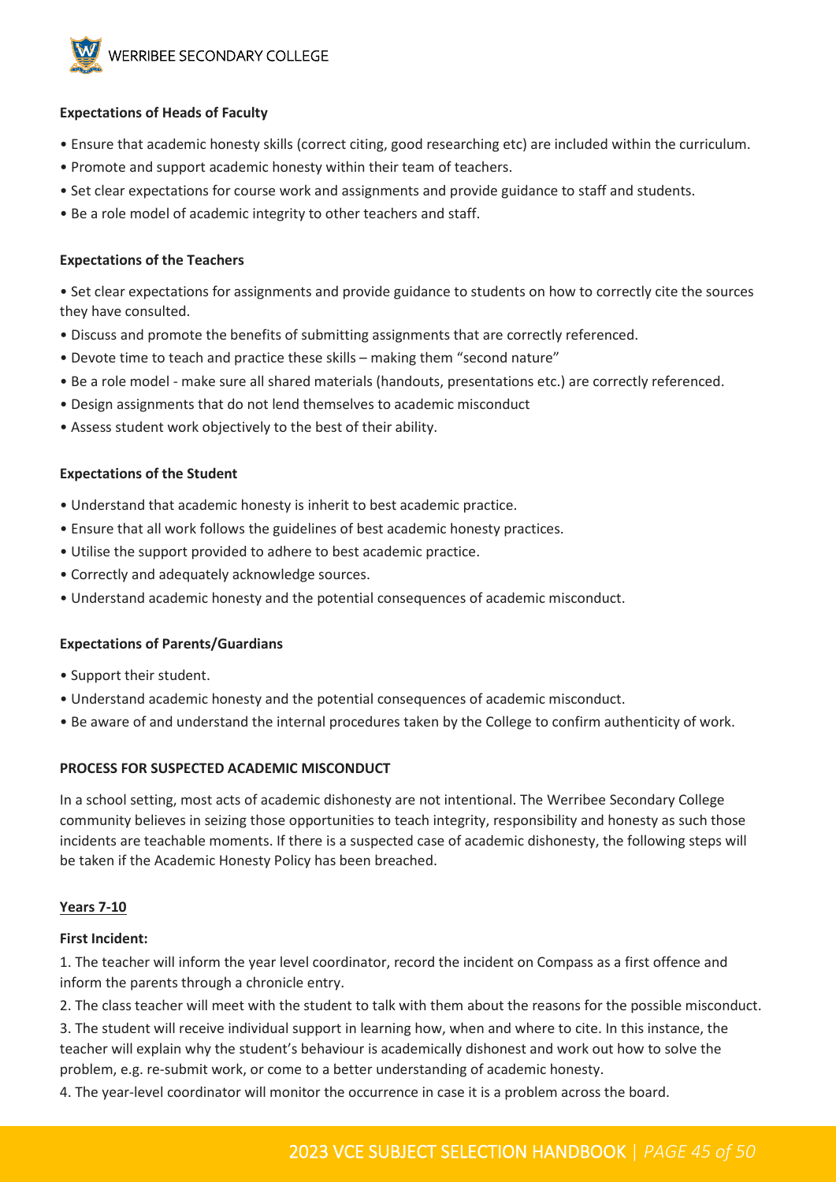**Expectations of Heads of Faculty**

- Ensure that academic honesty skills (correct citing, good researching etc) are included within the curriculum.
- Promote and support academic honesty within their team of teachers.
- Set clear expectations for course work and assignments and provide guidance to staff and students.
- Be a role model of academic integrity to other teachers and staff.

**Expectations of the Teachers**

- Set clear expectations for assignments and provide guidance to students on how to correctly cite the sources they have consulted.
- Discuss and promote the benefits of submitting assignments that are correctly referenced.
- Devote time to teach and practice these skills – making them "second nature"
- Be a role model - make sure all shared materials (handouts, presentations etc.) are correctly referenced.
- Design assignments that do not lend themselves to academic misconduct
- Assess student work objectively to the best of their ability.

**Expectations of the Student**

- Understand that academic honesty is inherit to best academic practice.
- Ensure that all work follows the guidelines of best academic honesty practices.
- Utilise the support provided to adhere to best academic practice.
- Correctly and adequately acknowledge sources.
- Understand academic honesty and the potential consequences of academic misconduct.

**Expectations of Parents/Guardians**

- Support their student.
- Understand academic honesty and the potential consequences of academic misconduct.
- Be aware of and understand the internal procedures taken by the College to confirm authenticity of work.

**PROCESS FOR SUSPECTED ACADEMIC MISCONDUCT**

In a school setting, most acts of academic dishonesty are not intentional. The Werribee Secondary College community believes in seizing those opportunities to teach integrity, responsibility and honesty as such those incidents are teachable moments. If there is a suspected case of academic dishonesty, the following steps will be taken if the Academic Honesty Policy has been breached.

**Years 7-10**

**First Incident:**

1. The teacher will inform the year level coordinator, record the incident on Compass as a first offence and inform the parents through a chronicle entry.
2. The class teacher will meet with the student to talk with them about the reasons for the possible misconduct.
3. The student will receive individual support in learning how, when and where to cite. In this instance, the teacher will explain why the student's behaviour is academically dishonest and work out how to solve the problem, e.g. re-submit work, or come to a better understanding of academic honesty.
4. The year-level coordinator will monitor the occurrence in case it is a problem across the board.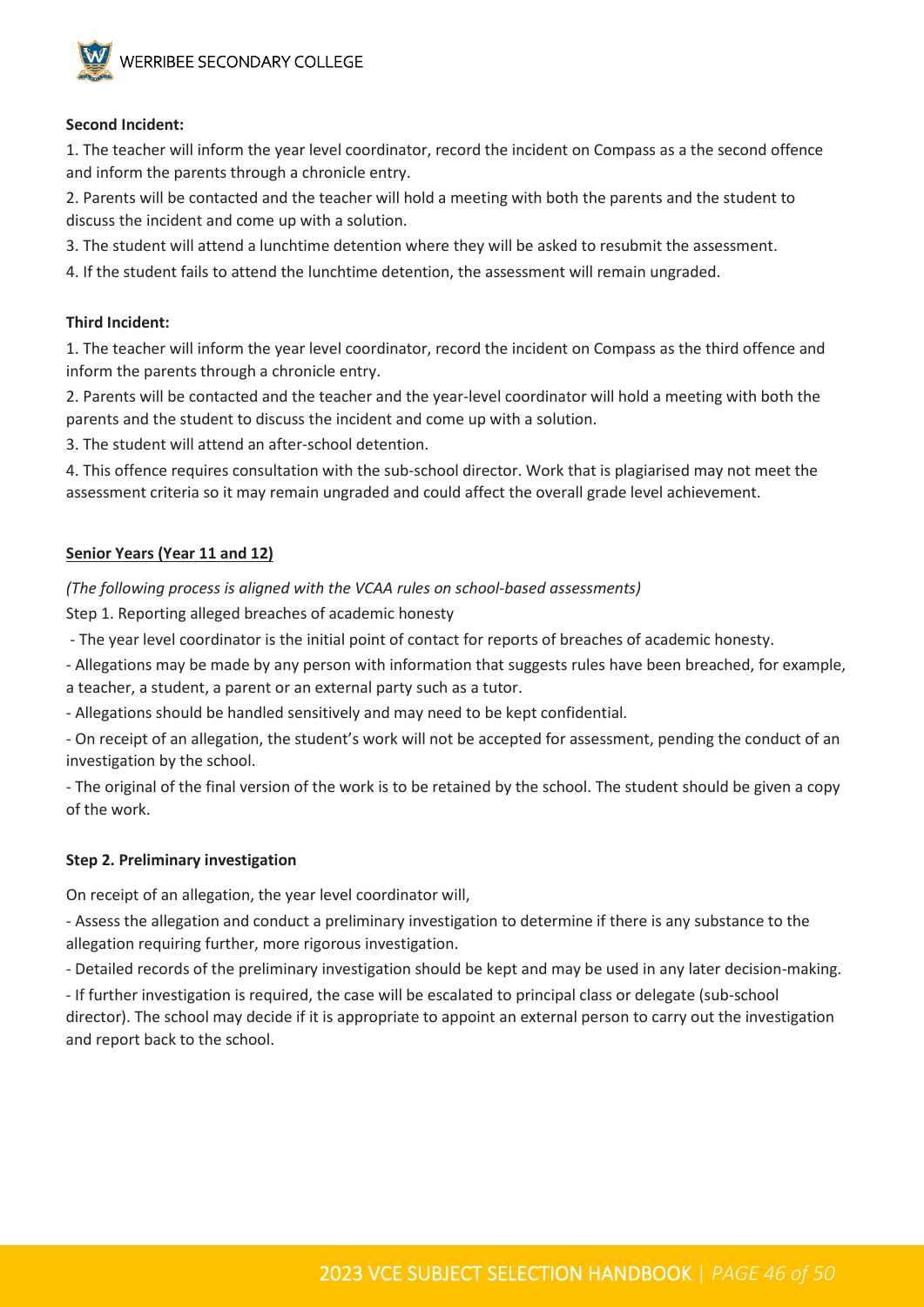**Second Incident:**

1. The teacher will inform the year level coordinator, record the incident on Compass as a the second offence and inform the parents through a chronicle entry.
2. Parents will be contacted and the teacher will hold a meeting with both the parents and the student to discuss the incident and come up with a solution.
3. The student will attend a lunchtime detention where they will be asked to resubmit the assessment.
4. If the student fails to attend the lunchtime detention, the assessment will remain ungraded.

**Third Incident:**

1. The teacher will inform the year level coordinator, record the incident on Compass as the third offence and inform the parents through a chronicle entry.
2. Parents will be contacted and the teacher and the year-level coordinator will hold a meeting with both the parents and the student to discuss the incident and come up with a solution.
3. The student will attend an after-school detention.
4. This offence requires consultation with the sub-school director. Work that is plagiarised may not meet the assessment criteria so it may remain ungraded and could affect the overall grade level achievement.

**Senior Years (Year 11 and 12)**

*(The following process is aligned with the VCAA rules on school-based assessments)*

Step 1. Reporting alleged breaches of academic honesty

- The year level coordinator is the initial point of contact for reports of breaches of academic honesty.
- Allegations may be made by any person with information that suggests rules have been breached, for example, a teacher, a student, a parent or an external party such as a tutor.
- Allegations should be handled sensitively and may need to be kept confidential.
- On receipt of an allegation, the student's work will not be accepted for assessment, pending the conduct of an investigation by the school.
- The original of the final version of the work is to be retained by the school. The student should be given a copy of the work.

**Step 2. Preliminary investigation**

On receipt of an allegation, the year level coordinator will,

- Assess the allegation and conduct a preliminary investigation to determine if there is any substance to the allegation requiring further, more rigorous investigation.
- Detailed records of the preliminary investigation should be kept and may be used in any later decision-making.
- If further investigation is required, the case will be escalated to principal class or delegate (sub-school director). The school may decide if it is appropriate to appoint an external person to carry out the investigation and report back to the school.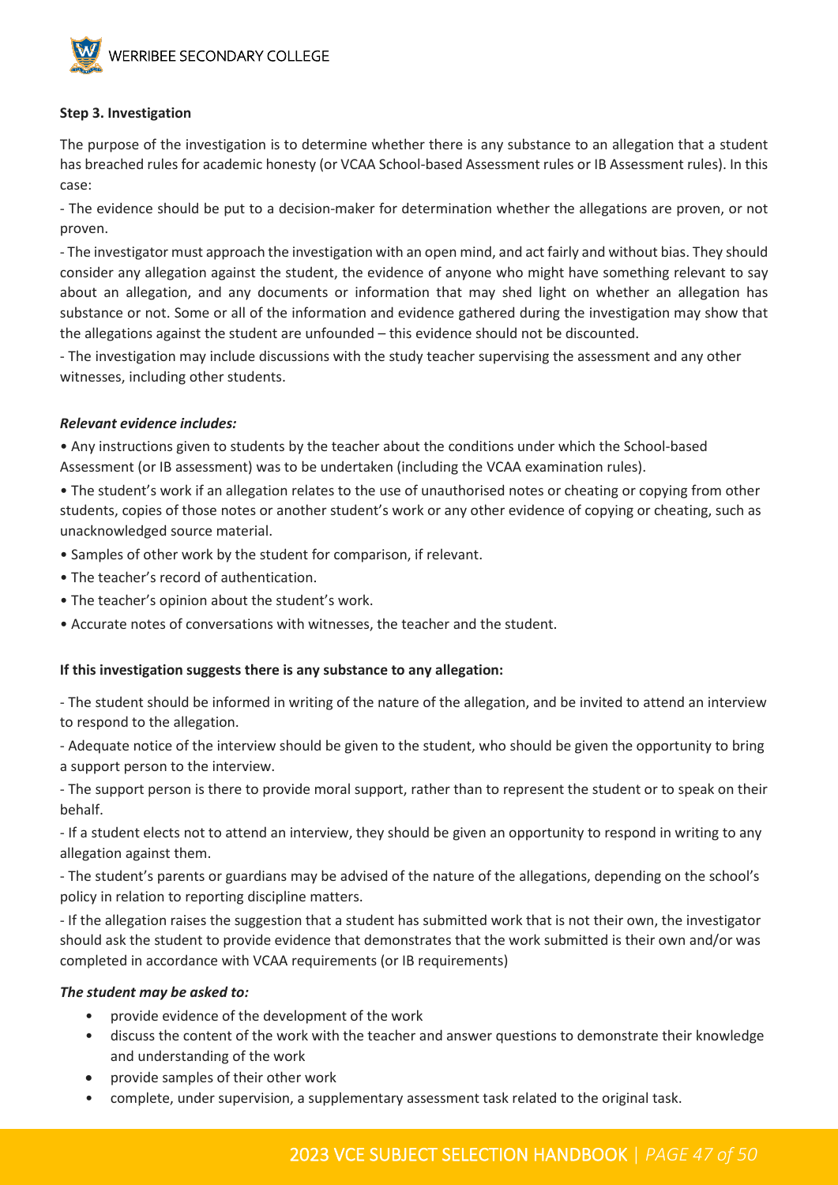**Step 3. Investigation**

The purpose of the investigation is to determine whether there is any substance to an allegation that a student has breached rules for academic honesty (or VCAA School-based Assessment rules or IB Assessment rules). In this case:

- The evidence should be put to a decision-maker for determination whether the allegations are proven, or not proven.

- The investigator must approach the investigation with an open mind, and act fairly and without bias. They should consider any allegation against the student, the evidence of anyone who might have something relevant to say about an allegation, and any documents or information that may shed light on whether an allegation has substance or not. Some or all of the information and evidence gathered during the investigation may show that the allegations against the student are unfounded – this evidence should not be discounted.

- The investigation may include discussions with the study teacher supervising the assessment and any other witnesses, including other students.

***Relevant evidence includes:***

- Any instructions given to students by the teacher about the conditions under which the School-based Assessment (or IB assessment) was to be undertaken (including the VCAA examination rules).
- The student's work if an allegation relates to the use of unauthorised notes or cheating or copying from other students, copies of those notes or another student's work or any other evidence of copying or cheating, such as unacknowledged source material.
- Samples of other work by the student for comparison, if relevant.
- The teacher's record of authentication.
- The teacher's opinion about the student's work.
- Accurate notes of conversations with witnesses, the teacher and the student.

**If this investigation suggests there is any substance to any allegation:**

- The student should be informed in writing of the nature of the allegation, and be invited to attend an interview to respond to the allegation.

- Adequate notice of the interview should be given to the student, who should be given the opportunity to bring a support person to the interview.

- The support person is there to provide moral support, rather than to represent the student or to speak on their behalf.

- If a student elects not to attend an interview, they should be given an opportunity to respond in writing to any allegation against them.

- The student's parents or guardians may be advised of the nature of the allegations, depending on the school's policy in relation to reporting discipline matters.

- If the allegation raises the suggestion that a student has submitted work that is not their own, the investigator should ask the student to provide evidence that demonstrates that the work submitted is their own and/or was completed in accordance with VCAA requirements (or IB requirements)

***The student may be asked to:***

- provide evidence of the development of the work
- discuss the content of the work with the teacher and answer questions to demonstrate their knowledge and understanding of the work
- provide samples of their other work
- complete, under supervision, a supplementary assessment task related to the original task.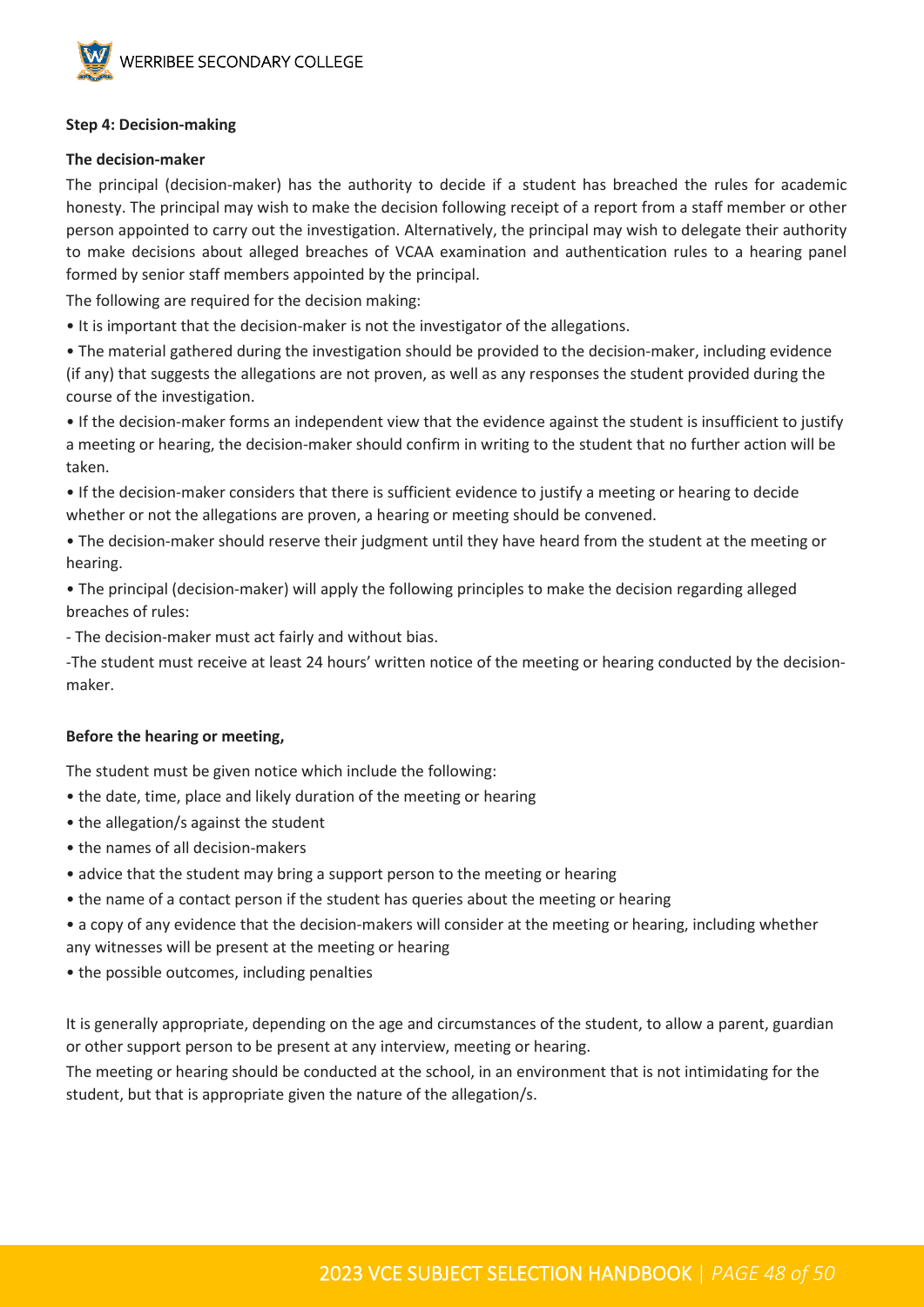**Step 4: Decision-making**

**The decision-maker**

The principal (decision-maker) has the authority to decide if a student has breached the rules for academic honesty. The principal may wish to make the decision following receipt of a report from a staff member or other person appointed to carry out the investigation. Alternatively, the principal may wish to delegate their authority to make decisions about alleged breaches of VCAA examination and authentication rules to a hearing panel formed by senior staff members appointed by the principal.

The following are required for the decision making:

• It is important that the decision-maker is not the investigator of the allegations.

• The material gathered during the investigation should be provided to the decision-maker, including evidence (if any) that suggests the allegations are not proven, as well as any responses the student provided during the course of the investigation.

• If the decision-maker forms an independent view that the evidence against the student is insufficient to justify a meeting or hearing, the decision-maker should confirm in writing to the student that no further action will be taken.

• If the decision-maker considers that there is sufficient evidence to justify a meeting or hearing to decide whether or not the allegations are proven, a hearing or meeting should be convened.

• The decision-maker should reserve their judgment until they have heard from the student at the meeting or hearing.

• The principal (decision-maker) will apply the following principles to make the decision regarding alleged breaches of rules:

- The decision-maker must act fairly and without bias.

-The student must receive at least 24 hours' written notice of the meeting or hearing conducted by the decision-maker.

**Before the hearing or meeting,**

The student must be given notice which include the following:

• the date, time, place and likely duration of the meeting or hearing
• the allegation/s against the student
• the names of all decision-makers
• advice that the student may bring a support person to the meeting or hearing
• the name of a contact person if the student has queries about the meeting or hearing
• a copy of any evidence that the decision-makers will consider at the meeting or hearing, including whether any witnesses will be present at the meeting or hearing
• the possible outcomes, including penalties

It is generally appropriate, depending on the age and circumstances of the student, to allow a parent, guardian or other support person to be present at any interview, meeting or hearing.

The meeting or hearing should be conducted at the school, in an environment that is not intimidating for the student, but that is appropriate given the nature of the allegation/s.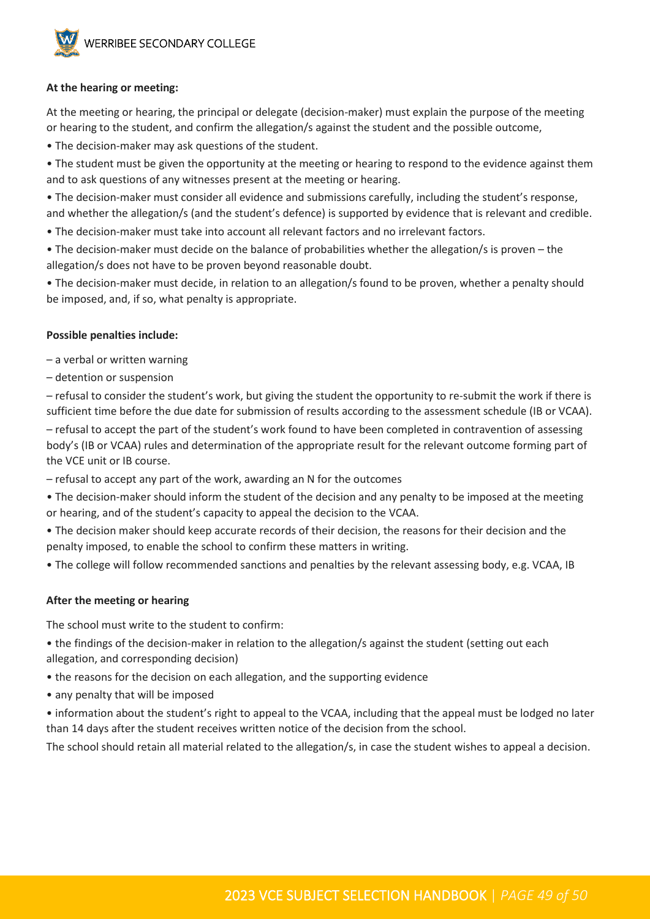**At the hearing or meeting:**

At the meeting or hearing, the principal or delegate (decision-maker) must explain the purpose of the meeting or hearing to the student, and confirm the allegation/s against the student and the possible outcome,

- The decision-maker may ask questions of the student.
- The student must be given the opportunity at the meeting or hearing to respond to the evidence against them and to ask questions of any witnesses present at the meeting or hearing.
- The decision-maker must consider all evidence and submissions carefully, including the student's response, and whether the allegation/s (and the student's defence) is supported by evidence that is relevant and credible.
- The decision-maker must take into account all relevant factors and no irrelevant factors.
- The decision-maker must decide on the balance of probabilities whether the allegation/s is proven – the allegation/s does not have to be proven beyond reasonable doubt.
- The decision-maker must decide, in relation to an allegation/s found to be proven, whether a penalty should be imposed, and, if so, what penalty is appropriate.

**Possible penalties include:**

– a verbal or written warning

– detention or suspension

– refusal to consider the student's work, but giving the student the opportunity to re-submit the work if there is sufficient time before the due date for submission of results according to the assessment schedule (IB or VCAA).

– refusal to accept the part of the student's work found to have been completed in contravention of assessing body's (IB or VCAA) rules and determination of the appropriate result for the relevant outcome forming part of the VCE unit or IB course.

– refusal to accept any part of the work, awarding an N for the outcomes

- The decision-maker should inform the student of the decision and any penalty to be imposed at the meeting or hearing, and of the student's capacity to appeal the decision to the VCAA.
- The decision maker should keep accurate records of their decision, the reasons for their decision and the penalty imposed, to enable the school to confirm these matters in writing.
- The college will follow recommended sanctions and penalties by the relevant assessing body, e.g. VCAA, IB

**After the meeting or hearing**

The school must write to the student to confirm:

- the findings of the decision-maker in relation to the allegation/s against the student (setting out each allegation, and corresponding decision)
- the reasons for the decision on each allegation, and the supporting evidence
- any penalty that will be imposed
- information about the student's right to appeal to the VCAA, including that the appeal must be lodged no later than 14 days after the student receives written notice of the decision from the school.

The school should retain all material related to the allegation/s, in case the student wishes to appeal a decision.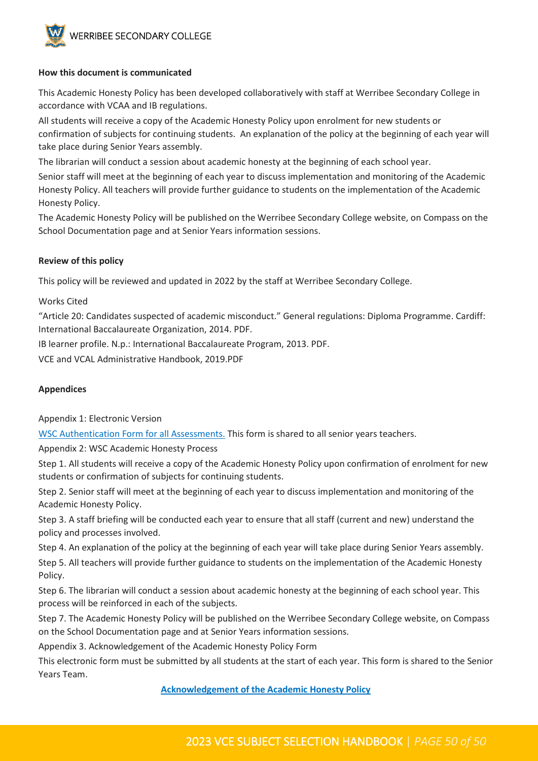**How this document is communicated**

This Academic Honesty Policy has been developed collaboratively with staff at Werribee Secondary College in accordance with VCAA and IB regulations.

All students will receive a copy of the Academic Honesty Policy upon enrolment for new students or confirmation of subjects for continuing students. An explanation of the policy at the beginning of each year will take place during Senior Years assembly.

The librarian will conduct a session about academic honesty at the beginning of each school year.

Senior staff will meet at the beginning of each year to discuss implementation and monitoring of the Academic Honesty Policy. All teachers will provide further guidance to students on the implementation of the Academic Honesty Policy.

The Academic Honesty Policy will be published on the Werribee Secondary College website, on Compass on the School Documentation page and at Senior Years information sessions.

**Review of this policy**

This policy will be reviewed and updated in 2022 by the staff at Werribee Secondary College.

Works Cited

"Article 20: Candidates suspected of academic misconduct." General regulations: Diploma Programme. Cardiff: International Baccalaureate Organization, 2014. PDF.

IB learner profile. N.p.: International Baccalaureate Program, 2013. PDF.

VCE and VCAL Administrative Handbook, 2019.PDF

**Appendices**

Appendix 1: Electronic Version

WSC Authentication Form for all Assessments. This form is shared to all senior years teachers.

Appendix 2: WSC Academic Honesty Process

Step 1. All students will receive a copy of the Academic Honesty Policy upon confirmation of enrolment for new students or confirmation of subjects for continuing students.

Step 2. Senior staff will meet at the beginning of each year to discuss implementation and monitoring of the Academic Honesty Policy.

Step 3. A staff briefing will be conducted each year to ensure that all staff (current and new) understand the policy and processes involved.

Step 4. An explanation of the policy at the beginning of each year will take place during Senior Years assembly.

Step 5. All teachers will provide further guidance to students on the implementation of the Academic Honesty Policy.

Step 6. The librarian will conduct a session about academic honesty at the beginning of each school year. This process will be reinforced in each of the subjects.

Step 7. The Academic Honesty Policy will be published on the Werribee Secondary College website, on Compass on the School Documentation page and at Senior Years information sessions.

Appendix 3. Acknowledgement of the Academic Honesty Policy Form

This electronic form must be submitted by all students at the start of each year. This form is shared to the Senior Years Team.

**Acknowledgement of the Academic Honesty Policy**